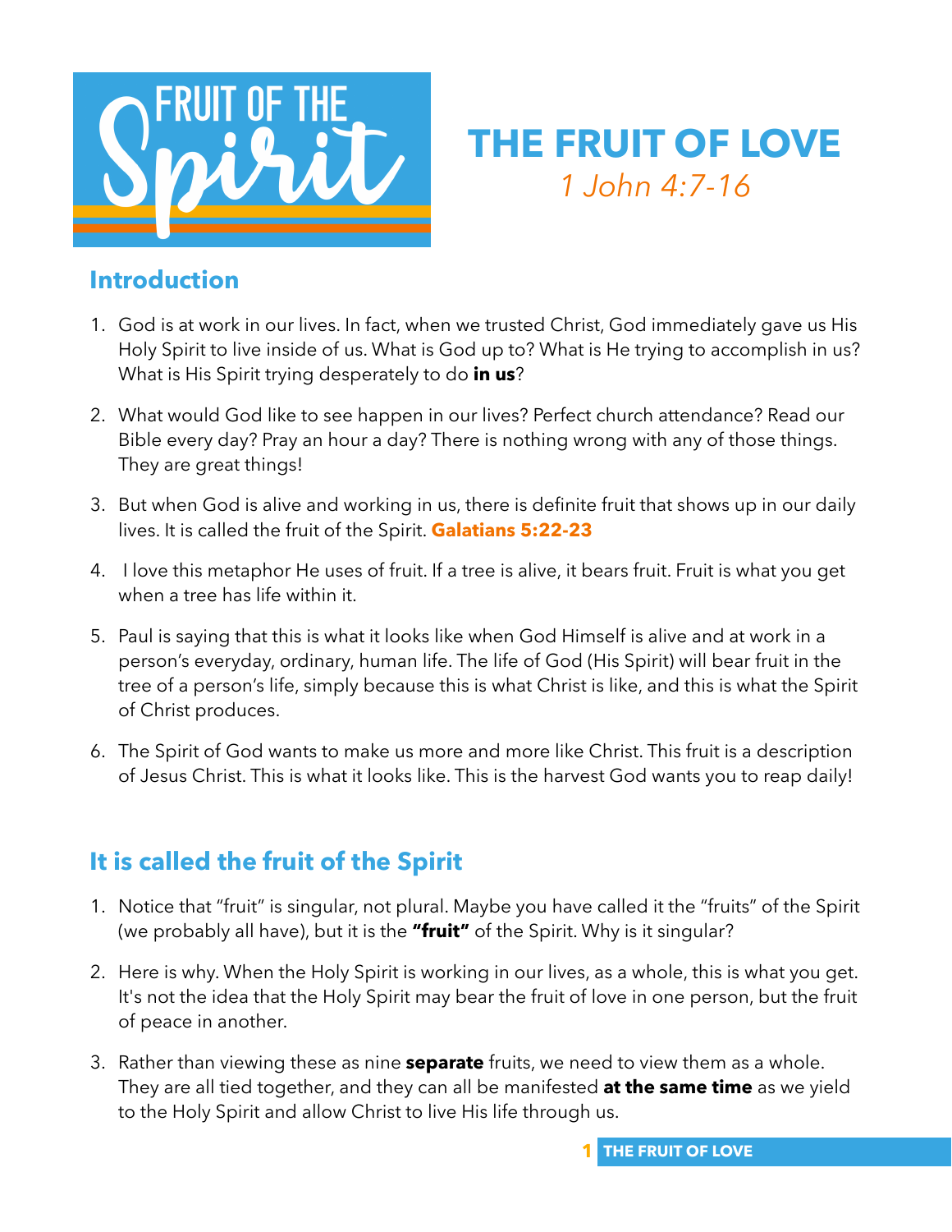# FRUIT OF THE Spirit

# THE FRUIT OF LOVE

*1 John 4:7-16*

## Introduction

1. God is at work in our lives. In fact, when we trusted Christ, God immediately gave us His Holy Spirit to live inside of us. What is God up to? What is He trying to accomplish in us? What is His Spirit trying desperately to do **in us**?

2. What would God like to see happen in our lives? Perfect church attendance? Read our Bible every day? Pray an hour a day? There is nothing wrong with any of those things. They are great things!

3. But when God is alive and working in us, there is definite fruit that shows up in our daily lives. It is called the fruit of the Spirit. **Galatians 5:22-23**

4. I love this metaphor He uses of fruit. If a tree is alive, it bears fruit. Fruit is what you get when a tree has life within it.

5. Paul is saying that this is what it looks like when God Himself is alive and at work in a person's everyday, ordinary, human life. The life of God (His Spirit) will bear fruit in the tree of a person's life, simply because this is what Christ is like, and this is what the Spirit of Christ produces.

6. The Spirit of God wants to make us more and more like Christ. This fruit is a description of Jesus Christ. This is what it looks like. This is the harvest God wants you to reap daily!

## It is called the fruit of the Spirit

1. Notice that "fruit" is singular, not plural. Maybe you have called it the "fruits" of the Spirit (we probably all have), but it is the **"fruit"** of the Spirit. Why is it singular?

2. Here is why. When the Holy Spirit is working in our lives, as a whole, this is what you get. It's not the idea that the Holy Spirit may bear the fruit of love in one person, but the fruit of peace in another.

3. Rather than viewing these as nine **separate** fruits, we need to view them as a whole. They are all tied together, and they can all be manifested **at the same time** as we yield to the Holy Spirit and allow Christ to live His life through us.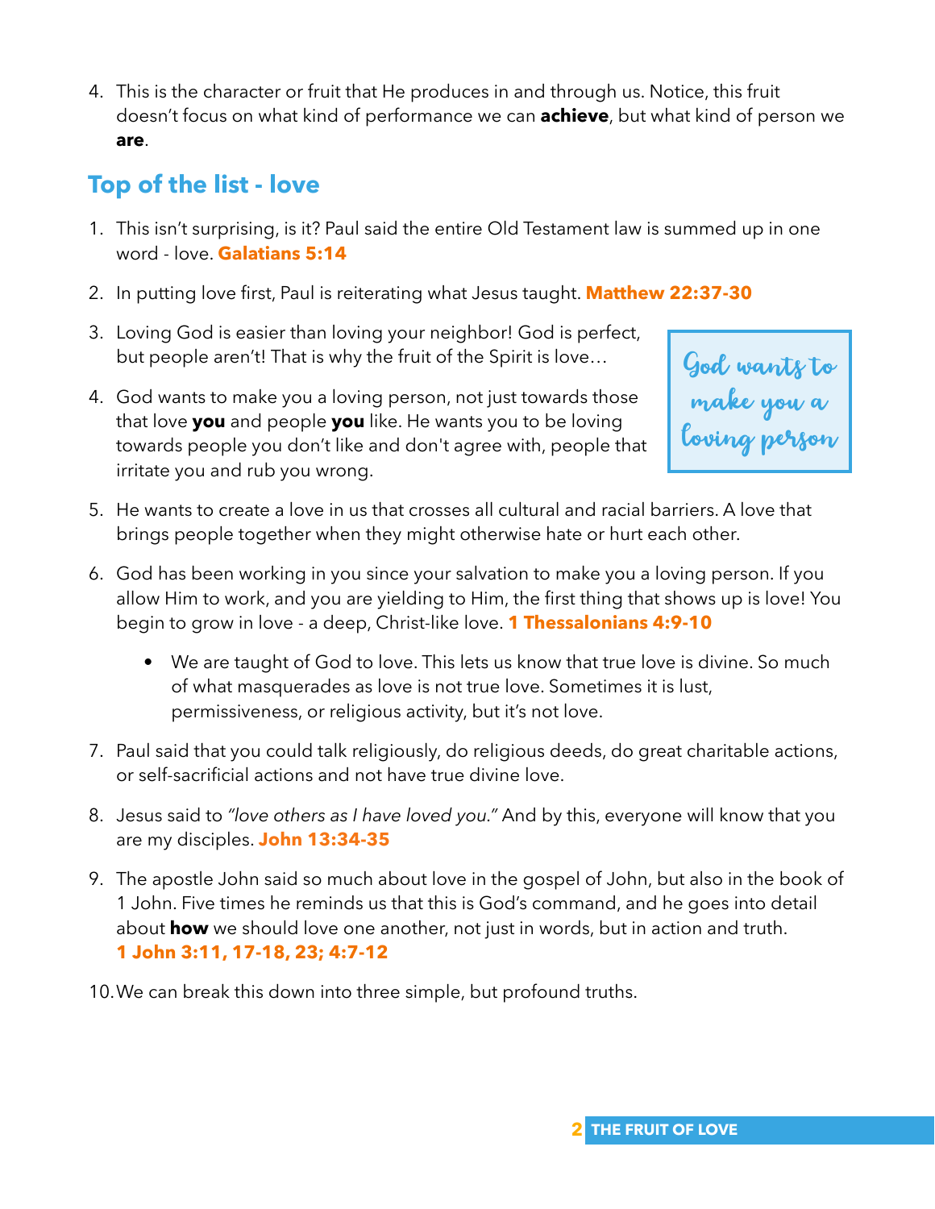4. This is the character or fruit that He produces in and through us. Notice, this fruit doesn't focus on what kind of performance we can **achieve**, but what kind of person we **are**.

## Top of the list - love

1. This isn't surprising, is it? Paul said the entire Old Testament law is summed up in one word - love. **Galatians 5:14**

2. In putting love first, Paul is reiterating what Jesus taught. **Matthew 22:37-30**

3. Loving God is easier than loving your neighbor! God is perfect, but people aren't! That is why the fruit of the Spirit is love…

4. God wants to make you a loving person, not just towards those that love **you** and people **you** like. He wants you to be loving towards people you don't like and don't agree with, people that irritate you and rub you wrong.

> God wants to make you a loving person

5. He wants to create a love in us that crosses all cultural and racial barriers. A love that brings people together when they might otherwise hate or hurt each other.

6. God has been working in you since your salvation to make you a loving person. If you allow Him to work, and you are yielding to Him, the first thing that shows up is love! You begin to grow in love - a deep, Christ-like love. **1 Thessalonians 4:9-10**

    - We are taught of God to love. This lets us know that true love is divine. So much of what masquerades as love is not true love. Sometimes it is lust, permissiveness, or religious activity, but it's not love.

7. Paul said that you could talk religiously, do religious deeds, do great charitable actions, or self-sacrificial actions and not have true divine love.

8. Jesus said to *"love others as I have loved you."* And by this, everyone will know that you are my disciples. **John 13:34-35**

9. The apostle John said so much about love in the gospel of John, but also in the book of 1 John. Five times he reminds us that this is God's command, and he goes into detail about **how** we should love one another, not just in words, but in action and truth. **1 John 3:11, 17-18, 23; 4:7-12**

10. We can break this down into three simple, but profound truths.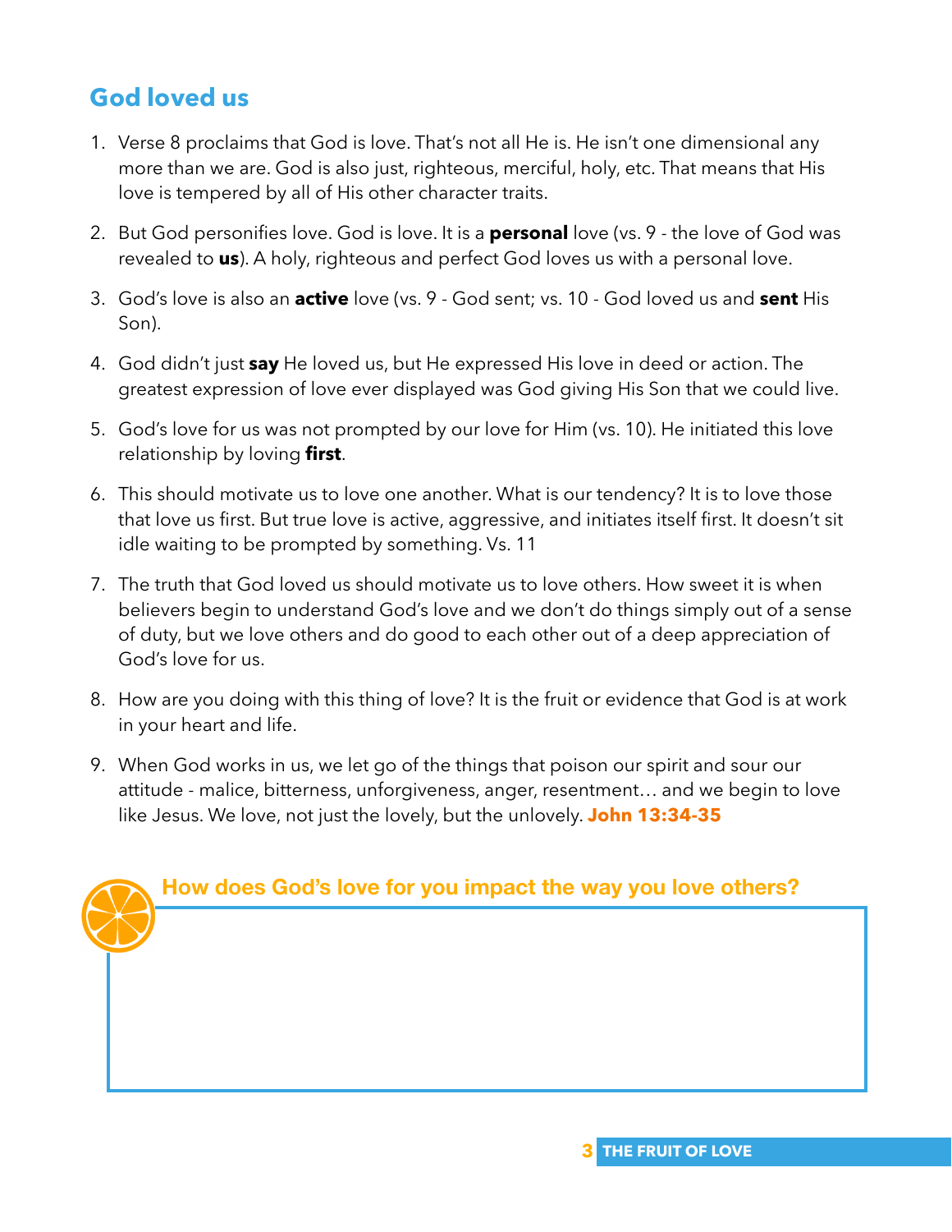## God loved us

1. Verse 8 proclaims that God is love. That's not all He is. He isn't one dimensional any more than we are. God is also just, righteous, merciful, holy, etc. That means that His love is tempered by all of His other character traits.

2. But God personifies love. God is love. It is a **personal** love (vs. 9 - the love of God was revealed to **us**). A holy, righteous and perfect God loves us with a personal love.

3. God's love is also an **active** love (vs. 9 - God sent; vs. 10 - God loved us and **sent** His Son).

4. God didn't just **say** He loved us, but He expressed His love in deed or action. The greatest expression of love ever displayed was God giving His Son that we could live.

5. God's love for us was not prompted by our love for Him (vs. 10). He initiated this love relationship by loving **first**.

6. This should motivate us to love one another. What is our tendency? It is to love those that love us first. But true love is active, aggressive, and initiates itself first. It doesn't sit idle waiting to be prompted by something. Vs. 11

7. The truth that God loved us should motivate us to love others. How sweet it is when believers begin to understand God's love and we don't do things simply out of a sense of duty, but we love others and do good to each other out of a deep appreciation of God's love for us.

8. How are you doing with this thing of love? It is the fruit or evidence that God is at work in your heart and life.

9. When God works in us, we let go of the things that poison our spirit and sour our attitude - malice, bitterness, unforgiveness, anger, resentment… and we begin to love like Jesus. We love, not just the lovely, but the unlovely. **John 13:34-35**

**How does God's love for you impact the way you love others?**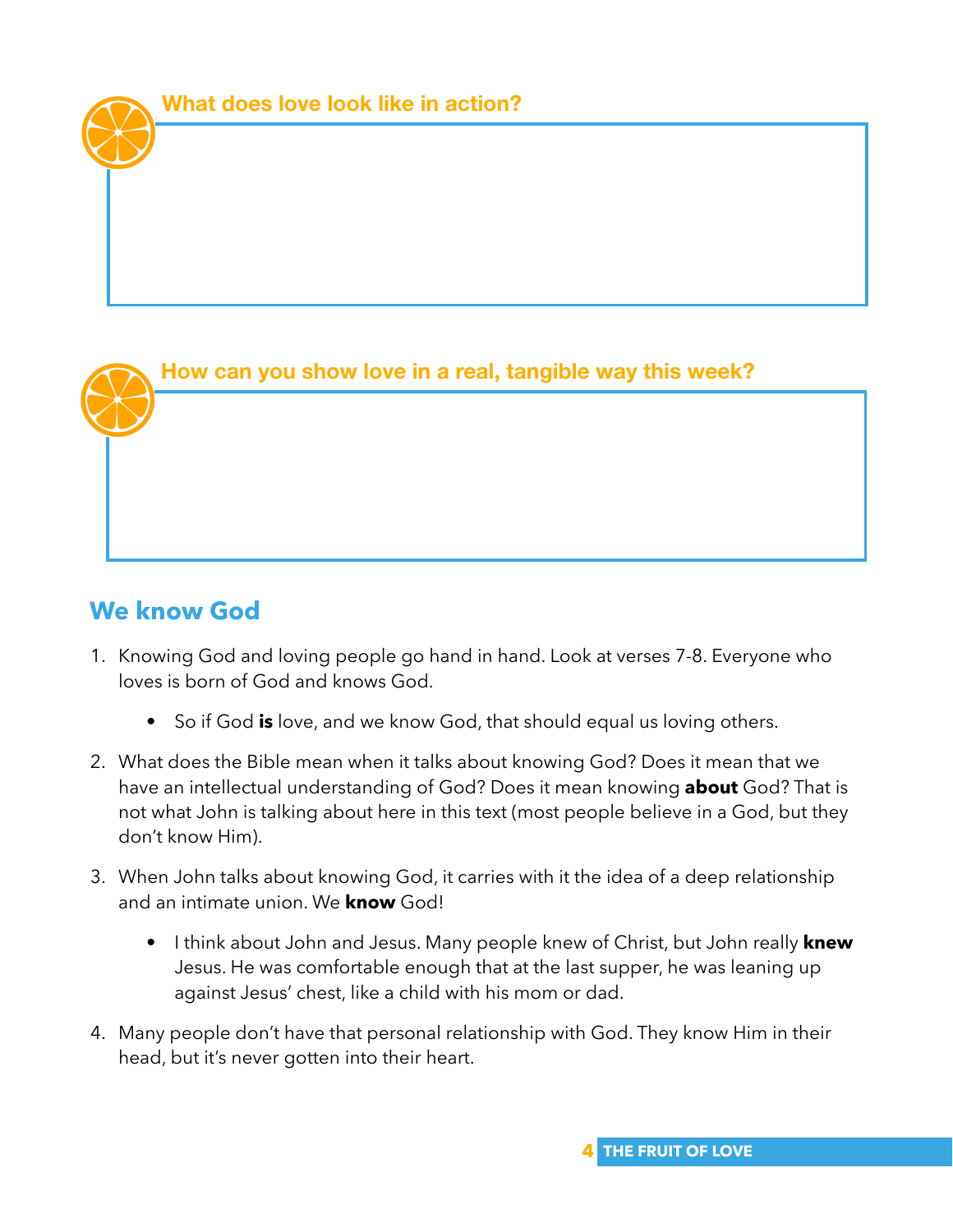**What does love look like in action?**

**How can you show love in a real, tangible way this week?**

## We know God

1. Knowing God and loving people go hand in hand. Look at verses 7-8. Everyone who loves is born of God and knows God.
   - So if God **is** love, and we know God, that should equal us loving others.
2. What does the Bible mean when it talks about knowing God? Does it mean that we have an intellectual understanding of God? Does it mean knowing **about** God? That is not what John is talking about here in this text (most people believe in a God, but they don't know Him).
3. When John talks about knowing God, it carries with it the idea of a deep relationship and an intimate union. We **know** God!
   - I think about John and Jesus. Many people knew of Christ, but John really **knew** Jesus. He was comfortable enough that at the last supper, he was leaning up against Jesus' chest, like a child with his mom or dad.
4. Many people don't have that personal relationship with God. They know Him in their head, but it's never gotten into their heart.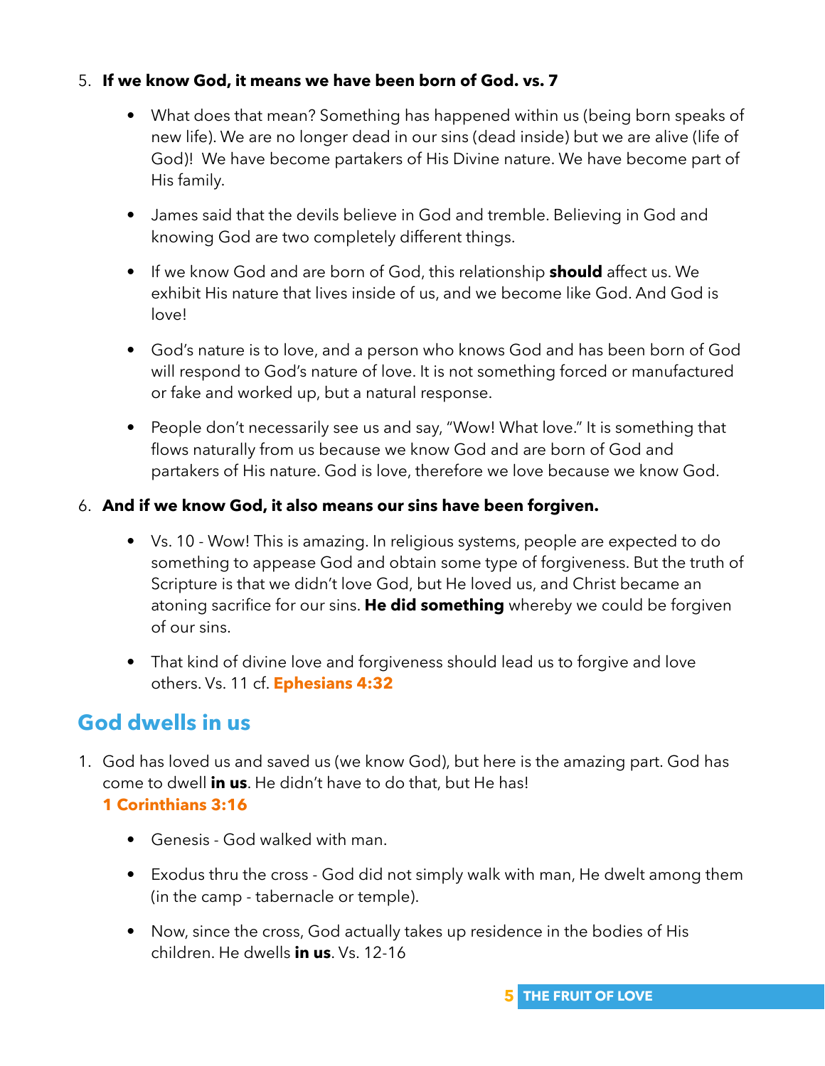5. **If we know God, it means we have been born of God. vs. 7**

    - What does that mean? Something has happened within us (being born speaks of new life). We are no longer dead in our sins (dead inside) but we are alive (life of God)! We have become partakers of His Divine nature. We have become part of His family.

    - James said that the devils believe in God and tremble. Believing in God and knowing God are two completely different things.

    - If we know God and are born of God, this relationship **should** affect us. We exhibit His nature that lives inside of us, and we become like God. And God is love!

    - God's nature is to love, and a person who knows God and has been born of God will respond to God's nature of love. It is not something forced or manufactured or fake and worked up, but a natural response.

    - People don't necessarily see us and say, "Wow! What love." It is something that flows naturally from us because we know God and are born of God and partakers of His nature. God is love, therefore we love because we know God.

6. **And if we know God, it also means our sins have been forgiven.**

    - Vs. 10 - Wow! This is amazing. In religious systems, people are expected to do something to appease God and obtain some type of forgiveness. But the truth of Scripture is that we didn't love God, but He loved us, and Christ became an atoning sacrifice for our sins. **He did something** whereby we could be forgiven of our sins.

    - That kind of divine love and forgiveness should lead us to forgive and love others. Vs. 11 cf. **Ephesians 4:32**

## God dwells in us

1. God has loved us and saved us (we know God), but here is the amazing part. God has come to dwell **in us**. He didn't have to do that, but He has!
   **1 Corinthians 3:16**

    - Genesis - God walked with man.

    - Exodus thru the cross - God did not simply walk with man, He dwelt among them (in the camp - tabernacle or temple).

    - Now, since the cross, God actually takes up residence in the bodies of His children. He dwells **in us**. Vs. 12-16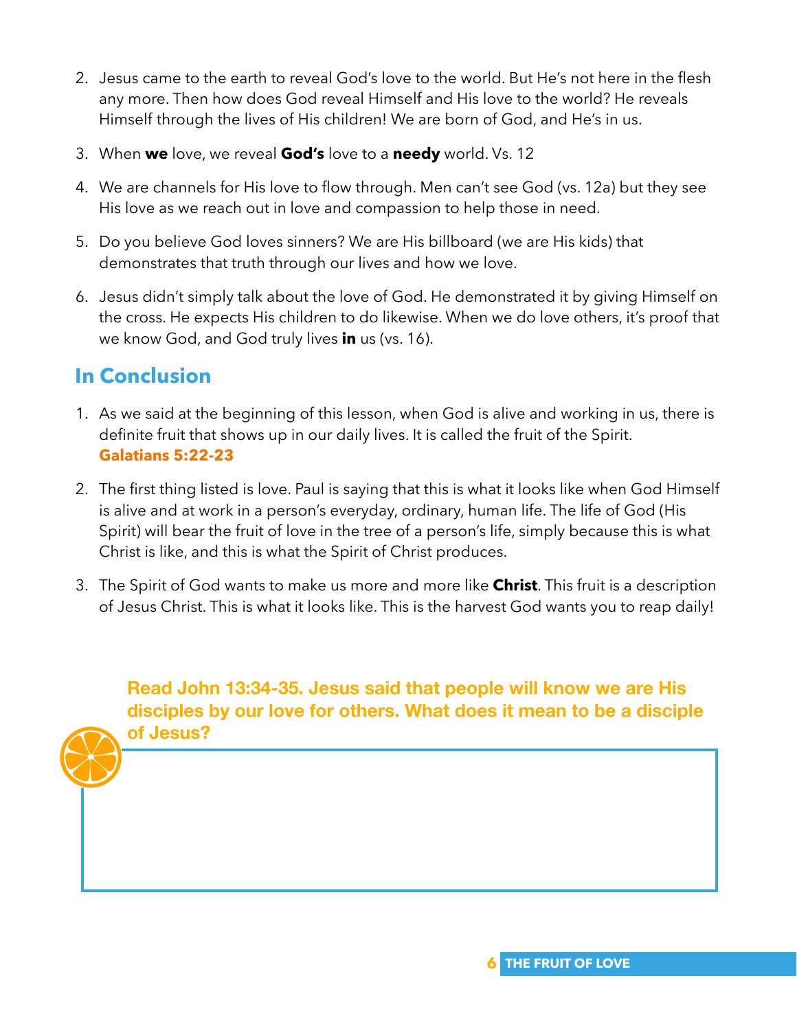2. Jesus came to the earth to reveal God's love to the world. But He's not here in the flesh any more. Then how does God reveal Himself and His love to the world? He reveals Himself through the lives of His children! We are born of God, and He's in us.

3. When **we** love, we reveal **God's** love to a **needy** world. Vs. 12

4. We are channels for His love to flow through. Men can't see God (vs. 12a) but they see His love as we reach out in love and compassion to help those in need.

5. Do you believe God loves sinners? We are His billboard (we are His kids) that demonstrates that truth through our lives and how we love.

6. Jesus didn't simply talk about the love of God. He demonstrated it by giving Himself on the cross. He expects His children to do likewise. When we do love others, it's proof that we know God, and God truly lives **in** us (vs. 16).

## In Conclusion

1. As we said at the beginning of this lesson, when God is alive and working in us, there is definite fruit that shows up in our daily lives. It is called the fruit of the Spirit. **Galatians 5:22-23**

2. The first thing listed is love. Paul is saying that this is what it looks like when God Himself is alive and at work in a person's everyday, ordinary, human life. The life of God (His Spirit) will bear the fruit of love in the tree of a person's life, simply because this is what Christ is like, and this is what the Spirit of Christ produces.

3. The Spirit of God wants to make us more and more like **Christ**. This fruit is a description of Jesus Christ. This is what it looks like. This is the harvest God wants you to reap daily!

**Read John 13:34-35. Jesus said that people will know we are His disciples by our love for others. What does it mean to be a disciple of Jesus?**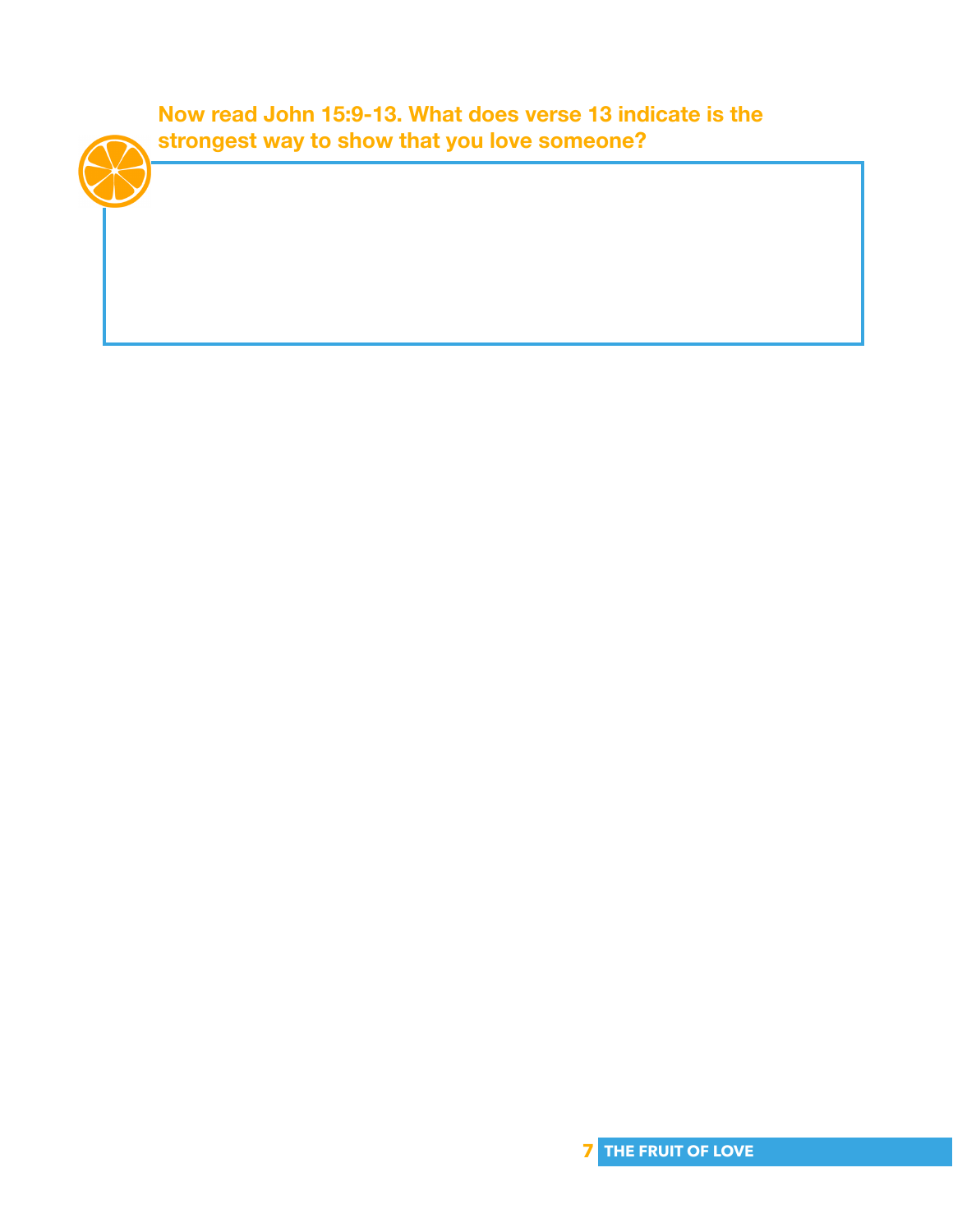**Now read John 15:9-13. What does verse 13 indicate is the strongest way to show that you love someone?**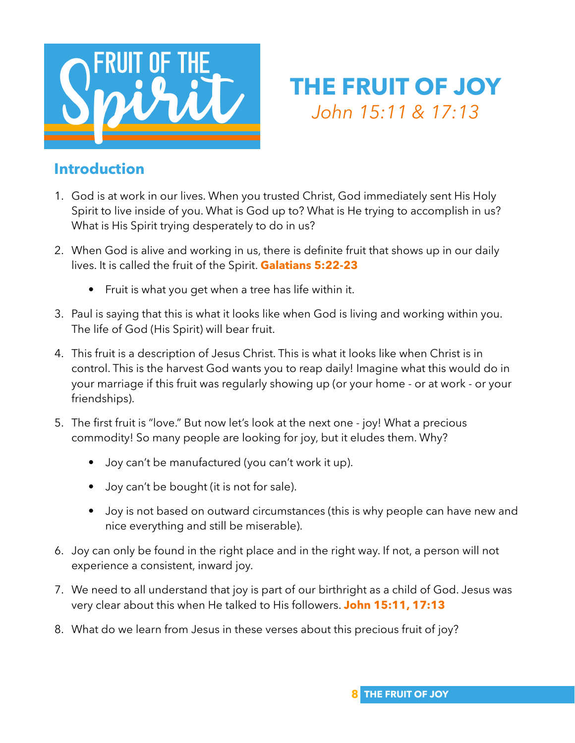FRUIT OF THE Spirit

# THE FRUIT OF JOY

*John 15:11 & 17:13*

## Introduction

1. God is at work in our lives. When you trusted Christ, God immediately sent His Holy Spirit to live inside of you. What is God up to? What is He trying to accomplish in us? What is His Spirit trying desperately to do in us?

2. When God is alive and working in us, there is definite fruit that shows up in our daily lives. It is called the fruit of the Spirit. **Galatians 5:22-23**

    - Fruit is what you get when a tree has life within it.

3. Paul is saying that this is what it looks like when God is living and working within you. The life of God (His Spirit) will bear fruit.

4. This fruit is a description of Jesus Christ. This is what it looks like when Christ is in control. This is the harvest God wants you to reap daily! Imagine what this would do in your marriage if this fruit was regularly showing up (or your home - or at work - or your friendships).

5. The first fruit is "love." But now let's look at the next one - joy! What a precious commodity! So many people are looking for joy, but it eludes them. Why?

    - Joy can't be manufactured (you can't work it up).
    - Joy can't be bought (it is not for sale).
    - Joy is not based on outward circumstances (this is why people can have new and nice everything and still be miserable).

6. Joy can only be found in the right place and in the right way. If not, a person will not experience a consistent, inward joy.

7. We need to all understand that joy is part of our birthright as a child of God. Jesus was very clear about this when He talked to His followers. **John 15:11, 17:13**

8. What do we learn from Jesus in these verses about this precious fruit of joy?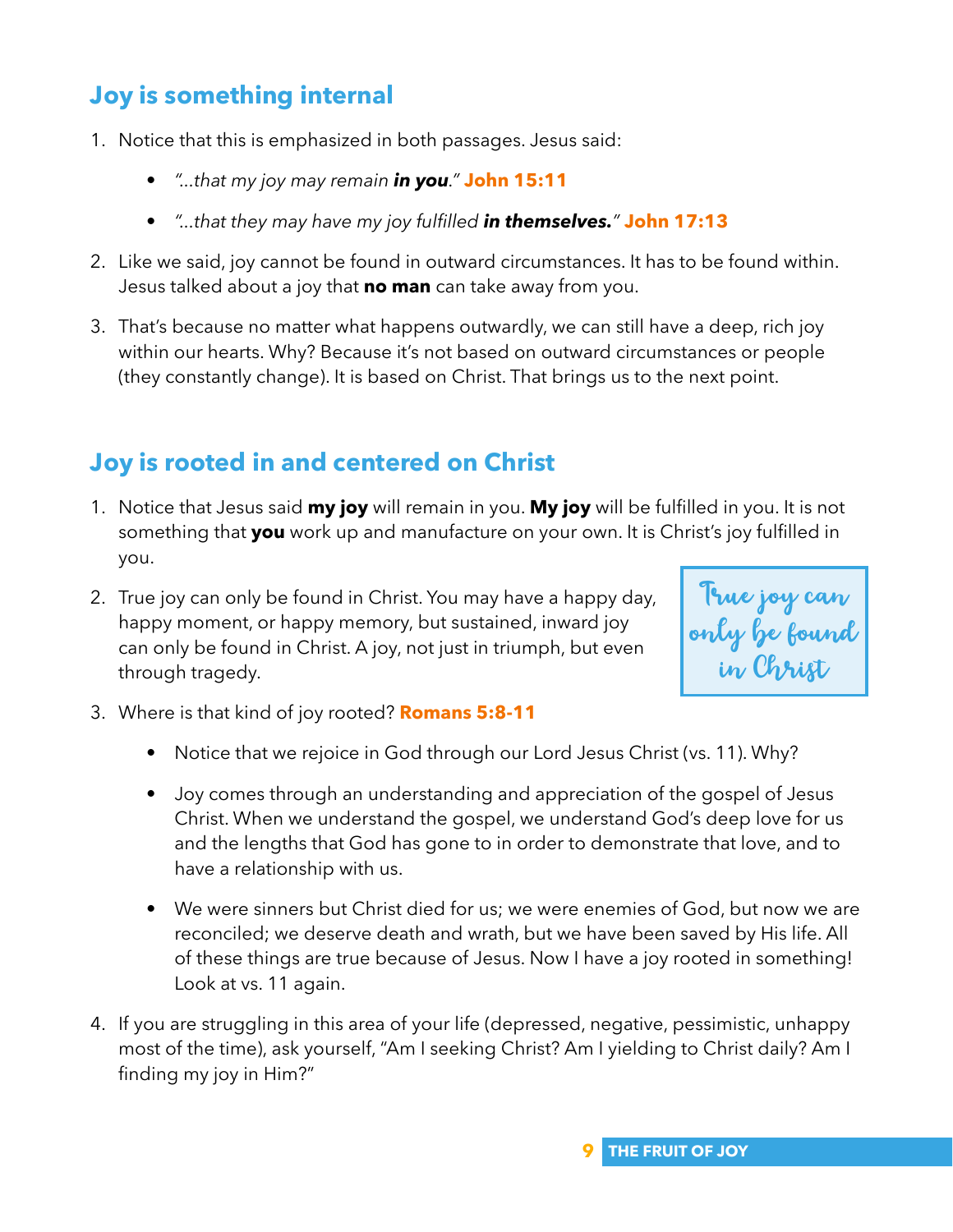## Joy is something internal

1. Notice that this is emphasized in both passages. Jesus said:

   - *"...that my joy may remain* ***in you****."* **John 15:11**

   - *"...that they may have my joy fulfilled* ***in themselves.****"* **John 17:13**

2. Like we said, joy cannot be found in outward circumstances. It has to be found within. Jesus talked about a joy that **no man** can take away from you.

3. That's because no matter what happens outwardly, we can still have a deep, rich joy within our hearts. Why? Because it's not based on outward circumstances or people (they constantly change). It is based on Christ. That brings us to the next point.

## Joy is rooted in and centered on Christ

1. Notice that Jesus said **my joy** will remain in you. **My joy** will be fulfilled in you. It is not something that **you** work up and manufacture on your own. It is Christ's joy fulfilled in you.

2. True joy can only be found in Christ. You may have a happy day, happy moment, or happy memory, but sustained, inward joy can only be found in Christ. A joy, not just in triumph, but even through tragedy.

> True joy can only be found in Christ

3. Where is that kind of joy rooted? **Romans 5:8-11**

   - Notice that we rejoice in God through our Lord Jesus Christ (vs. 11). Why?

   - Joy comes through an understanding and appreciation of the gospel of Jesus Christ. When we understand the gospel, we understand God's deep love for us and the lengths that God has gone to in order to demonstrate that love, and to have a relationship with us.

   - We were sinners but Christ died for us; we were enemies of God, but now we are reconciled; we deserve death and wrath, but we have been saved by His life. All of these things are true because of Jesus. Now I have a joy rooted in something! Look at vs. 11 again.

4. If you are struggling in this area of your life (depressed, negative, pessimistic, unhappy most of the time), ask yourself, "Am I seeking Christ? Am I yielding to Christ daily? Am I finding my joy in Him?"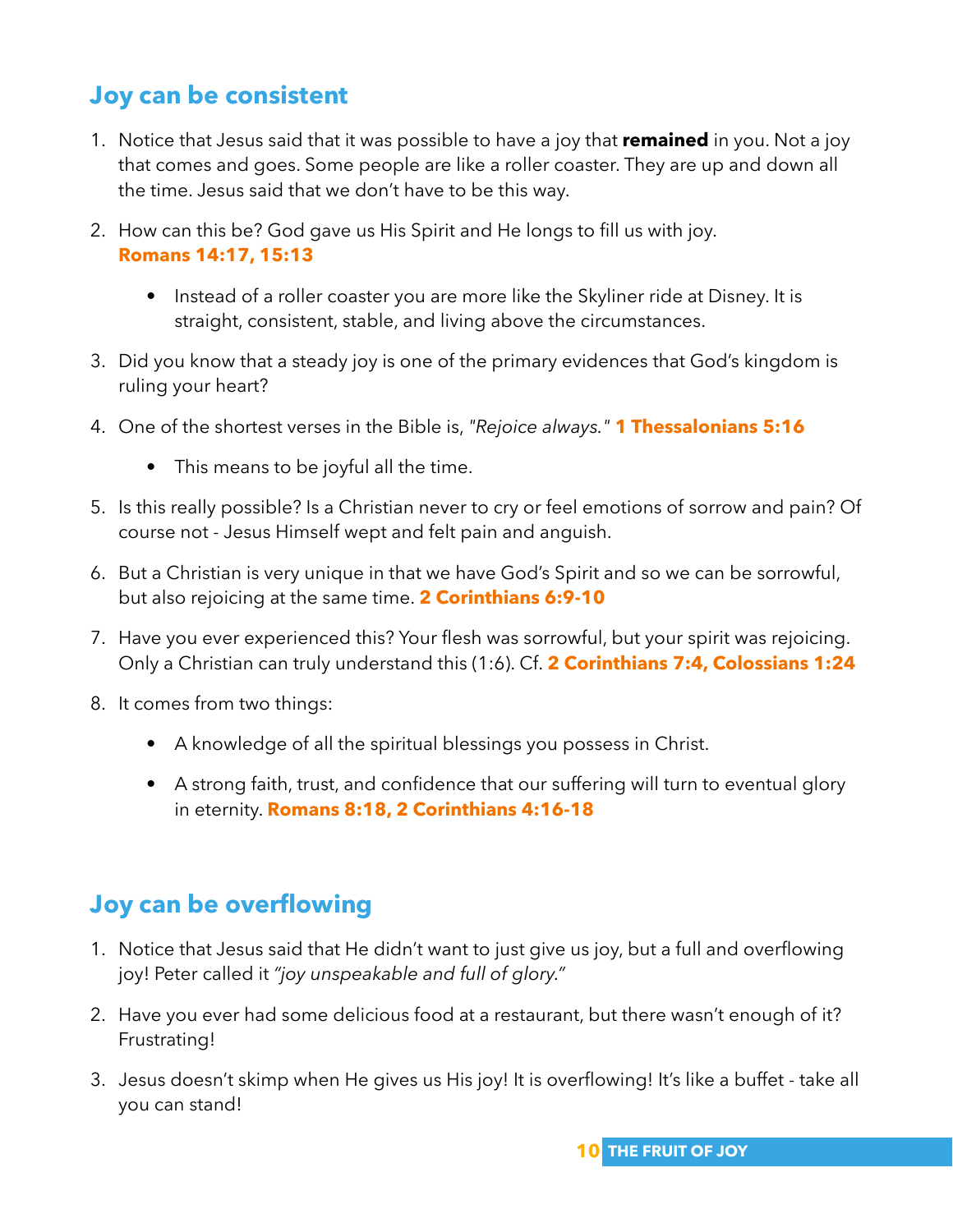## Joy can be consistent

1. Notice that Jesus said that it was possible to have a joy that **remained** in you. Not a joy that comes and goes. Some people are like a roller coaster. They are up and down all the time. Jesus said that we don't have to be this way.

2. How can this be? God gave us His Spirit and He longs to fill us with joy. **Romans 14:17, 15:13**

   - Instead of a roller coaster you are more like the Skyliner ride at Disney. It is straight, consistent, stable, and living above the circumstances.

3. Did you know that a steady joy is one of the primary evidences that God's kingdom is ruling your heart?

4. One of the shortest verses in the Bible is, *"Rejoice always."* **1 Thessalonians 5:16**

   - This means to be joyful all the time.

5. Is this really possible? Is a Christian never to cry or feel emotions of sorrow and pain? Of course not - Jesus Himself wept and felt pain and anguish.

6. But a Christian is very unique in that we have God's Spirit and so we can be sorrowful, but also rejoicing at the same time. **2 Corinthians 6:9-10**

7. Have you ever experienced this? Your flesh was sorrowful, but your spirit was rejoicing. Only a Christian can truly understand this (1:6). Cf. **2 Corinthians 7:4, Colossians 1:24**

8. It comes from two things:

   - A knowledge of all the spiritual blessings you possess in Christ.
   - A strong faith, trust, and confidence that our suffering will turn to eventual glory in eternity. **Romans 8:18, 2 Corinthians 4:16-18**

## Joy can be overflowing

1. Notice that Jesus said that He didn't want to just give us joy, but a full and overflowing joy! Peter called it *"joy unspeakable and full of glory."*

2. Have you ever had some delicious food at a restaurant, but there wasn't enough of it? Frustrating!

3. Jesus doesn't skimp when He gives us His joy! It is overflowing! It's like a buffet - take all you can stand!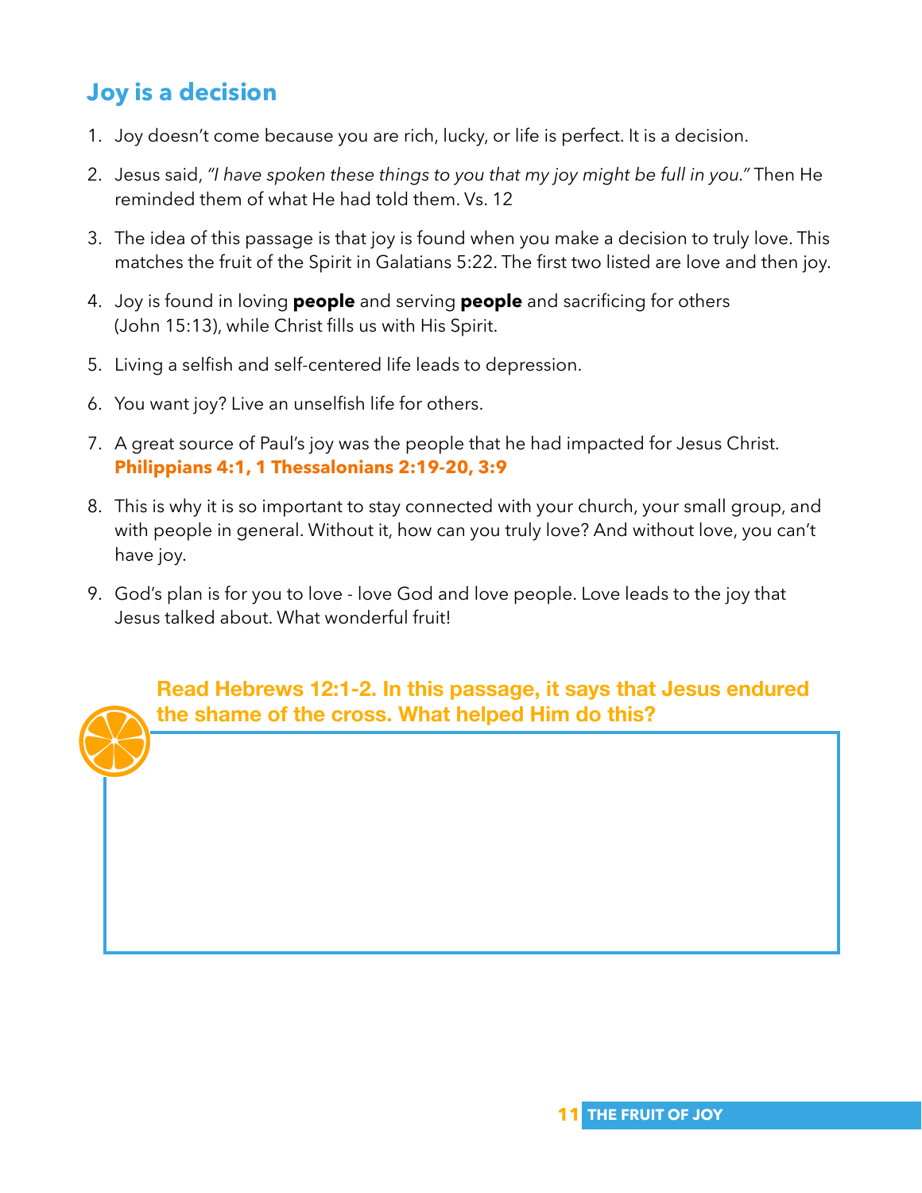## Joy is a decision

1. Joy doesn't come because you are rich, lucky, or life is perfect. It is a decision.
2. Jesus said, *"I have spoken these things to you that my joy might be full in you."* Then He reminded them of what He had told them. Vs. 12
3. The idea of this passage is that joy is found when you make a decision to truly love. This matches the fruit of the Spirit in Galatians 5:22. The first two listed are love and then joy.
4. Joy is found in loving **people** and serving **people** and sacrificing for others (John 15:13), while Christ fills us with His Spirit.
5. Living a selfish and self-centered life leads to depression.
6. You want joy? Live an unselfish life for others.
7. A great source of Paul's joy was the people that he had impacted for Jesus Christ. **Philippians 4:1, 1 Thessalonians 2:19-20, 3:9**
8. This is why it is so important to stay connected with your church, your small group, and with people in general. Without it, how can you truly love? And without love, you can't have joy.
9. God's plan is for you to love - love God and love people. Love leads to the joy that Jesus talked about. What wonderful fruit!

**Read Hebrews 12:1-2. In this passage, it says that Jesus endured the shame of the cross. What helped Him do this?**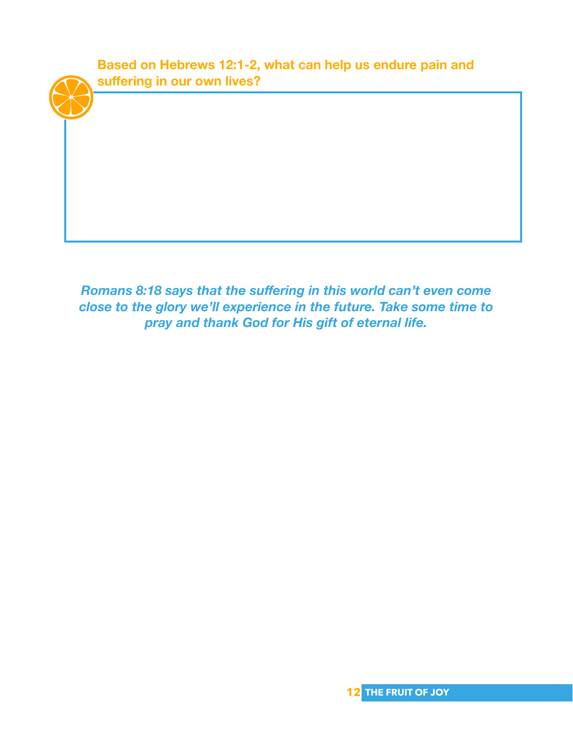**Based on Hebrews 12:1-2, what can help us endure pain and suffering in our own lives?**

*Romans 8:18 says that the suffering in this world can't even come close to the glory we'll experience in the future. Take some time to pray and thank God for His gift of eternal life.*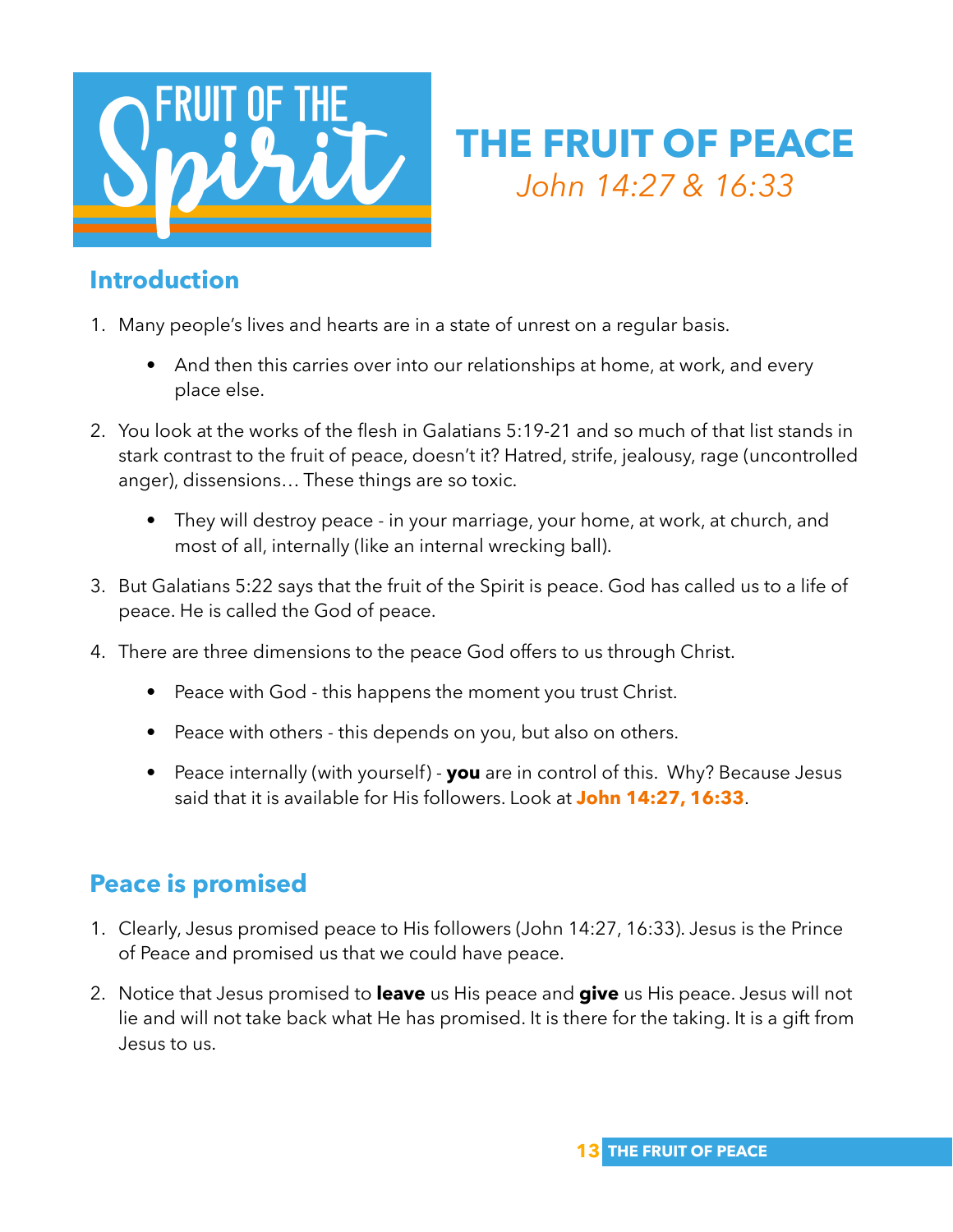# THE FRUIT OF PEACE

*John 14:27 & 16:33*

## Introduction

1. Many people's lives and hearts are in a state of unrest on a regular basis.
   - And then this carries over into our relationships at home, at work, and every place else.
2. You look at the works of the flesh in Galatians 5:19-21 and so much of that list stands in stark contrast to the fruit of peace, doesn't it? Hatred, strife, jealousy, rage (uncontrolled anger), dissensions… These things are so toxic.
   - They will destroy peace - in your marriage, your home, at work, at church, and most of all, internally (like an internal wrecking ball).
3. But Galatians 5:22 says that the fruit of the Spirit is peace. God has called us to a life of peace. He is called the God of peace.
4. There are three dimensions to the peace God offers to us through Christ.
   - Peace with God - this happens the moment you trust Christ.
   - Peace with others - this depends on you, but also on others.
   - Peace internally (with yourself) - **you** are in control of this. Why? Because Jesus said that it is available for His followers. Look at **John 14:27, 16:33**.

## Peace is promised

1. Clearly, Jesus promised peace to His followers (John 14:27, 16:33). Jesus is the Prince of Peace and promised us that we could have peace.
2. Notice that Jesus promised to **leave** us His peace and **give** us His peace. Jesus will not lie and will not take back what He has promised. It is there for the taking. It is a gift from Jesus to us.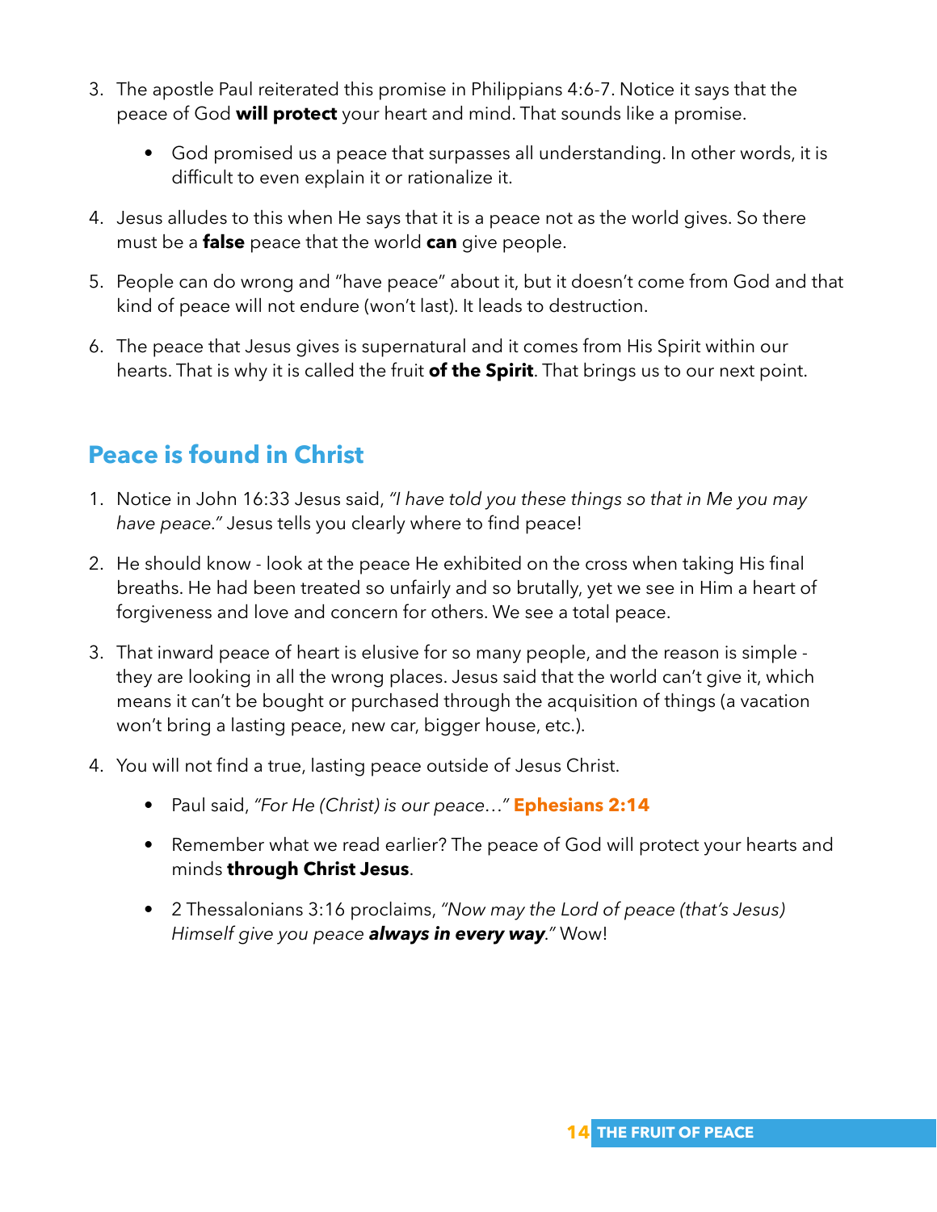3. The apostle Paul reiterated this promise in Philippians 4:6-7. Notice it says that the peace of God **will protect** your heart and mind. That sounds like a promise.

    - God promised us a peace that surpasses all understanding. In other words, it is difficult to even explain it or rationalize it.

4. Jesus alludes to this when He says that it is a peace not as the world gives. So there must be a **false** peace that the world **can** give people.

5. People can do wrong and "have peace" about it, but it doesn't come from God and that kind of peace will not endure (won't last). It leads to destruction.

6. The peace that Jesus gives is supernatural and it comes from His Spirit within our hearts. That is why it is called the fruit **of the Spirit**. That brings us to our next point.

## Peace is found in Christ

1. Notice in John 16:33 Jesus said, *"I have told you these things so that in Me you may have peace."* Jesus tells you clearly where to find peace!

2. He should know - look at the peace He exhibited on the cross when taking His final breaths. He had been treated so unfairly and so brutally, yet we see in Him a heart of forgiveness and love and concern for others. We see a total peace.

3. That inward peace of heart is elusive for so many people, and the reason is simple - they are looking in all the wrong places. Jesus said that the world can't give it, which means it can't be bought or purchased through the acquisition of things (a vacation won't bring a lasting peace, new car, bigger house, etc.).

4. You will not find a true, lasting peace outside of Jesus Christ.

    - Paul said, *"For He (Christ) is our peace…"* **Ephesians 2:14**

    - Remember what we read earlier? The peace of God will protect your hearts and minds **through Christ Jesus**.

    - 2 Thessalonians 3:16 proclaims, *"Now may the Lord of peace (that's Jesus) Himself give you peace* ***always in every way****."* Wow!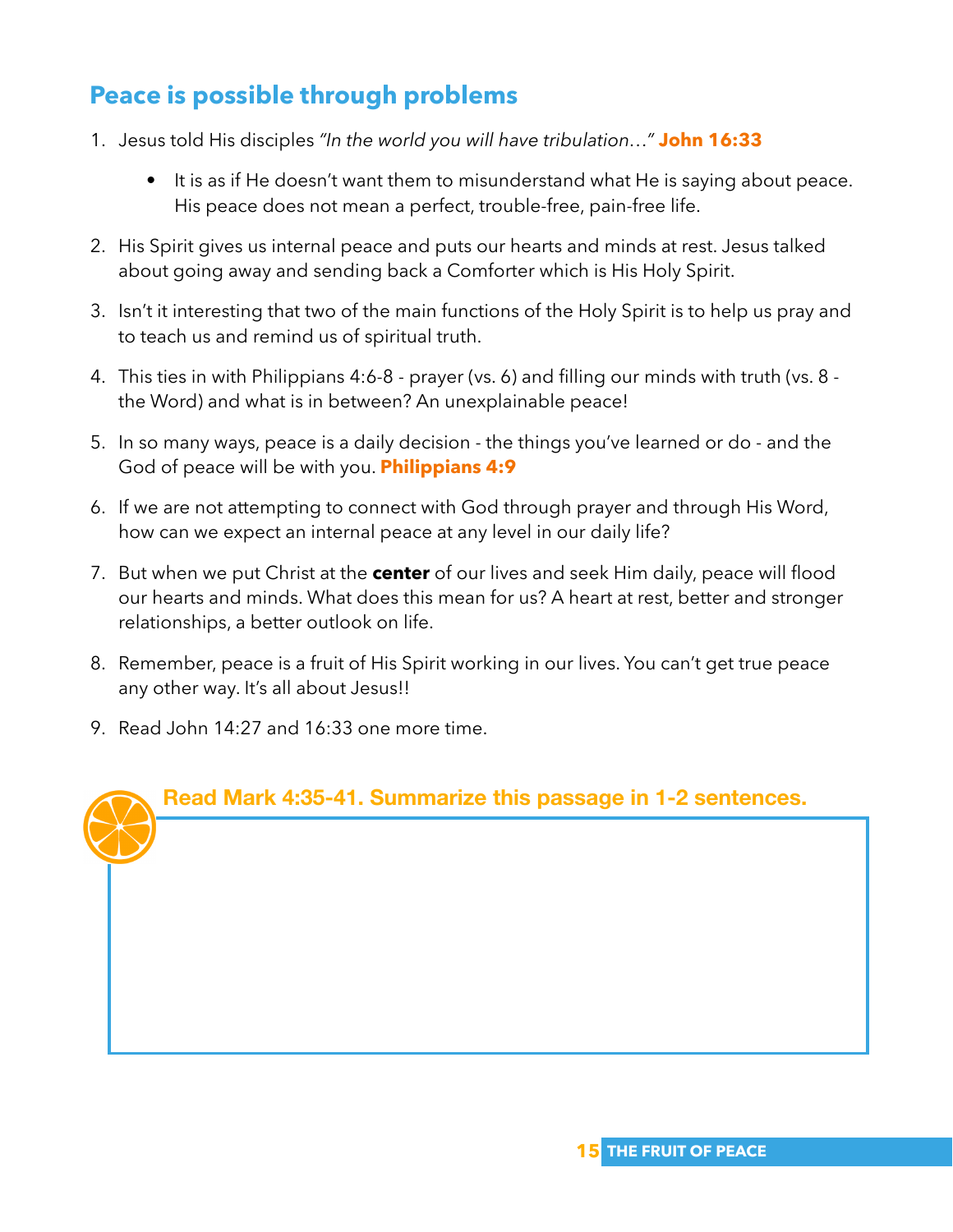## Peace is possible through problems

1. Jesus told His disciples *"In the world you will have tribulation…"* **John 16:33**

    - It is as if He doesn't want them to misunderstand what He is saying about peace. His peace does not mean a perfect, trouble-free, pain-free life.

2. His Spirit gives us internal peace and puts our hearts and minds at rest. Jesus talked about going away and sending back a Comforter which is His Holy Spirit.

3. Isn't it interesting that two of the main functions of the Holy Spirit is to help us pray and to teach us and remind us of spiritual truth.

4. This ties in with Philippians 4:6-8 - prayer (vs. 6) and filling our minds with truth (vs. 8 - the Word) and what is in between? An unexplainable peace!

5. In so many ways, peace is a daily decision - the things you've learned or do - and the God of peace will be with you. **Philippians 4:9**

6. If we are not attempting to connect with God through prayer and through His Word, how can we expect an internal peace at any level in our daily life?

7. But when we put Christ at the **center** of our lives and seek Him daily, peace will flood our hearts and minds. What does this mean for us? A heart at rest, better and stronger relationships, a better outlook on life.

8. Remember, peace is a fruit of His Spirit working in our lives. You can't get true peace any other way. It's all about Jesus!!

9. Read John 14:27 and 16:33 one more time.

**Read Mark 4:35-41. Summarize this passage in 1-2 sentences.**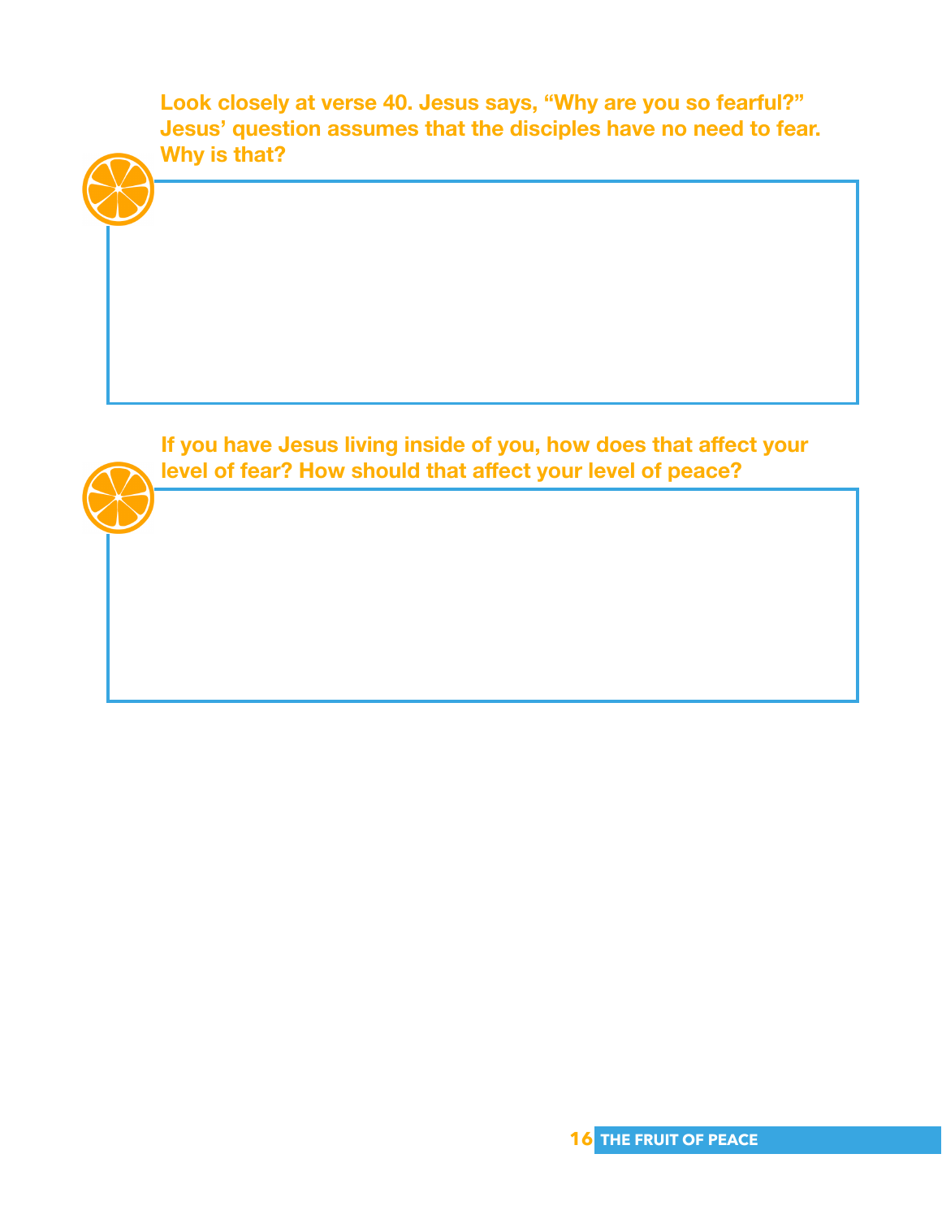**Look closely at verse 40. Jesus says, "Why are you so fearful?" Jesus' question assumes that the disciples have no need to fear. Why is that?**

**If you have Jesus living inside of you, how does that affect your level of fear? How should that affect your level of peace?**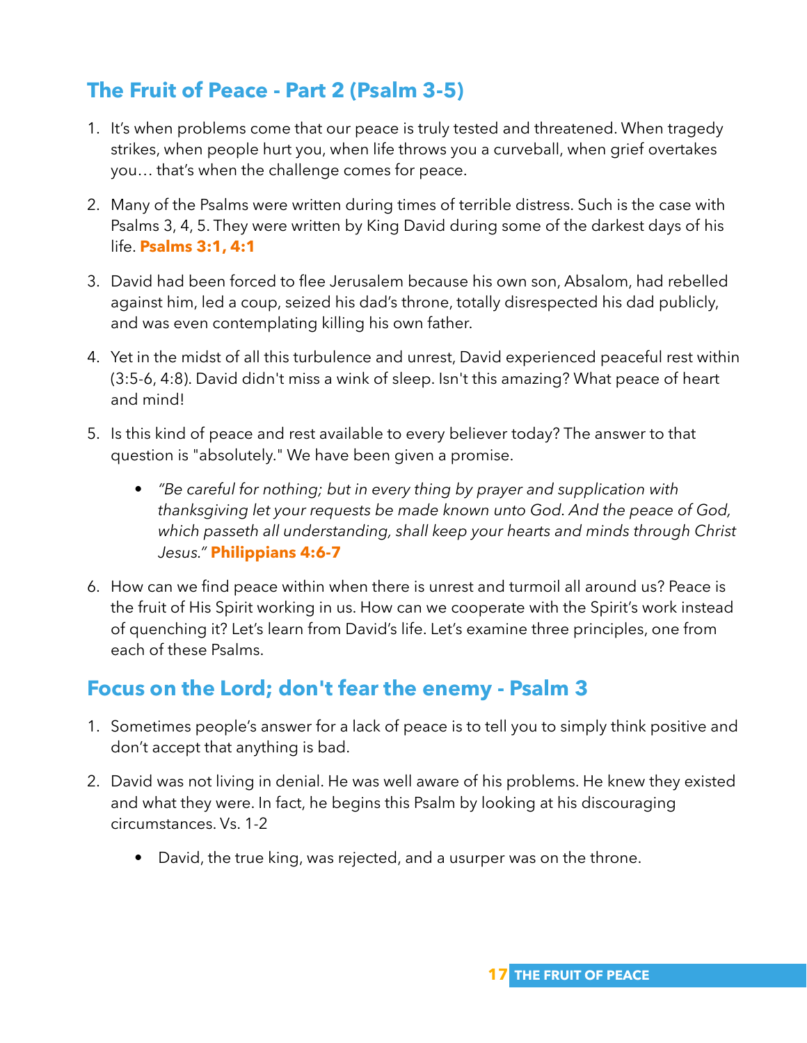## The Fruit of Peace - Part 2 (Psalm 3-5)

1. It's when problems come that our peace is truly tested and threatened. When tragedy strikes, when people hurt you, when life throws you a curveball, when grief overtakes you… that's when the challenge comes for peace.

2. Many of the Psalms were written during times of terrible distress. Such is the case with Psalms 3, 4, 5. They were written by King David during some of the darkest days of his life. **Psalms 3:1, 4:1**

3. David had been forced to flee Jerusalem because his own son, Absalom, had rebelled against him, led a coup, seized his dad's throne, totally disrespected his dad publicly, and was even contemplating killing his own father.

4. Yet in the midst of all this turbulence and unrest, David experienced peaceful rest within (3:5-6, 4:8). David didn't miss a wink of sleep. Isn't this amazing? What peace of heart and mind!

5. Is this kind of peace and rest available to every believer today? The answer to that question is "absolutely." We have been given a promise.

   - *"Be careful for nothing; but in every thing by prayer and supplication with thanksgiving let your requests be made known unto God. And the peace of God, which passeth all understanding, shall keep your hearts and minds through Christ Jesus."* **Philippians 4:6-7**

6. How can we find peace within when there is unrest and turmoil all around us? Peace is the fruit of His Spirit working in us. How can we cooperate with the Spirit's work instead of quenching it? Let's learn from David's life. Let's examine three principles, one from each of these Psalms.

## Focus on the Lord; don't fear the enemy - Psalm 3

1. Sometimes people's answer for a lack of peace is to tell you to simply think positive and don't accept that anything is bad.

2. David was not living in denial. He was well aware of his problems. He knew they existed and what they were. In fact, he begins this Psalm by looking at his discouraging circumstances. Vs. 1-2

   - David, the true king, was rejected, and a usurper was on the throne.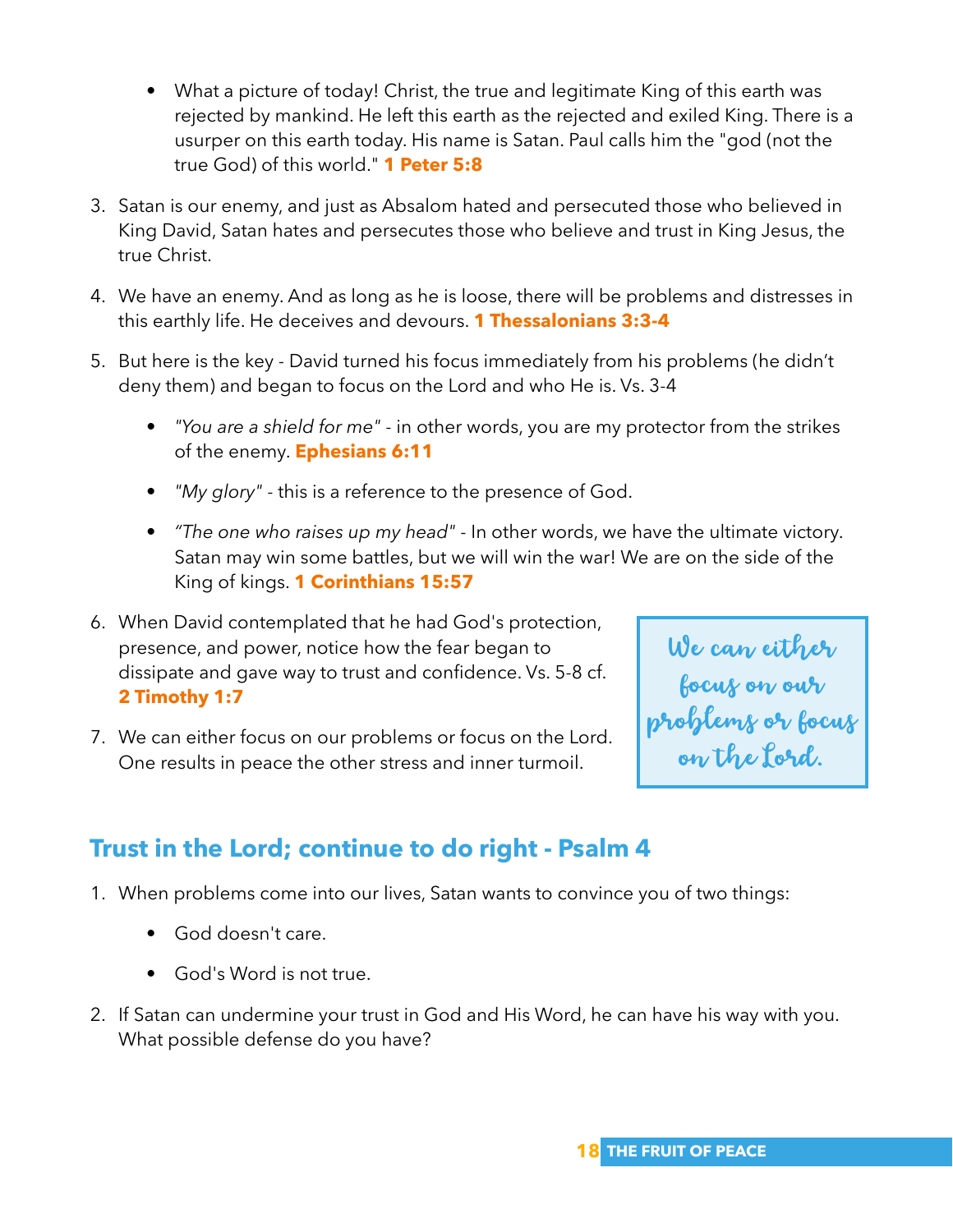- What a picture of today! Christ, the true and legitimate King of this earth was rejected by mankind. He left this earth as the rejected and exiled King. There is a usurper on this earth today. His name is Satan. Paul calls him the "god (not the true God) of this world." **1 Peter 5:8**

3. Satan is our enemy, and just as Absalom hated and persecuted those who believed in King David, Satan hates and persecutes those who believe and trust in King Jesus, the true Christ.

4. We have an enemy. And as long as he is loose, there will be problems and distresses in this earthly life. He deceives and devours. **1 Thessalonians 3:3-4**

5. But here is the key - David turned his focus immediately from his problems (he didn't deny them) and began to focus on the Lord and who He is. Vs. 3-4

   - *"You are a shield for me"* - in other words, you are my protector from the strikes of the enemy. **Ephesians 6:11**
   - *"My glory"* - this is a reference to the presence of God.
   - *"The one who raises up my head"* - In other words, we have the ultimate victory. Satan may win some battles, but we will win the war! We are on the side of the King of kings. **1 Corinthians 15:57**

6. When David contemplated that he had God's protection, presence, and power, notice how the fear began to dissipate and gave way to trust and confidence. Vs. 5-8 cf. **2 Timothy 1:7**

7. We can either focus on our problems or focus on the Lord. One results in peace the other stress and inner turmoil.

> We can either focus on our problems or focus on the Lord.

## Trust in the Lord; continue to do right - Psalm 4

1. When problems come into our lives, Satan wants to convince you of two things:

   - God doesn't care.
   - God's Word is not true.

2. If Satan can undermine your trust in God and His Word, he can have his way with you. What possible defense do you have?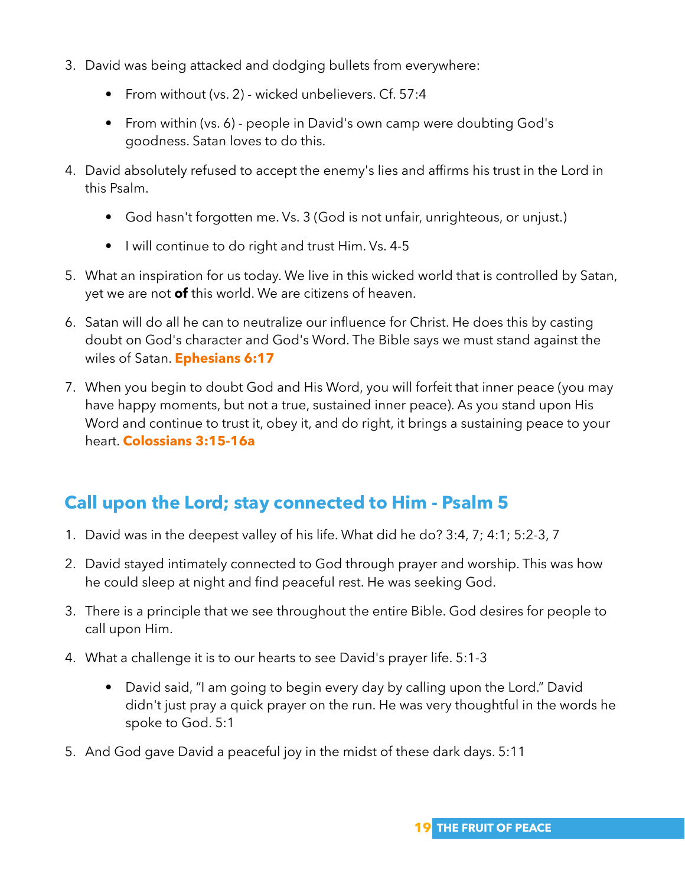3. David was being attacked and dodging bullets from everywhere:

    - From without (vs. 2) - wicked unbelievers. Cf. 57:4

    - From within (vs. 6) - people in David's own camp were doubting God's goodness. Satan loves to do this.

4. David absolutely refused to accept the enemy's lies and affirms his trust in the Lord in this Psalm.

    - God hasn't forgotten me. Vs. 3 (God is not unfair, unrighteous, or unjust.)

    - I will continue to do right and trust Him. Vs. 4-5

5. What an inspiration for us today. We live in this wicked world that is controlled by Satan, yet we are not **of** this world. We are citizens of heaven.

6. Satan will do all he can to neutralize our influence for Christ. He does this by casting doubt on God's character and God's Word. The Bible says we must stand against the wiles of Satan. **Ephesians 6:17**

7. When you begin to doubt God and His Word, you will forfeit that inner peace (you may have happy moments, but not a true, sustained inner peace). As you stand upon His Word and continue to trust it, obey it, and do right, it brings a sustaining peace to your heart. **Colossians 3:15-16a**

## Call upon the Lord; stay connected to Him - Psalm 5

1. David was in the deepest valley of his life. What did he do? 3:4, 7; 4:1; 5:2-3, 7

2. David stayed intimately connected to God through prayer and worship. This was how he could sleep at night and find peaceful rest. He was seeking God.

3. There is a principle that we see throughout the entire Bible. God desires for people to call upon Him.

4. What a challenge it is to our hearts to see David's prayer life. 5:1-3

    - David said, "I am going to begin every day by calling upon the Lord." David didn't just pray a quick prayer on the run. He was very thoughtful in the words he spoke to God. 5:1

5. And God gave David a peaceful joy in the midst of these dark days. 5:11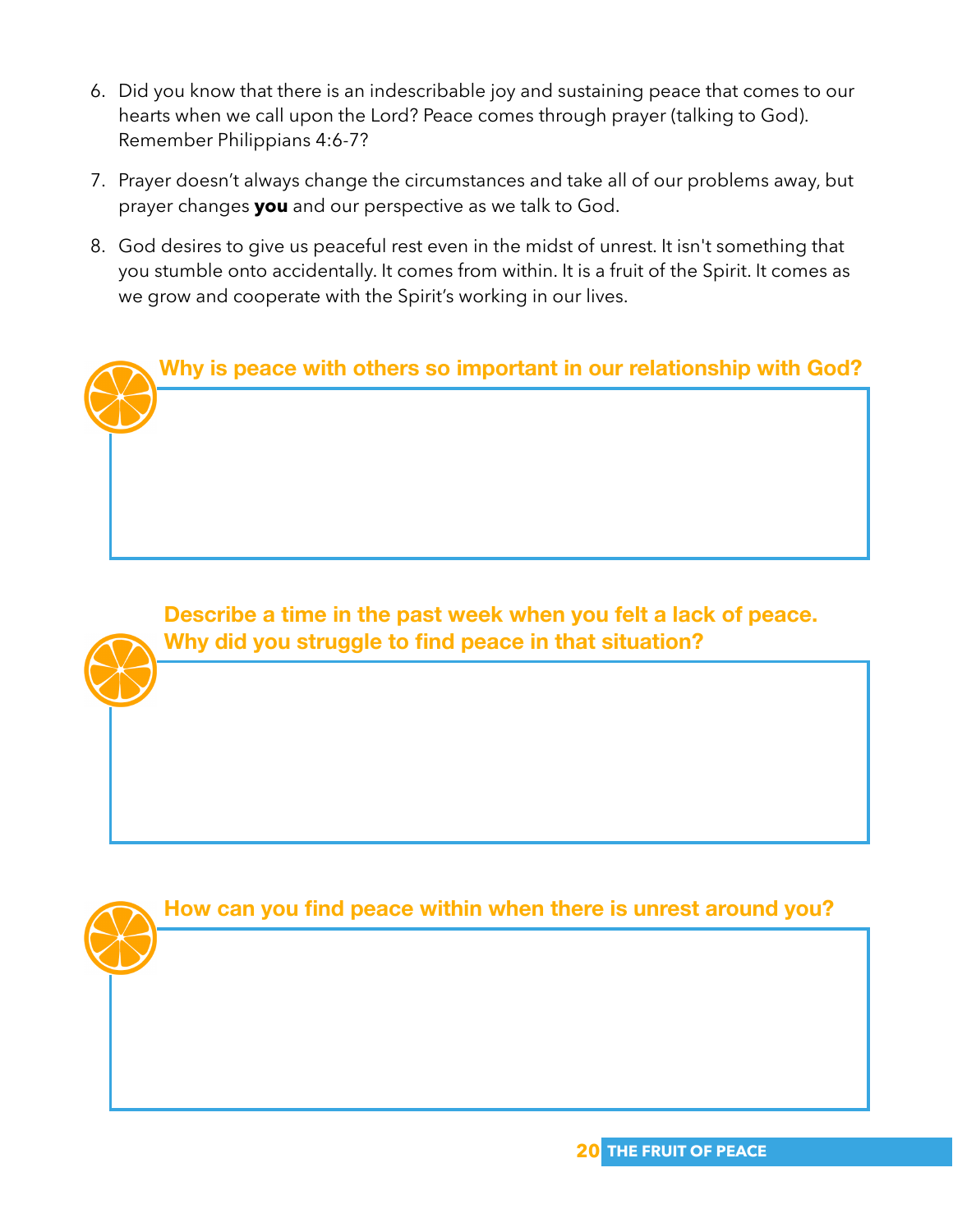6. Did you know that there is an indescribable joy and sustaining peace that comes to our hearts when we call upon the Lord? Peace comes through prayer (talking to God). Remember Philippians 4:6-7?

7. Prayer doesn't always change the circumstances and take all of our problems away, but prayer changes **you** and our perspective as we talk to God.

8. God desires to give us peaceful rest even in the midst of unrest. It isn't something that you stumble onto accidentally. It comes from within. It is a fruit of the Spirit. It comes as we grow and cooperate with the Spirit's working in our lives.

**Why is peace with others so important in our relationship with God?**

**Describe a time in the past week when you felt a lack of peace. Why did you struggle to find peace in that situation?**

**How can you find peace within when there is unrest around you?**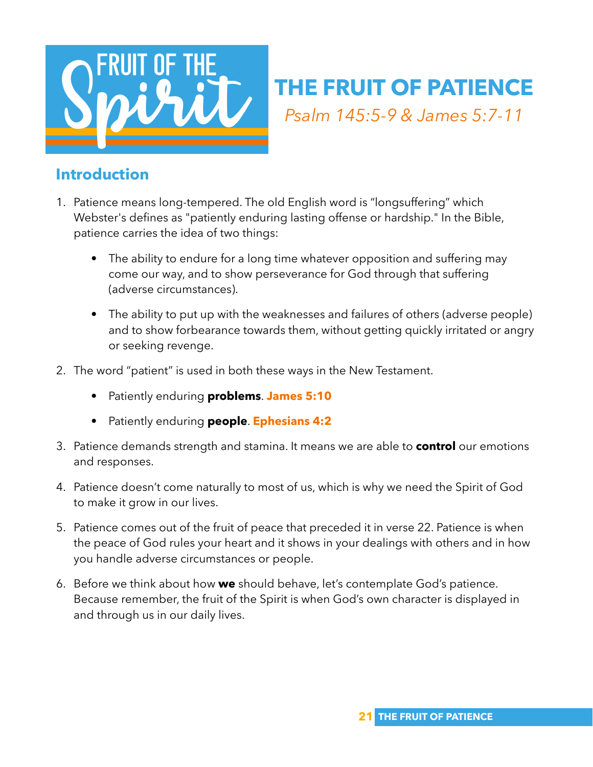# THE FRUIT OF PATIENCE

*Psalm 145:5-9 & James 5:7-11*

## Introduction

1. Patience means long-tempered. The old English word is "longsuffering" which Webster's defines as "patiently enduring lasting offense or hardship." In the Bible, patience carries the idea of two things:

    - The ability to endure for a long time whatever opposition and suffering may come our way, and to show perseverance for God through that suffering (adverse circumstances).

    - The ability to put up with the weaknesses and failures of others (adverse people) and to show forbearance towards them, without getting quickly irritated or angry or seeking revenge.

2. The word "patient" is used in both these ways in the New Testament.

    - Patiently enduring **problems**. **James 5:10**

    - Patiently enduring **people**. **Ephesians 4:2**

3. Patience demands strength and stamina. It means we are able to **control** our emotions and responses.

4. Patience doesn't come naturally to most of us, which is why we need the Spirit of God to make it grow in our lives.

5. Patience comes out of the fruit of peace that preceded it in verse 22. Patience is when the peace of God rules your heart and it shows in your dealings with others and in how you handle adverse circumstances or people.

6. Before we think about how **we** should behave, let's contemplate God's patience. Because remember, the fruit of the Spirit is when God's own character is displayed in and through us in our daily lives.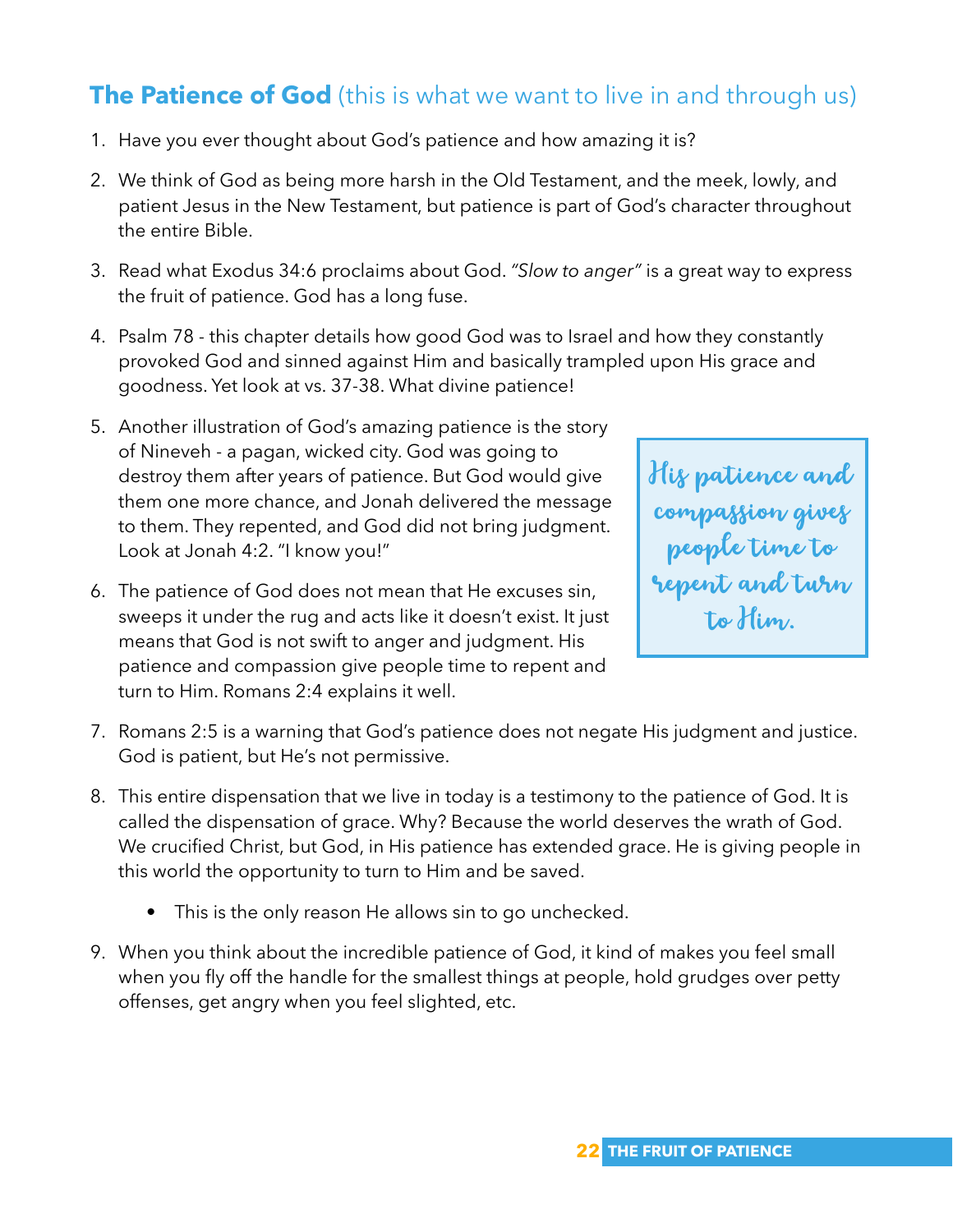## **The Patience of God** (this is what we want to live in and through us)

1. Have you ever thought about God's patience and how amazing it is?

2. We think of God as being more harsh in the Old Testament, and the meek, lowly, and patient Jesus in the New Testament, but patience is part of God's character throughout the entire Bible.

3. Read what Exodus 34:6 proclaims about God. *"Slow to anger"* is a great way to express the fruit of patience. God has a long fuse.

4. Psalm 78 - this chapter details how good God was to Israel and how they constantly provoked God and sinned against Him and basically trampled upon His grace and goodness. Yet look at vs. 37-38. What divine patience!

5. Another illustration of God's amazing patience is the story of Nineveh - a pagan, wicked city. God was going to destroy them after years of patience. But God would give them one more chance, and Jonah delivered the message to them. They repented, and God did not bring judgment. Look at Jonah 4:2. "I know you!"

6. The patience of God does not mean that He excuses sin, sweeps it under the rug and acts like it doesn't exist. It just means that God is not swift to anger and judgment. His patience and compassion give people time to repent and turn to Him. Romans 2:4 explains it well.

> His patience and compassion gives people time to repent and turn to Him.

7. Romans 2:5 is a warning that God's patience does not negate His judgment and justice. God is patient, but He's not permissive.

8. This entire dispensation that we live in today is a testimony to the patience of God. It is called the dispensation of grace. Why? Because the world deserves the wrath of God. We crucified Christ, but God, in His patience has extended grace. He is giving people in this world the opportunity to turn to Him and be saved.
   - This is the only reason He allows sin to go unchecked.

9. When you think about the incredible patience of God, it kind of makes you feel small when you fly off the handle for the smallest things at people, hold grudges over petty offenses, get angry when you feel slighted, etc.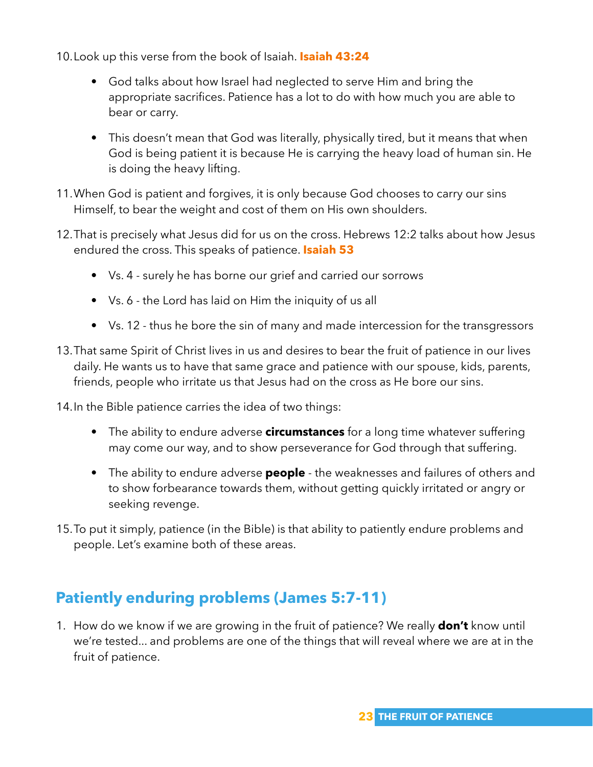10. Look up this verse from the book of Isaiah. **Isaiah 43:24**

    - God talks about how Israel had neglected to serve Him and bring the appropriate sacrifices. Patience has a lot to do with how much you are able to bear or carry.
    - This doesn't mean that God was literally, physically tired, but it means that when God is being patient it is because He is carrying the heavy load of human sin. He is doing the heavy lifting.

11. When God is patient and forgives, it is only because God chooses to carry our sins Himself, to bear the weight and cost of them on His own shoulders.

12. That is precisely what Jesus did for us on the cross. Hebrews 12:2 talks about how Jesus endured the cross. This speaks of patience. **Isaiah 53**

    - Vs. 4 - surely he has borne our grief and carried our sorrows
    - Vs. 6 - the Lord has laid on Him the iniquity of us all
    - Vs. 12 - thus he bore the sin of many and made intercession for the transgressors

13. That same Spirit of Christ lives in us and desires to bear the fruit of patience in our lives daily. He wants us to have that same grace and patience with our spouse, kids, parents, friends, people who irritate us that Jesus had on the cross as He bore our sins.

14. In the Bible patience carries the idea of two things:

    - The ability to endure adverse **circumstances** for a long time whatever suffering may come our way, and to show perseverance for God through that suffering.
    - The ability to endure adverse **people** - the weaknesses and failures of others and to show forbearance towards them, without getting quickly irritated or angry or seeking revenge.

15. To put it simply, patience (in the Bible) is that ability to patiently endure problems and people. Let's examine both of these areas.

## Patiently enduring problems (James 5:7-11)

1. How do we know if we are growing in the fruit of patience? We really **don't** know until we're tested... and problems are one of the things that will reveal where we are at in the fruit of patience.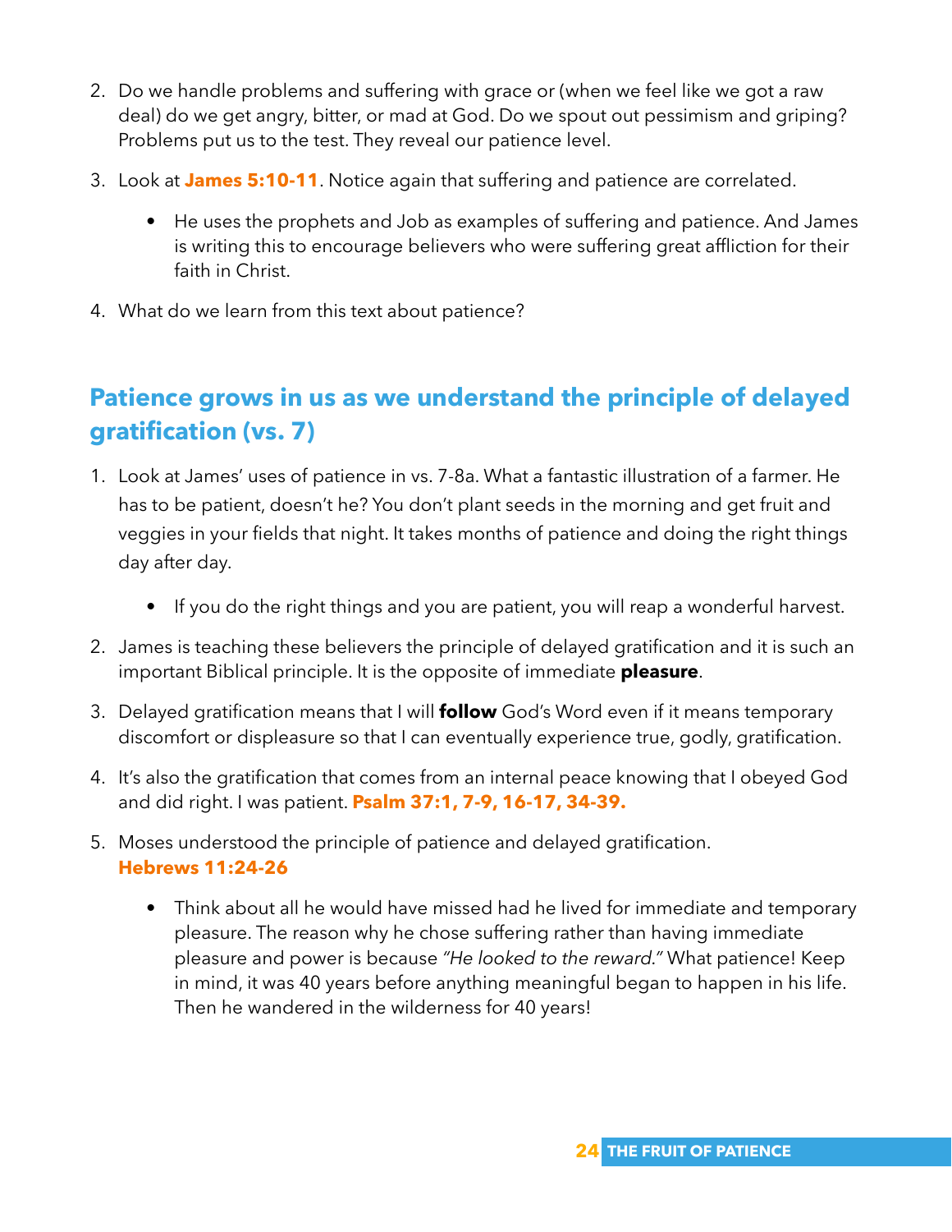2. Do we handle problems and suffering with grace or (when we feel like we got a raw deal) do we get angry, bitter, or mad at God. Do we spout out pessimism and griping? Problems put us to the test. They reveal our patience level.

3. Look at **James 5:10-11**. Notice again that suffering and patience are correlated.

   - He uses the prophets and Job as examples of suffering and patience. And James is writing this to encourage believers who were suffering great affliction for their faith in Christ.

4. What do we learn from this text about patience?

## Patience grows in us as we understand the principle of delayed gratification (vs. 7)

1. Look at James' uses of patience in vs. 7-8a. What a fantastic illustration of a farmer. He has to be patient, doesn't he? You don't plant seeds in the morning and get fruit and veggies in your fields that night. It takes months of patience and doing the right things day after day.

   - If you do the right things and you are patient, you will reap a wonderful harvest.

2. James is teaching these believers the principle of delayed gratification and it is such an important Biblical principle. It is the opposite of immediate **pleasure**.

3. Delayed gratification means that I will **follow** God's Word even if it means temporary discomfort or displeasure so that I can eventually experience true, godly, gratification.

4. It's also the gratification that comes from an internal peace knowing that I obeyed God and did right. I was patient. **Psalm 37:1, 7-9, 16-17, 34-39.**

5. Moses understood the principle of patience and delayed gratification. **Hebrews 11:24-26**

   - Think about all he would have missed had he lived for immediate and temporary pleasure. The reason why he chose suffering rather than having immediate pleasure and power is because *"He looked to the reward."* What patience! Keep in mind, it was 40 years before anything meaningful began to happen in his life. Then he wandered in the wilderness for 40 years!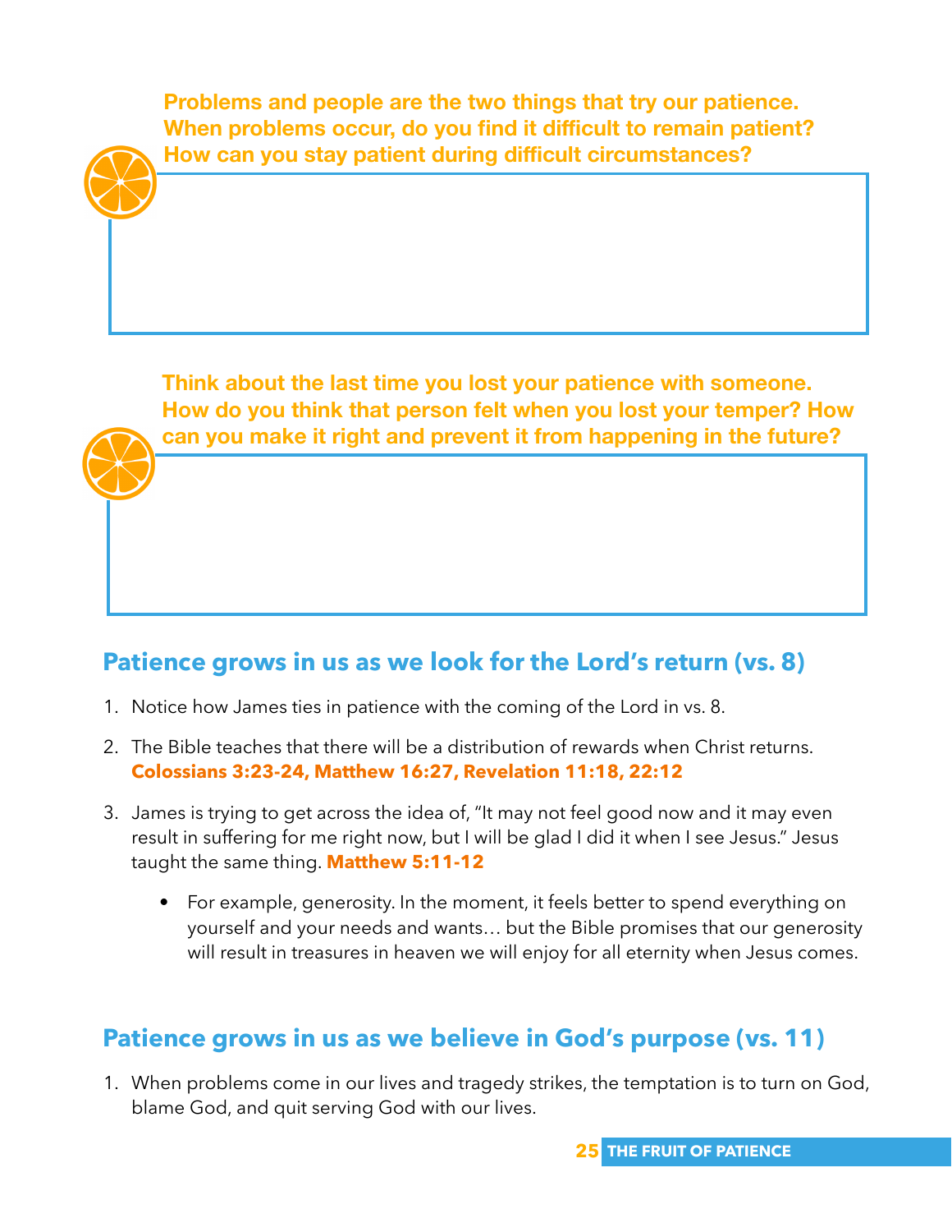**Problems and people are the two things that try our patience. When problems occur, do you find it difficult to remain patient? How can you stay patient during difficult circumstances?**

**Think about the last time you lost your patience with someone. How do you think that person felt when you lost your temper? How can you make it right and prevent it from happening in the future?**

## Patience grows in us as we look for the Lord's return (vs. 8)

1. Notice how James ties in patience with the coming of the Lord in vs. 8.
2. The Bible teaches that there will be a distribution of rewards when Christ returns. **Colossians 3:23-24, Matthew 16:27, Revelation 11:18, 22:12**
3. James is trying to get across the idea of, "It may not feel good now and it may even result in suffering for me right now, but I will be glad I did it when I see Jesus." Jesus taught the same thing. **Matthew 5:11-12**
   - For example, generosity. In the moment, it feels better to spend everything on yourself and your needs and wants… but the Bible promises that our generosity will result in treasures in heaven we will enjoy for all eternity when Jesus comes.

## Patience grows in us as we believe in God's purpose (vs. 11)

1. When problems come in our lives and tragedy strikes, the temptation is to turn on God, blame God, and quit serving God with our lives.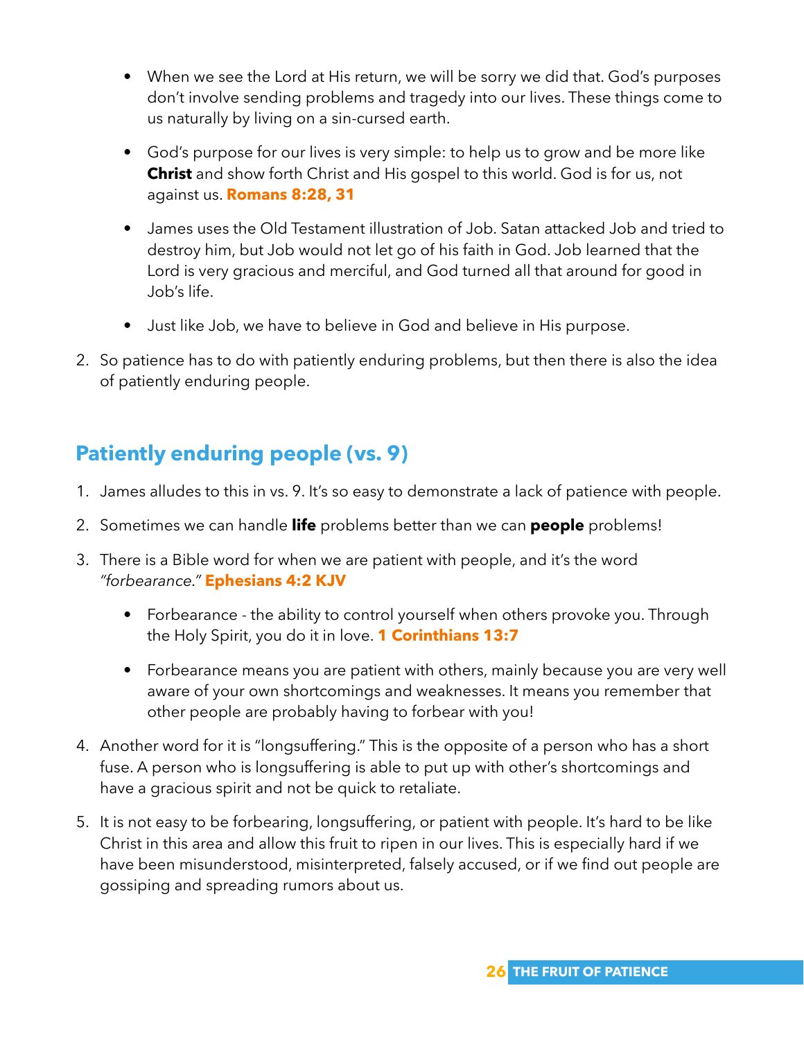- When we see the Lord at His return, we will be sorry we did that. God's purposes don't involve sending problems and tragedy into our lives. These things come to us naturally by living on a sin-cursed earth.

- God's purpose for our lives is very simple: to help us to grow and be more like **Christ** and show forth Christ and His gospel to this world. God is for us, not against us. **Romans 8:28, 31**

- James uses the Old Testament illustration of Job. Satan attacked Job and tried to destroy him, but Job would not let go of his faith in God. Job learned that the Lord is very gracious and merciful, and God turned all that around for good in Job's life.

- Just like Job, we have to believe in God and believe in His purpose.

2. So patience has to do with patiently enduring problems, but then there is also the idea of patiently enduring people.

## Patiently enduring people (vs. 9)

1. James alludes to this in vs. 9. It's so easy to demonstrate a lack of patience with people.

2. Sometimes we can handle **life** problems better than we can **people** problems!

3. There is a Bible word for when we are patient with people, and it's the word *"forbearance."* **Ephesians 4:2 KJV**

    - Forbearance - the ability to control yourself when others provoke you. Through the Holy Spirit, you do it in love. **1 Corinthians 13:7**

    - Forbearance means you are patient with others, mainly because you are very well aware of your own shortcomings and weaknesses. It means you remember that other people are probably having to forbear with you!

4. Another word for it is "longsuffering." This is the opposite of a person who has a short fuse. A person who is longsuffering is able to put up with other's shortcomings and have a gracious spirit and not be quick to retaliate.

5. It is not easy to be forbearing, longsuffering, or patient with people. It's hard to be like Christ in this area and allow this fruit to ripen in our lives. This is especially hard if we have been misunderstood, misinterpreted, falsely accused, or if we find out people are gossiping and spreading rumors about us.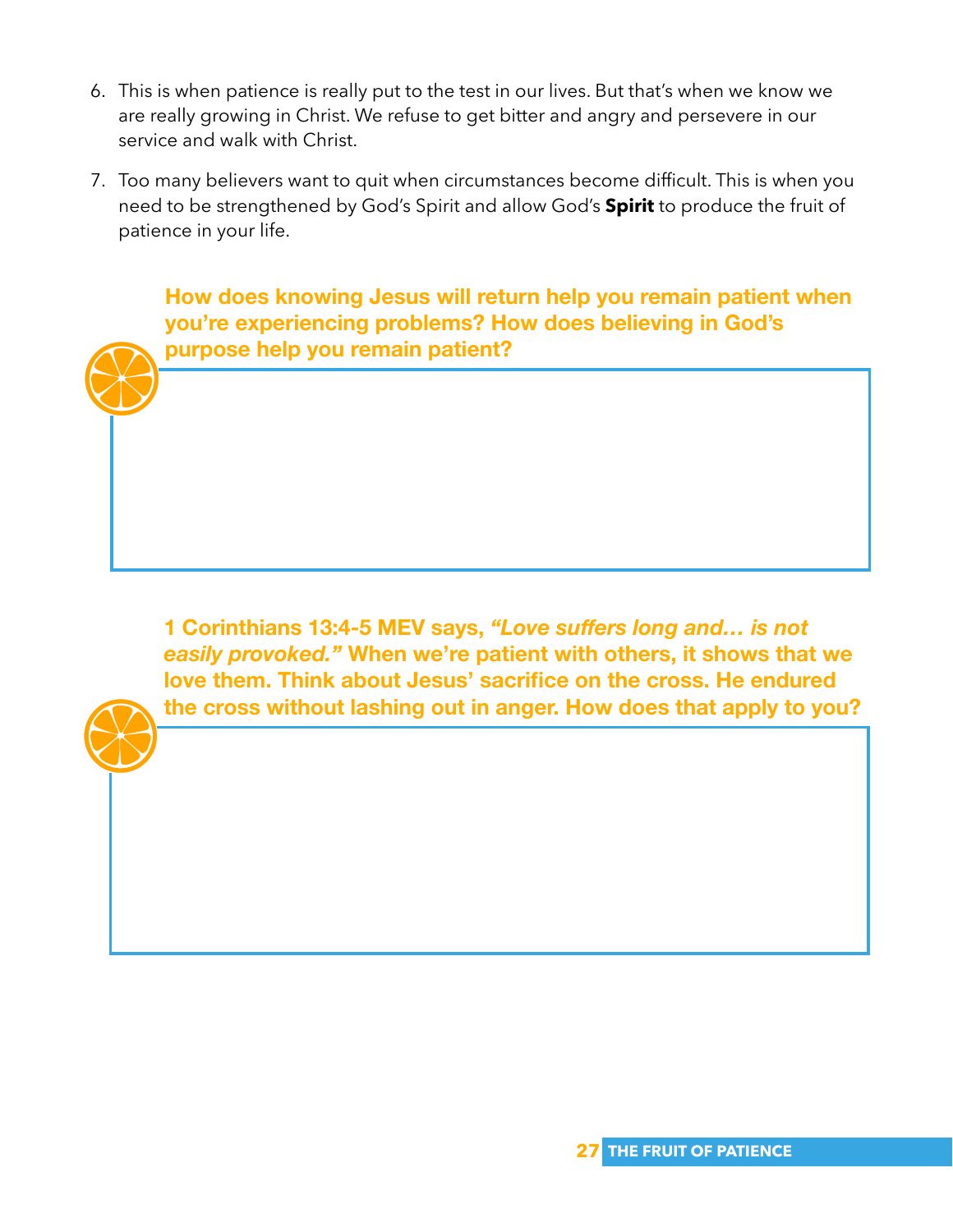6. This is when patience is really put to the test in our lives. But that's when we know we are really growing in Christ. We refuse to get bitter and angry and persevere in our service and walk with Christ.

7. Too many believers want to quit when circumstances become difficult. This is when you need to be strengthened by God's Spirit and allow God's **Spirit** to produce the fruit of patience in your life.

**How does knowing Jesus will return help you remain patient when you're experiencing problems? How does believing in God's purpose help you remain patient?**

**1 Corinthians 13:4-5 MEV says, *"Love suffers long and… is not easily provoked."* When we're patient with others, it shows that we love them. Think about Jesus' sacrifice on the cross. He endured the cross without lashing out in anger. How does that apply to you?**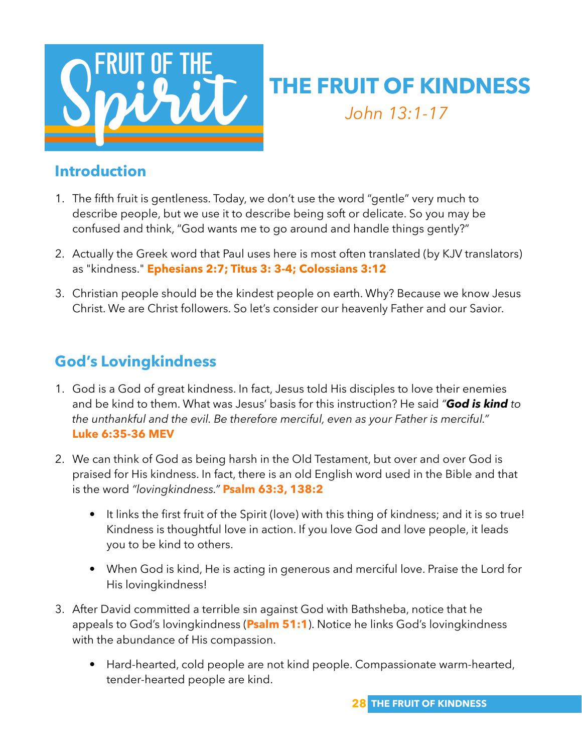FRUIT OF THE Spirit

# THE FRUIT OF KINDNESS

*John 13:1-17*

## Introduction

1. The fifth fruit is gentleness. Today, we don't use the word "gentle" very much to describe people, but we use it to describe being soft or delicate. So you may be confused and think, "God wants me to go around and handle things gently?"

2. Actually the Greek word that Paul uses here is most often translated (by KJV translators) as "kindness." **Ephesians 2:7; Titus 3: 3-4; Colossians 3:12**

3. Christian people should be the kindest people on earth. Why? Because we know Jesus Christ. We are Christ followers. So let's consider our heavenly Father and our Savior.

## God's Lovingkindness

1. God is a God of great kindness. In fact, Jesus told His disciples to love their enemies and be kind to them. What was Jesus' basis for this instruction? He said *"**God is kind** to the unthankful and the evil. Be therefore merciful, even as your Father is merciful."* **Luke 6:35-36 MEV**

2. We can think of God as being harsh in the Old Testament, but over and over God is praised for His kindness. In fact, there is an old English word used in the Bible and that is the word *"lovingkindness."* **Psalm 63:3, 138:2**

    - It links the first fruit of the Spirit (love) with this thing of kindness; and it is so true! Kindness is thoughtful love in action. If you love God and love people, it leads you to be kind to others.

    - When God is kind, He is acting in generous and merciful love. Praise the Lord for His lovingkindness!

3. After David committed a terrible sin against God with Bathsheba, notice that he appeals to God's lovingkindness (**Psalm 51:1**). Notice he links God's lovingkindness with the abundance of His compassion.

    - Hard-hearted, cold people are not kind people. Compassionate warm-hearted, tender-hearted people are kind.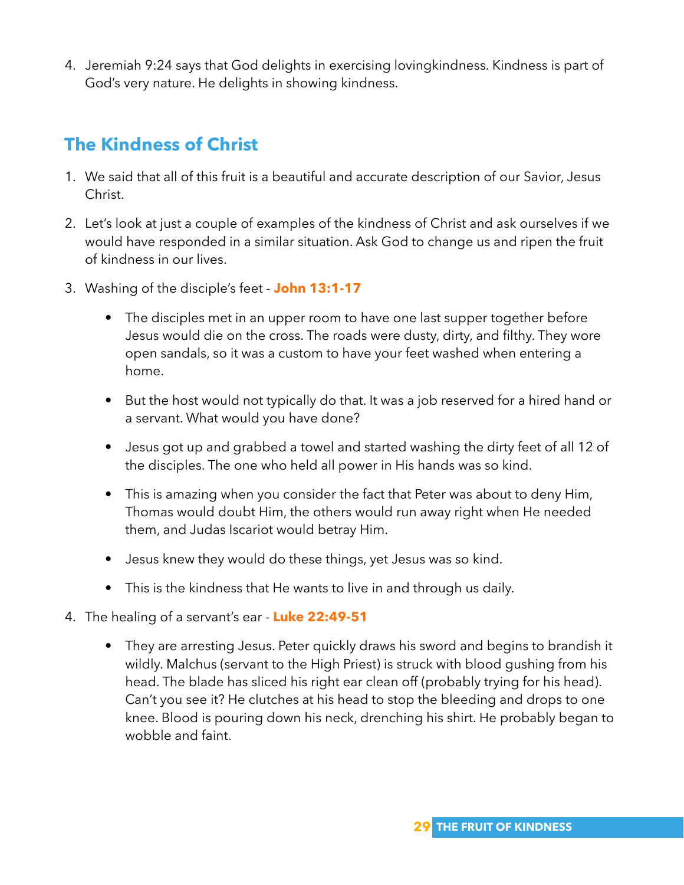4. Jeremiah 9:24 says that God delights in exercising lovingkindness. Kindness is part of God's very nature. He delights in showing kindness.

## The Kindness of Christ

1. We said that all of this fruit is a beautiful and accurate description of our Savior, Jesus Christ.

2. Let's look at just a couple of examples of the kindness of Christ and ask ourselves if we would have responded in a similar situation. Ask God to change us and ripen the fruit of kindness in our lives.

3. Washing of the disciple's feet - **John 13:1-17**

   - The disciples met in an upper room to have one last supper together before Jesus would die on the cross. The roads were dusty, dirty, and filthy. They wore open sandals, so it was a custom to have your feet washed when entering a home.
   - But the host would not typically do that. It was a job reserved for a hired hand or a servant. What would you have done?
   - Jesus got up and grabbed a towel and started washing the dirty feet of all 12 of the disciples. The one who held all power in His hands was so kind.
   - This is amazing when you consider the fact that Peter was about to deny Him, Thomas would doubt Him, the others would run away right when He needed them, and Judas Iscariot would betray Him.
   - Jesus knew they would do these things, yet Jesus was so kind.
   - This is the kindness that He wants to live in and through us daily.

4. The healing of a servant's ear - **Luke 22:49-51**

   - They are arresting Jesus. Peter quickly draws his sword and begins to brandish it wildly. Malchus (servant to the High Priest) is struck with blood gushing from his head. The blade has sliced his right ear clean off (probably trying for his head). Can't you see it? He clutches at his head to stop the bleeding and drops to one knee. Blood is pouring down his neck, drenching his shirt. He probably began to wobble and faint.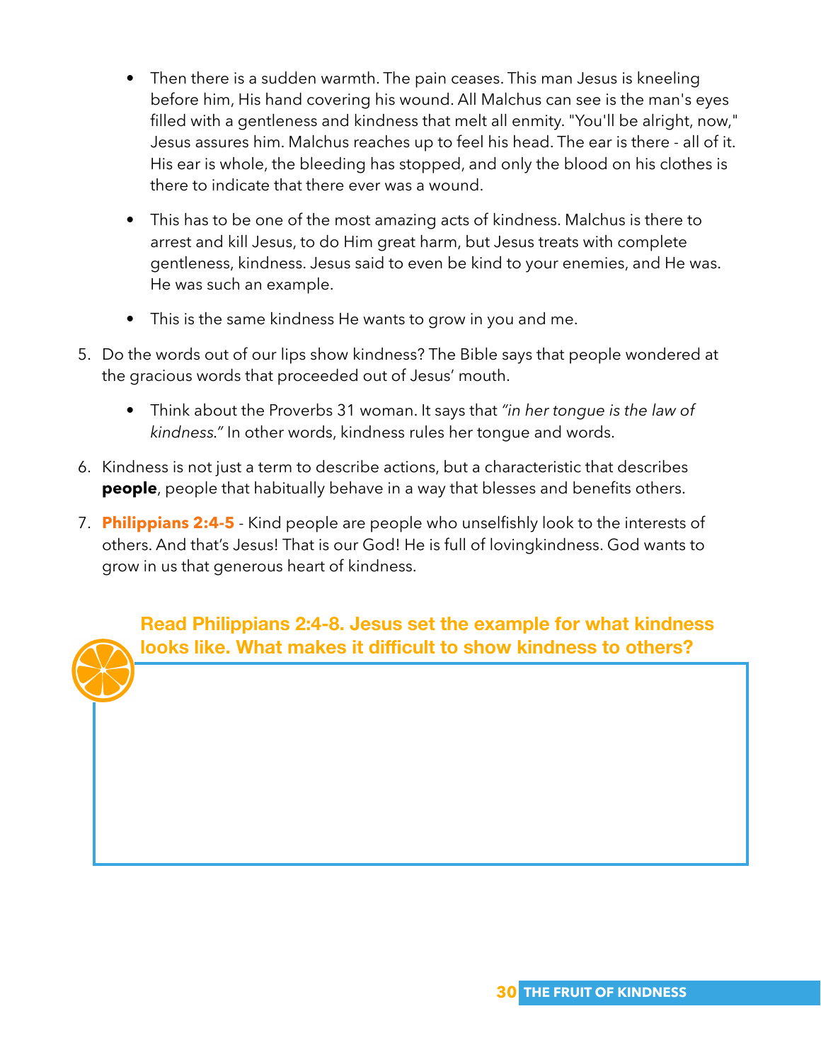- Then there is a sudden warmth. The pain ceases. This man Jesus is kneeling before him, His hand covering his wound. All Malchus can see is the man's eyes filled with a gentleness and kindness that melt all enmity. "You'll be alright, now," Jesus assures him. Malchus reaches up to feel his head. The ear is there - all of it. His ear is whole, the bleeding has stopped, and only the blood on his clothes is there to indicate that there ever was a wound.

- This has to be one of the most amazing acts of kindness. Malchus is there to arrest and kill Jesus, to do Him great harm, but Jesus treats with complete gentleness, kindness. Jesus said to even be kind to your enemies, and He was. He was such an example.

- This is the same kindness He wants to grow in you and me.

5. Do the words out of our lips show kindness? The Bible says that people wondered at the gracious words that proceeded out of Jesus' mouth.

   - Think about the Proverbs 31 woman. It says that *"in her tongue is the law of kindness."* In other words, kindness rules her tongue and words.

6. Kindness is not just a term to describe actions, but a characteristic that describes **people**, people that habitually behave in a way that blesses and benefits others.

7. **Philippians 2:4-5** - Kind people are people who unselfishly look to the interests of others. And that's Jesus! That is our God! He is full of lovingkindness. God wants to grow in us that generous heart of kindness.

**Read Philippians 2:4-8. Jesus set the example for what kindness looks like. What makes it difficult to show kindness to others?**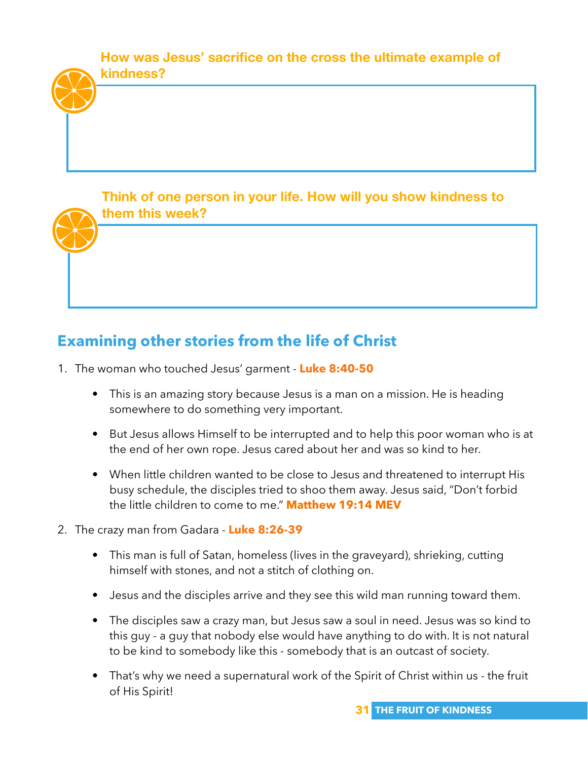**How was Jesus' sacrifice on the cross the ultimate example of kindness?**

**Think of one person in your life. How will you show kindness to them this week?**

## Examining other stories from the life of Christ

1. The woman who touched Jesus' garment - **Luke 8:40-50**

    - This is an amazing story because Jesus is a man on a mission. He is heading somewhere to do something very important.
    - But Jesus allows Himself to be interrupted and to help this poor woman who is at the end of her own rope. Jesus cared about her and was so kind to her.
    - When little children wanted to be close to Jesus and threatened to interrupt His busy schedule, the disciples tried to shoo them away. Jesus said, "Don't forbid the little children to come to me." **Matthew 19:14 MEV**

2. The crazy man from Gadara - **Luke 8:26-39**

    - This man is full of Satan, homeless (lives in the graveyard), shrieking, cutting himself with stones, and not a stitch of clothing on.
    - Jesus and the disciples arrive and they see this wild man running toward them.
    - The disciples saw a crazy man, but Jesus saw a soul in need. Jesus was so kind to this guy - a guy that nobody else would have anything to do with. It is not natural to be kind to somebody like this - somebody that is an outcast of society.
    - That's why we need a supernatural work of the Spirit of Christ within us - the fruit of His Spirit!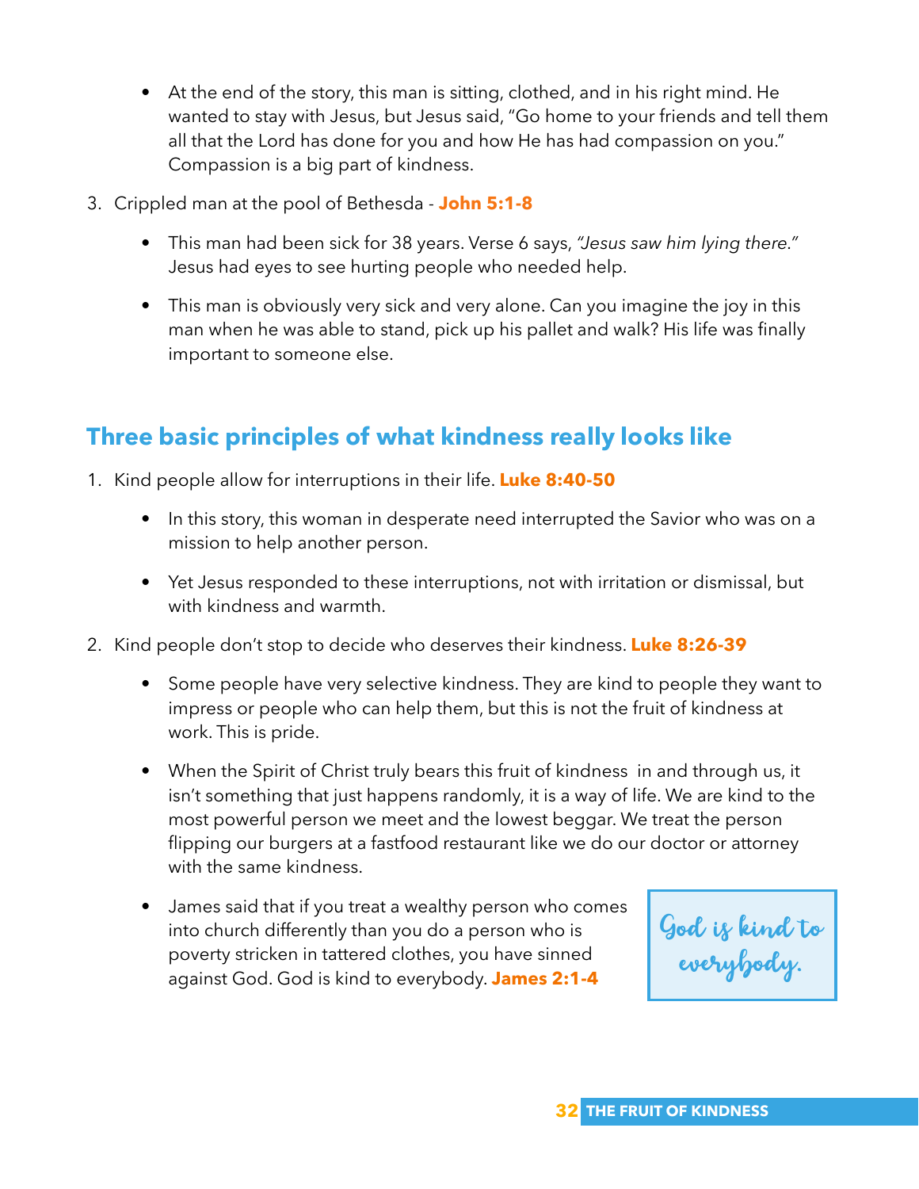- At the end of the story, this man is sitting, clothed, and in his right mind. He wanted to stay with Jesus, but Jesus said, "Go home to your friends and tell them all that the Lord has done for you and how He has had compassion on you." Compassion is a big part of kindness.

3. Crippled man at the pool of Bethesda - **John 5:1-8**

   - This man had been sick for 38 years. Verse 6 says, *"Jesus saw him lying there."* Jesus had eyes to see hurting people who needed help.
   - This man is obviously very sick and very alone. Can you imagine the joy in this man when he was able to stand, pick up his pallet and walk? His life was finally important to someone else.

## Three basic principles of what kindness really looks like

1. Kind people allow for interruptions in their life. **Luke 8:40-50**

   - In this story, this woman in desperate need interrupted the Savior who was on a mission to help another person.
   - Yet Jesus responded to these interruptions, not with irritation or dismissal, but with kindness and warmth.

2. Kind people don't stop to decide who deserves their kindness. **Luke 8:26-39**

   - Some people have very selective kindness. They are kind to people they want to impress or people who can help them, but this is not the fruit of kindness at work. This is pride.
   - When the Spirit of Christ truly bears this fruit of kindness in and through us, it isn't something that just happens randomly, it is a way of life. We are kind to the most powerful person we meet and the lowest beggar. We treat the person flipping our burgers at a fastfood restaurant like we do our doctor or attorney with the same kindness.
   - James said that if you treat a wealthy person who comes into church differently than you do a person who is poverty stricken in tattered clothes, you have sinned against God. God is kind to everybody. **James 2:1-4**

God is kind to everybody.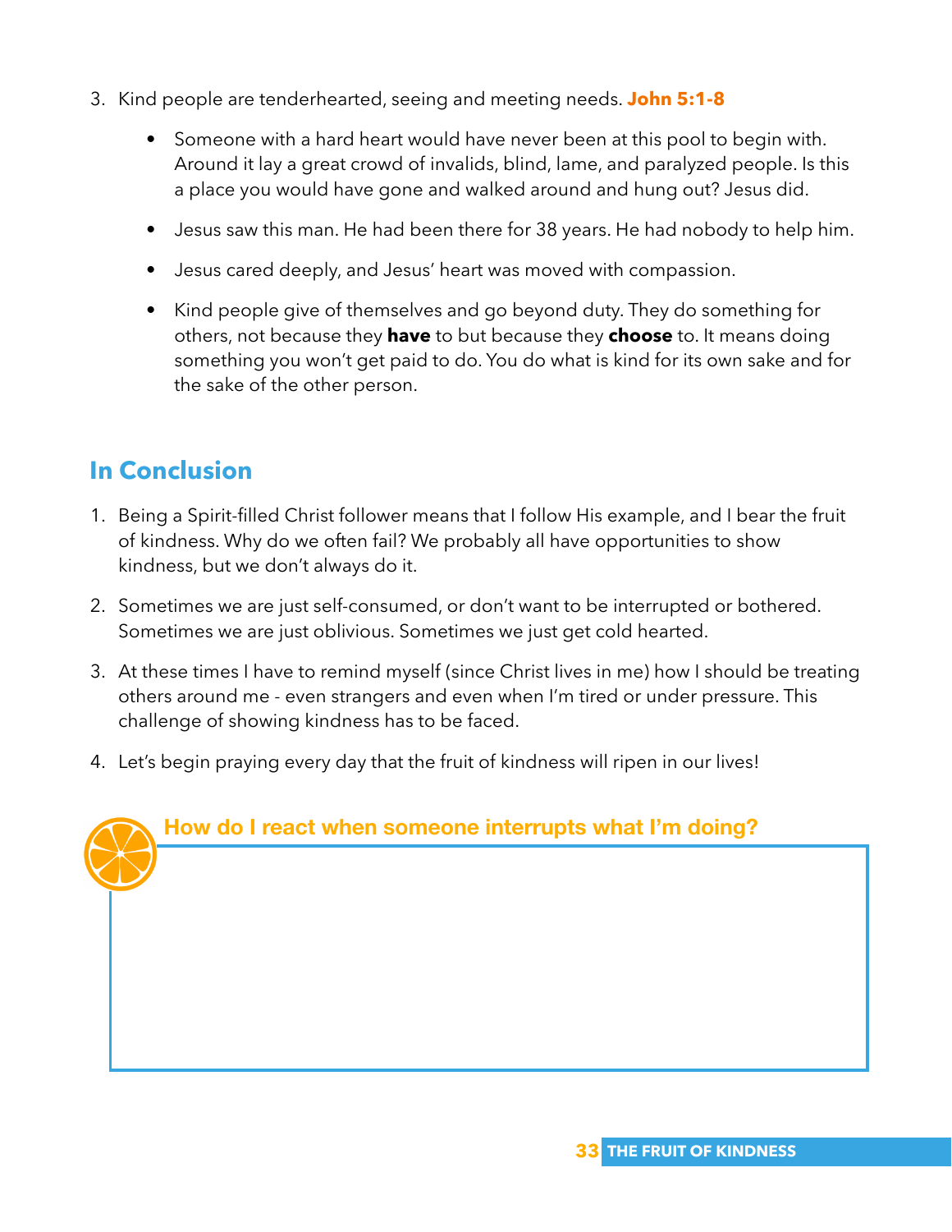3. Kind people are tenderhearted, seeing and meeting needs. **John 5:1-8**

    - Someone with a hard heart would have never been at this pool to begin with. Around it lay a great crowd of invalids, blind, lame, and paralyzed people. Is this a place you would have gone and walked around and hung out? Jesus did.
    - Jesus saw this man. He had been there for 38 years. He had nobody to help him.
    - Jesus cared deeply, and Jesus' heart was moved with compassion.
    - Kind people give of themselves and go beyond duty. They do something for others, not because they **have** to but because they **choose** to. It means doing something you won't get paid to do. You do what is kind for its own sake and for the sake of the other person.

## In Conclusion

1. Being a Spirit-filled Christ follower means that I follow His example, and I bear the fruit of kindness. Why do we often fail? We probably all have opportunities to show kindness, but we don't always do it.
2. Sometimes we are just self-consumed, or don't want to be interrupted or bothered. Sometimes we are just oblivious. Sometimes we just get cold hearted.
3. At these times I have to remind myself (since Christ lives in me) how I should be treating others around me - even strangers and even when I'm tired or under pressure. This challenge of showing kindness has to be faced.
4. Let's begin praying every day that the fruit of kindness will ripen in our lives!

**How do I react when someone interrupts what I'm doing?**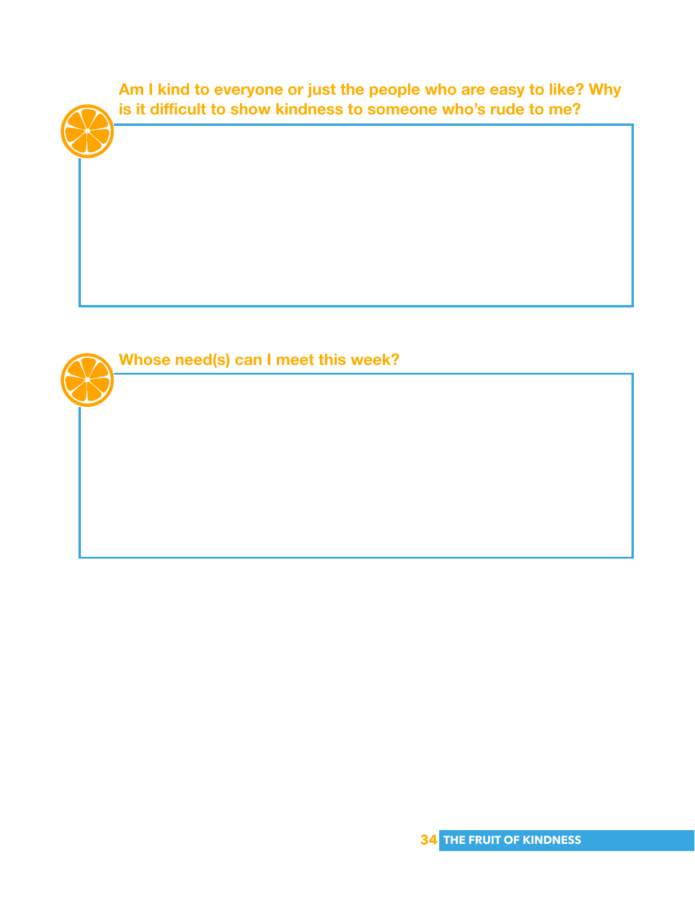**Am I kind to everyone or just the people who are easy to like? Why is it difficult to show kindness to someone who's rude to me?**

**Whose need(s) can I meet this week?**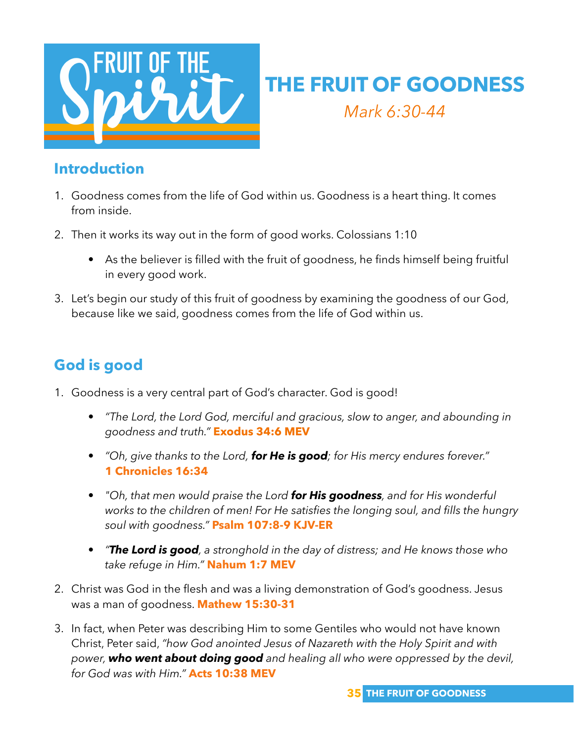FRUIT OF THE Spirit

# THE FRUIT OF GOODNESS

*Mark 6:30-44*

## Introduction

1. Goodness comes from the life of God within us. Goodness is a heart thing. It comes from inside.
2. Then it works its way out in the form of good works. Colossians 1:10
   - As the believer is filled with the fruit of goodness, he finds himself being fruitful in every good work.
3. Let's begin our study of this fruit of goodness by examining the goodness of our God, because like we said, goodness comes from the life of God within us.

## God is good

1. Goodness is a very central part of God's character. God is good!
   - *"The Lord, the Lord God, merciful and gracious, slow to anger, and abounding in goodness and truth."* **Exodus 34:6 MEV**
   - *"Oh, give thanks to the Lord, **for He is good**; for His mercy endures forever."* **1 Chronicles 16:34**
   - *"Oh, that men would praise the Lord **for His goodness**, and for His wonderful works to the children of men! For He satisfies the longing soul, and fills the hungry soul with goodness."* **Psalm 107:8-9 KJV-ER**
   - *"**The Lord is good**, a stronghold in the day of distress; and He knows those who take refuge in Him."* **Nahum 1:7 MEV**
2. Christ was God in the flesh and was a living demonstration of God's goodness. Jesus was a man of goodness. **Mathew 15:30-31**
3. In fact, when Peter was describing Him to some Gentiles who would not have known Christ, Peter said, *"how God anointed Jesus of Nazareth with the Holy Spirit and with power, **who went about doing good** and healing all who were oppressed by the devil, for God was with Him."* **Acts 10:38 MEV**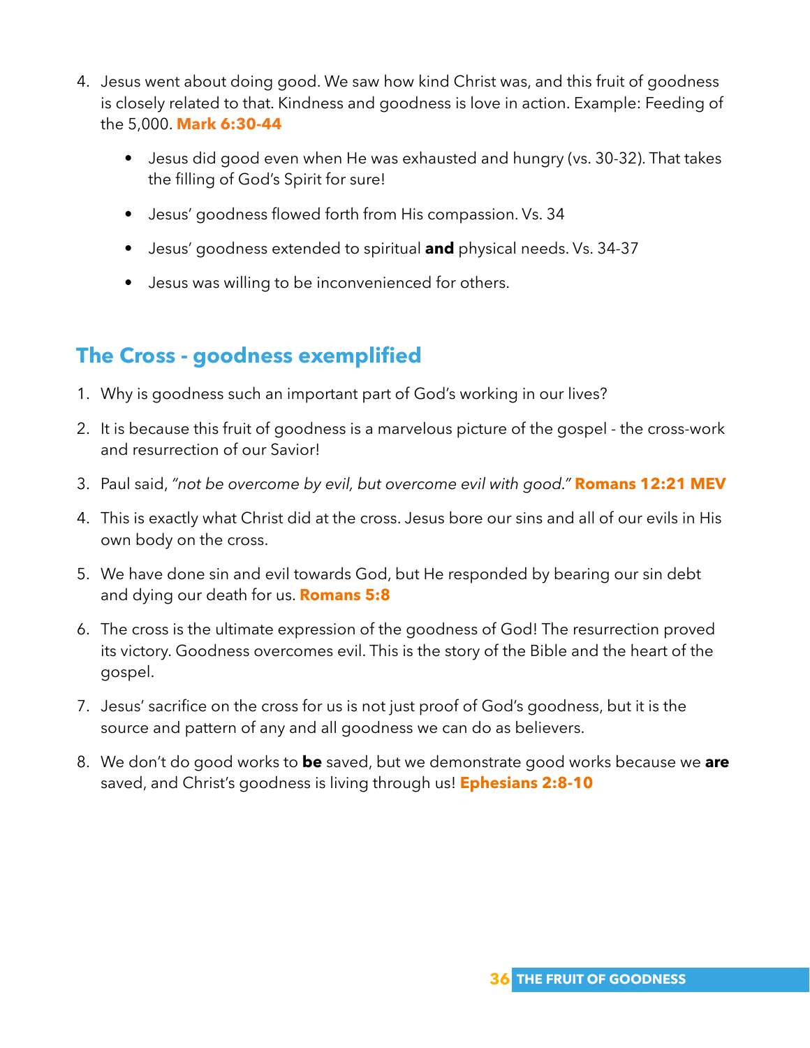4. Jesus went about doing good. We saw how kind Christ was, and this fruit of goodness is closely related to that. Kindness and goodness is love in action. Example: Feeding of the 5,000. **Mark 6:30-44**

    - Jesus did good even when He was exhausted and hungry (vs. 30-32). That takes the filling of God's Spirit for sure!
    - Jesus' goodness flowed forth from His compassion. Vs. 34
    - Jesus' goodness extended to spiritual **and** physical needs. Vs. 34-37
    - Jesus was willing to be inconvenienced for others.

## The Cross - goodness exemplified

1. Why is goodness such an important part of God's working in our lives?
2. It is because this fruit of goodness is a marvelous picture of the gospel - the cross-work and resurrection of our Savior!
3. Paul said, *"not be overcome by evil, but overcome evil with good."* **Romans 12:21 MEV**
4. This is exactly what Christ did at the cross. Jesus bore our sins and all of our evils in His own body on the cross.
5. We have done sin and evil towards God, but He responded by bearing our sin debt and dying our death for us. **Romans 5:8**
6. The cross is the ultimate expression of the goodness of God! The resurrection proved its victory. Goodness overcomes evil. This is the story of the Bible and the heart of the gospel.
7. Jesus' sacrifice on the cross for us is not just proof of God's goodness, but it is the source and pattern of any and all goodness we can do as believers.
8. We don't do good works to **be** saved, but we demonstrate good works because we **are** saved, and Christ's goodness is living through us! **Ephesians 2:8-10**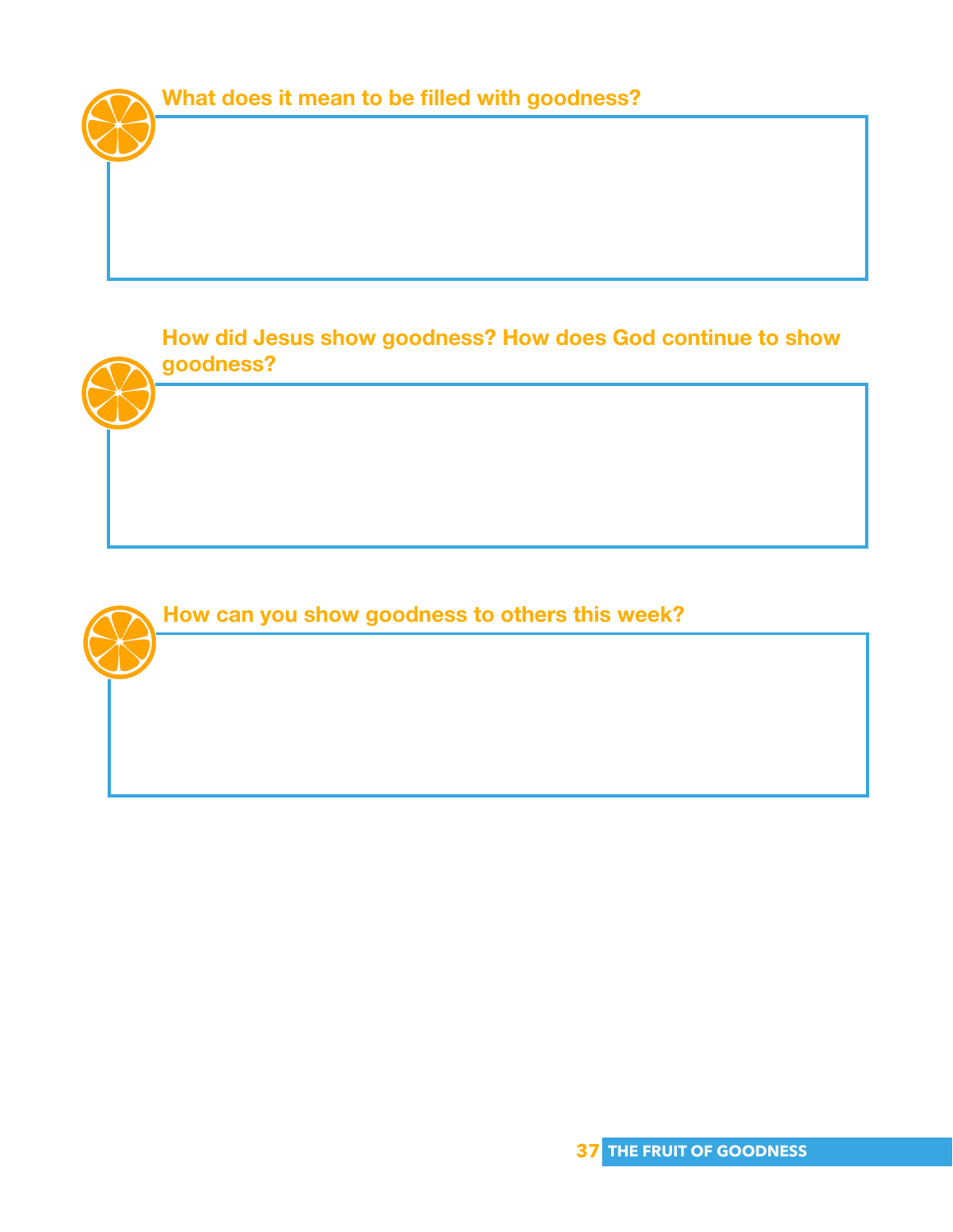### What does it mean to be filled with goodness?

### How did Jesus show goodness? How does God continue to show goodness?

### How can you show goodness to others this week?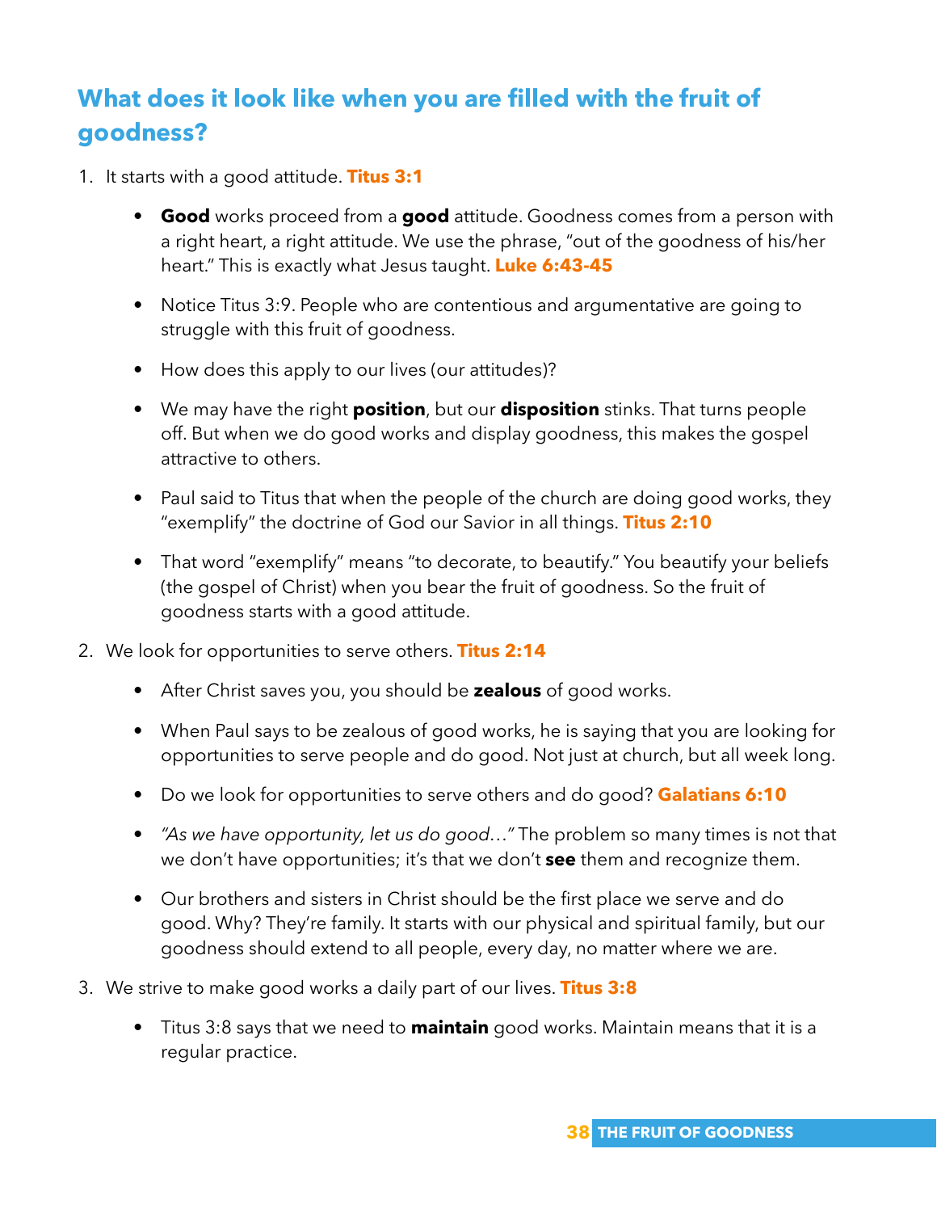## What does it look like when you are filled with the fruit of goodness?

1. It starts with a good attitude. **Titus 3:1**

    - **Good** works proceed from a **good** attitude. Goodness comes from a person with a right heart, a right attitude. We use the phrase, "out of the goodness of his/her heart." This is exactly what Jesus taught. **Luke 6:43-45**
    - Notice Titus 3:9. People who are contentious and argumentative are going to struggle with this fruit of goodness.
    - How does this apply to our lives (our attitudes)?
    - We may have the right **position**, but our **disposition** stinks. That turns people off. But when we do good works and display goodness, this makes the gospel attractive to others.
    - Paul said to Titus that when the people of the church are doing good works, they "exemplify" the doctrine of God our Savior in all things. **Titus 2:10**
    - That word "exemplify" means "to decorate, to beautify." You beautify your beliefs (the gospel of Christ) when you bear the fruit of goodness. So the fruit of goodness starts with a good attitude.

2. We look for opportunities to serve others. **Titus 2:14**

    - After Christ saves you, you should be **zealous** of good works.
    - When Paul says to be zealous of good works, he is saying that you are looking for opportunities to serve people and do good. Not just at church, but all week long.
    - Do we look for opportunities to serve others and do good? **Galatians 6:10**
    - *"As we have opportunity, let us do good…"* The problem so many times is not that we don't have opportunities; it's that we don't **see** them and recognize them.
    - Our brothers and sisters in Christ should be the first place we serve and do good. Why? They're family. It starts with our physical and spiritual family, but our goodness should extend to all people, every day, no matter where we are.

3. We strive to make good works a daily part of our lives. **Titus 3:8**

    - Titus 3:8 says that we need to **maintain** good works. Maintain means that it is a regular practice.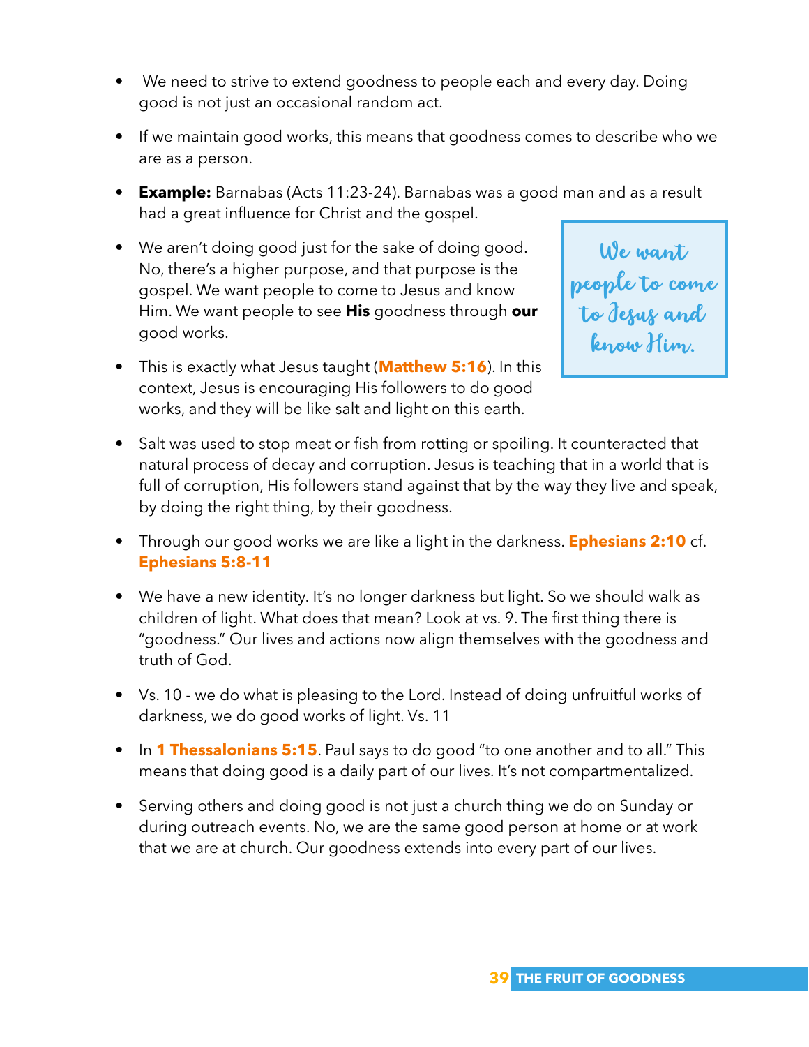- We need to strive to extend goodness to people each and every day. Doing good is not just an occasional random act.

- If we maintain good works, this means that goodness comes to describe who we are as a person.

- **Example:** Barnabas (Acts 11:23-24). Barnabas was a good man and as a result had a great influence for Christ and the gospel.

- We aren't doing good just for the sake of doing good. No, there's a higher purpose, and that purpose is the gospel. We want people to come to Jesus and know Him. We want people to see **His** goodness through **our** good works.

> We want people to come to Jesus and know Him.

- This is exactly what Jesus taught (**Matthew 5:16**). In this context, Jesus is encouraging His followers to do good works, and they will be like salt and light on this earth.

- Salt was used to stop meat or fish from rotting or spoiling. It counteracted that natural process of decay and corruption. Jesus is teaching that in a world that is full of corruption, His followers stand against that by the way they live and speak, by doing the right thing, by their goodness.

- Through our good works we are like a light in the darkness. **Ephesians 2:10** cf. **Ephesians 5:8-11**

- We have a new identity. It's no longer darkness but light. So we should walk as children of light. What does that mean? Look at vs. 9. The first thing there is "goodness." Our lives and actions now align themselves with the goodness and truth of God.

- Vs. 10 - we do what is pleasing to the Lord. Instead of doing unfruitful works of darkness, we do good works of light. Vs. 11

- In **1 Thessalonians 5:15**. Paul says to do good "to one another and to all." This means that doing good is a daily part of our lives. It's not compartmentalized.

- Serving others and doing good is not just a church thing we do on Sunday or during outreach events. No, we are the same good person at home or at work that we are at church. Our goodness extends into every part of our lives.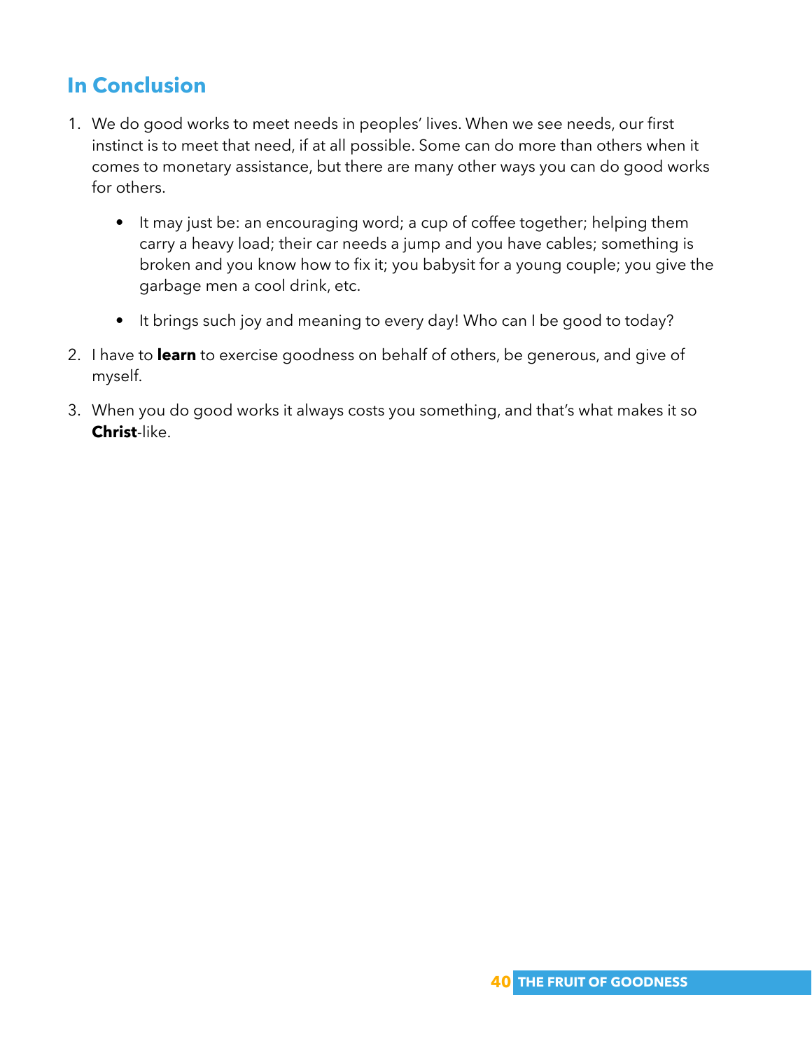## In Conclusion

1. We do good works to meet needs in peoples' lives. When we see needs, our first instinct is to meet that need, if at all possible. Some can do more than others when it comes to monetary assistance, but there are many other ways you can do good works for others.

    - It may just be: an encouraging word; a cup of coffee together; helping them carry a heavy load; their car needs a jump and you have cables; something is broken and you know how to fix it; you babysit for a young couple; you give the garbage men a cool drink, etc.

    - It brings such joy and meaning to every day! Who can I be good to today?

2. I have to **learn** to exercise goodness on behalf of others, be generous, and give of myself.

3. When you do good works it always costs you something, and that's what makes it so **Christ**-like.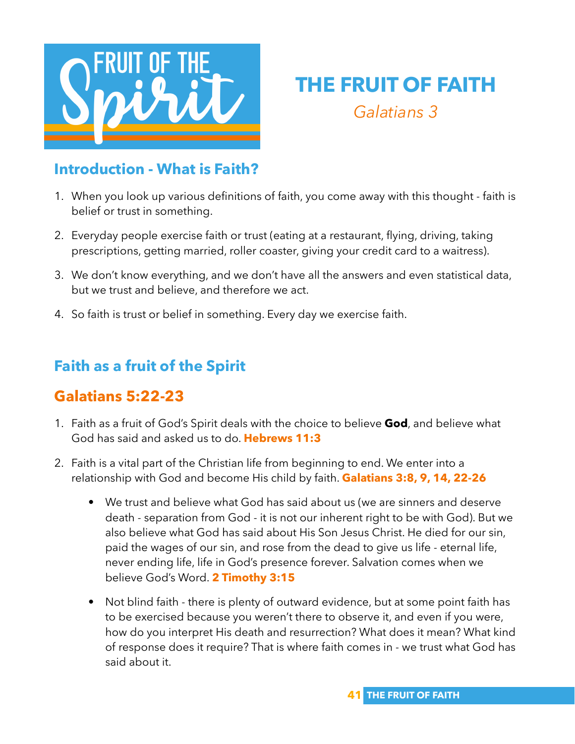FRUIT OF THE Spirit

# THE FRUIT OF FAITH

*Galatians 3*

## Introduction - What is Faith?

1. When you look up various definitions of faith, you come away with this thought - faith is belief or trust in something.
2. Everyday people exercise faith or trust (eating at a restaurant, flying, driving, taking prescriptions, getting married, roller coaster, giving your credit card to a waitress).
3. We don't know everything, and we don't have all the answers and even statistical data, but we trust and believe, and therefore we act.
4. So faith is trust or belief in something. Every day we exercise faith.

## Faith as a fruit of the Spirit

## Galatians 5:22-23

1. Faith as a fruit of God's Spirit deals with the choice to believe **God**, and believe what God has said and asked us to do. **Hebrews 11:3**
2. Faith is a vital part of the Christian life from beginning to end. We enter into a relationship with God and become His child by faith. **Galatians 3:8, 9, 14, 22-26**
   - We trust and believe what God has said about us (we are sinners and deserve death - separation from God - it is not our inherent right to be with God). But we also believe what God has said about His Son Jesus Christ. He died for our sin, paid the wages of our sin, and rose from the dead to give us life - eternal life, never ending life, life in God's presence forever. Salvation comes when we believe God's Word. **2 Timothy 3:15**
   - Not blind faith - there is plenty of outward evidence, but at some point faith has to be exercised because you weren't there to observe it, and even if you were, how do you interpret His death and resurrection? What does it mean? What kind of response does it require? That is where faith comes in - we trust what God has said about it.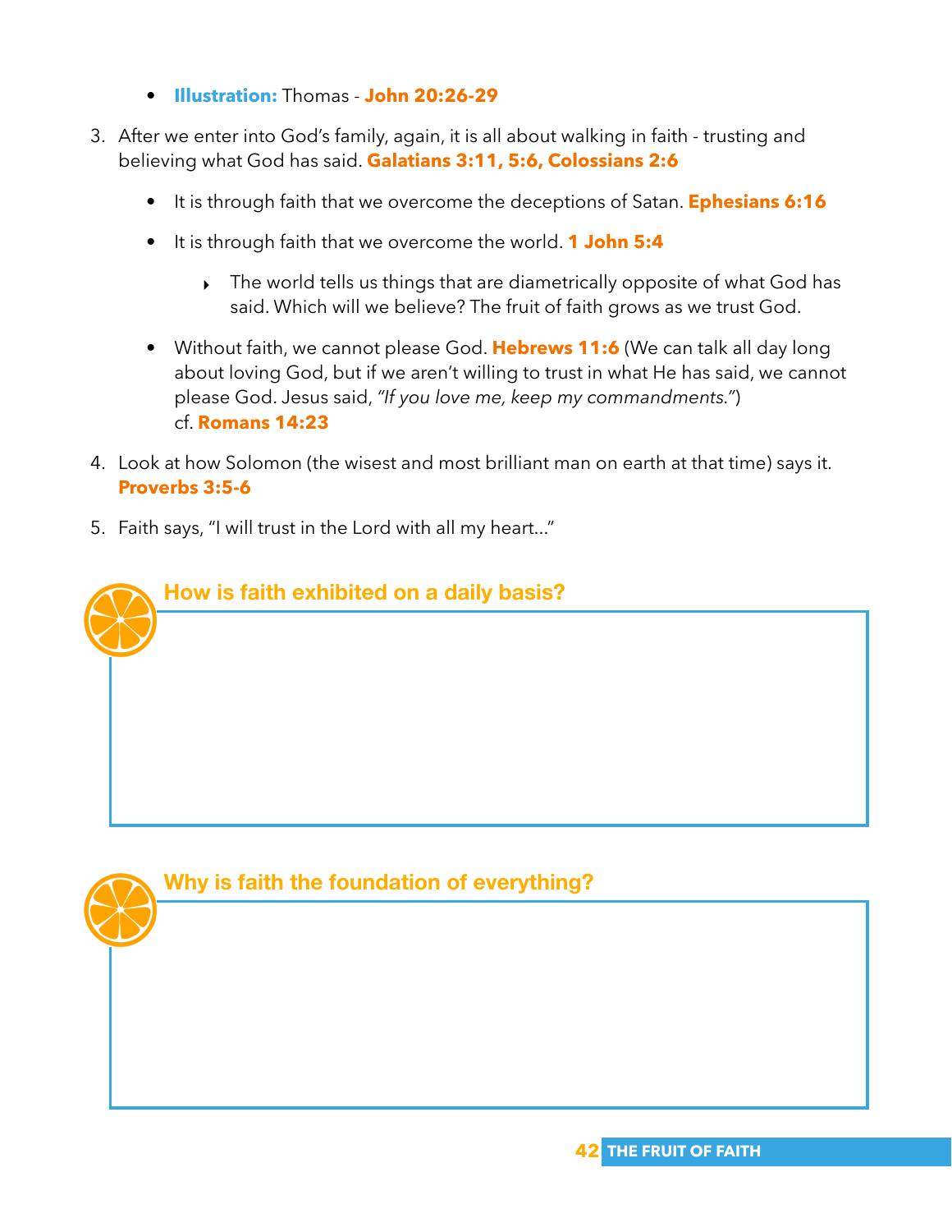- **Illustration:** Thomas - **John 20:26-29**

3. After we enter into God's family, again, it is all about walking in faith - trusting and believing what God has said. **Galatians 3:11, 5:6, Colossians 2:6**

    - It is through faith that we overcome the deceptions of Satan. **Ephesians 6:16**
    - It is through faith that we overcome the world. **1 John 5:4**
        - The world tells us things that are diametrically opposite of what God has said. Which will we believe? The fruit of faith grows as we trust God.
    - Without faith, we cannot please God. **Hebrews 11:6** (We can talk all day long about loving God, but if we aren't willing to trust in what He has said, we cannot please God. Jesus said, *"If you love me, keep my commandments."*) cf. **Romans 14:23**

4. Look at how Solomon (the wisest and most brilliant man on earth at that time) says it. **Proverbs 3:5-6**

5. Faith says, "I will trust in the Lord with all my heart..."

### How is faith exhibited on a daily basis?

### Why is faith the foundation of everything?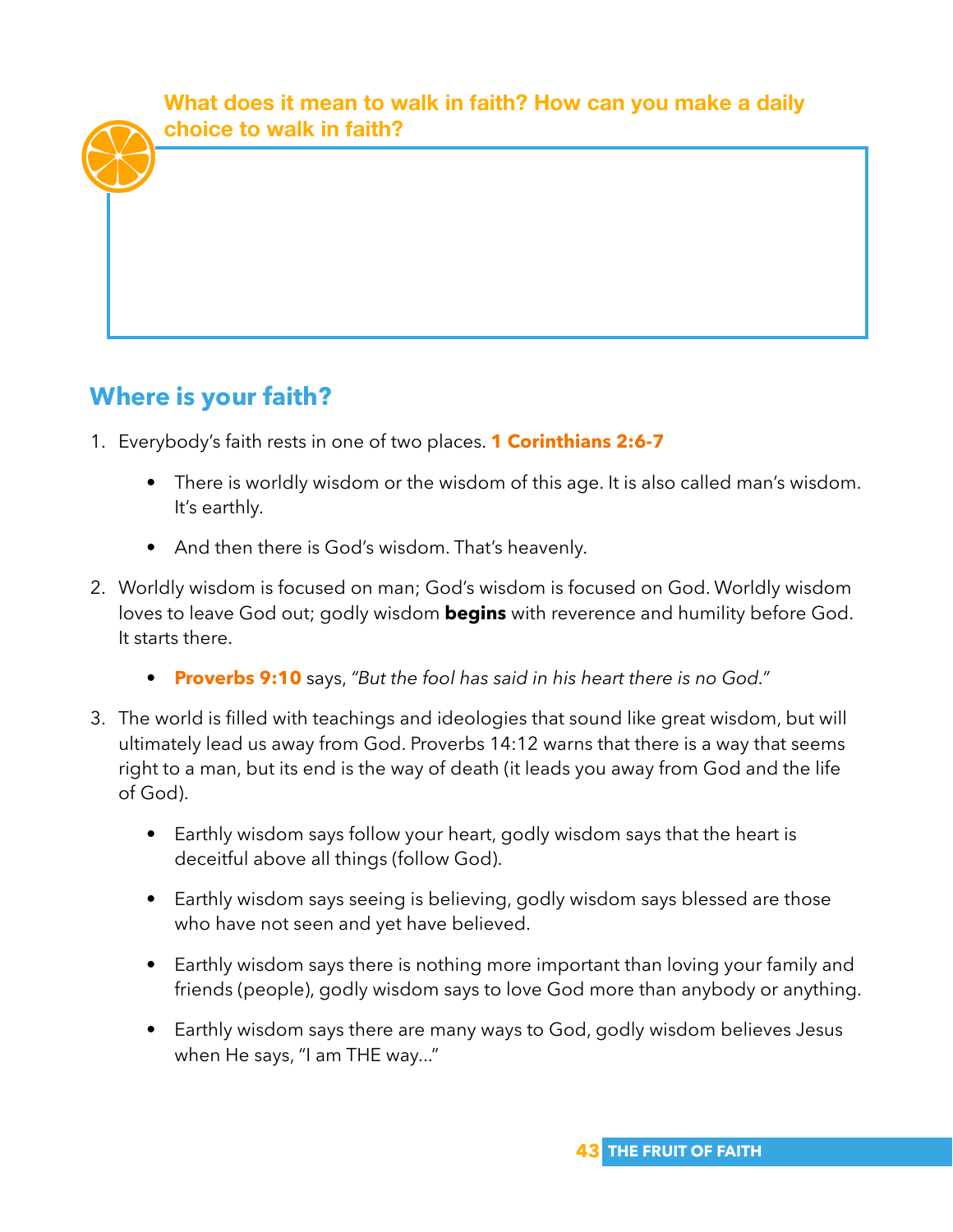**What does it mean to walk in faith? How can you make a daily choice to walk in faith?**

## Where is your faith?

1. Everybody's faith rests in one of two places. **1 Corinthians 2:6-7**
   - There is worldly wisdom or the wisdom of this age. It is also called man's wisdom. It's earthly.
   - And then there is God's wisdom. That's heavenly.
2. Worldly wisdom is focused on man; God's wisdom is focused on God. Worldly wisdom loves to leave God out; godly wisdom **begins** with reverence and humility before God. It starts there.
   - **Proverbs 9:10** says, *"But the fool has said in his heart there is no God."*
3. The world is filled with teachings and ideologies that sound like great wisdom, but will ultimately lead us away from God. Proverbs 14:12 warns that there is a way that seems right to a man, but its end is the way of death (it leads you away from God and the life of God).
   - Earthly wisdom says follow your heart, godly wisdom says that the heart is deceitful above all things (follow God).
   - Earthly wisdom says seeing is believing, godly wisdom says blessed are those who have not seen and yet have believed.
   - Earthly wisdom says there is nothing more important than loving your family and friends (people), godly wisdom says to love God more than anybody or anything.
   - Earthly wisdom says there are many ways to God, godly wisdom believes Jesus when He says, "I am THE way..."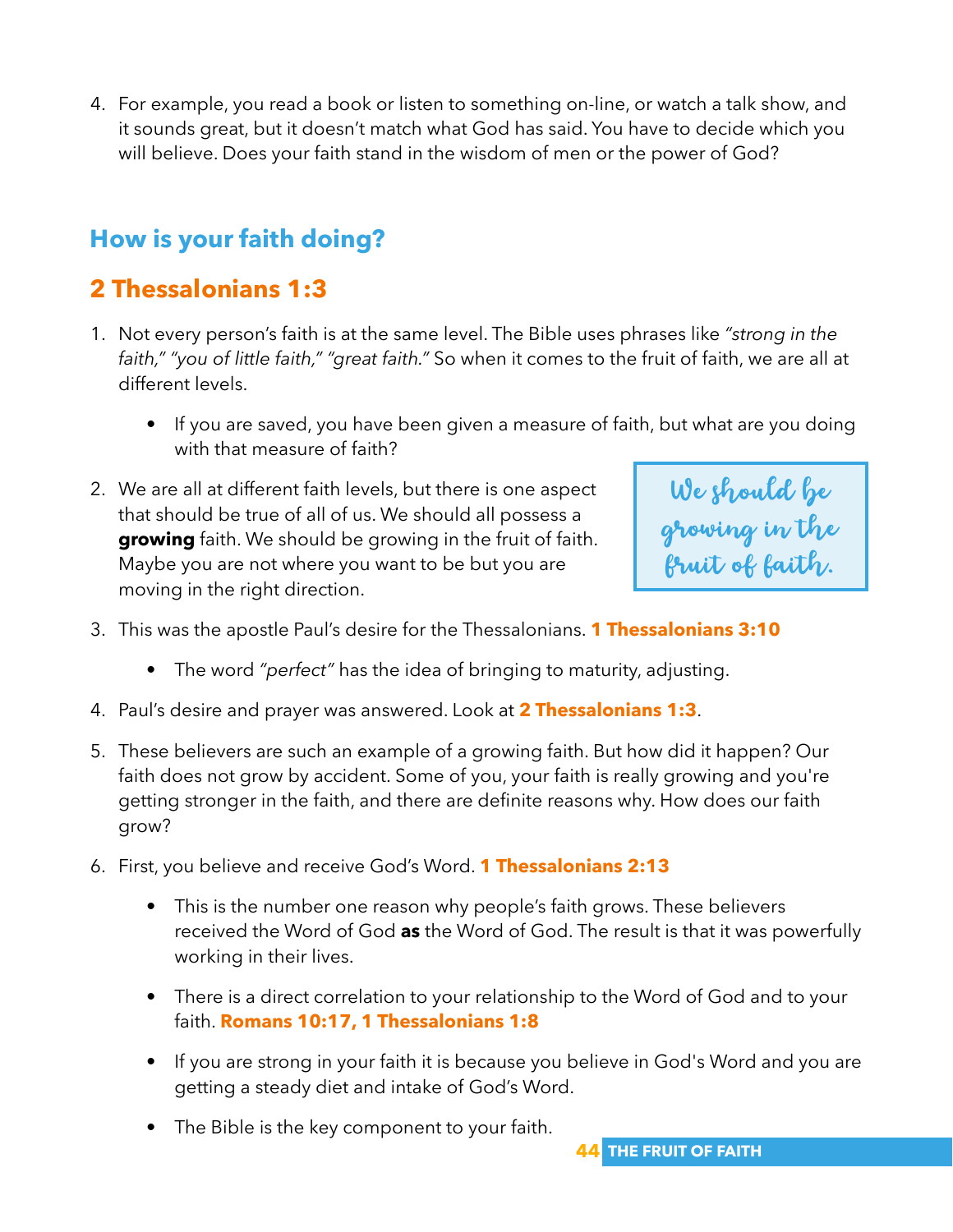4. For example, you read a book or listen to something on-line, or watch a talk show, and it sounds great, but it doesn't match what God has said. You have to decide which you will believe. Does your faith stand in the wisdom of men or the power of God?

## How is your faith doing?

## 2 Thessalonians 1:3

1. Not every person's faith is at the same level. The Bible uses phrases like *"strong in the faith," "you of little faith," "great faith."* So when it comes to the fruit of faith, we are all at different levels.
    - If you are saved, you have been given a measure of faith, but what are you doing with that measure of faith?
2. We are all at different faith levels, but there is one aspect that should be true of all of us. We should all possess a **growing** faith. We should be growing in the fruit of faith. Maybe you are not where you want to be but you are moving in the right direction.

> We should be growing in the fruit of faith.

3. This was the apostle Paul's desire for the Thessalonians. **1 Thessalonians 3:10**
    - The word *"perfect"* has the idea of bringing to maturity, adjusting.
4. Paul's desire and prayer was answered. Look at **2 Thessalonians 1:3**.
5. These believers are such an example of a growing faith. But how did it happen? Our faith does not grow by accident. Some of you, your faith is really growing and you're getting stronger in the faith, and there are definite reasons why. How does our faith grow?
6. First, you believe and receive God's Word. **1 Thessalonians 2:13**
    - This is the number one reason why people's faith grows. These believers received the Word of God **as** the Word of God. The result is that it was powerfully working in their lives.
    - There is a direct correlation to your relationship to the Word of God and to your faith. **Romans 10:17, 1 Thessalonians 1:8**
    - If you are strong in your faith it is because you believe in God's Word and you are getting a steady diet and intake of God's Word.
    - The Bible is the key component to your faith.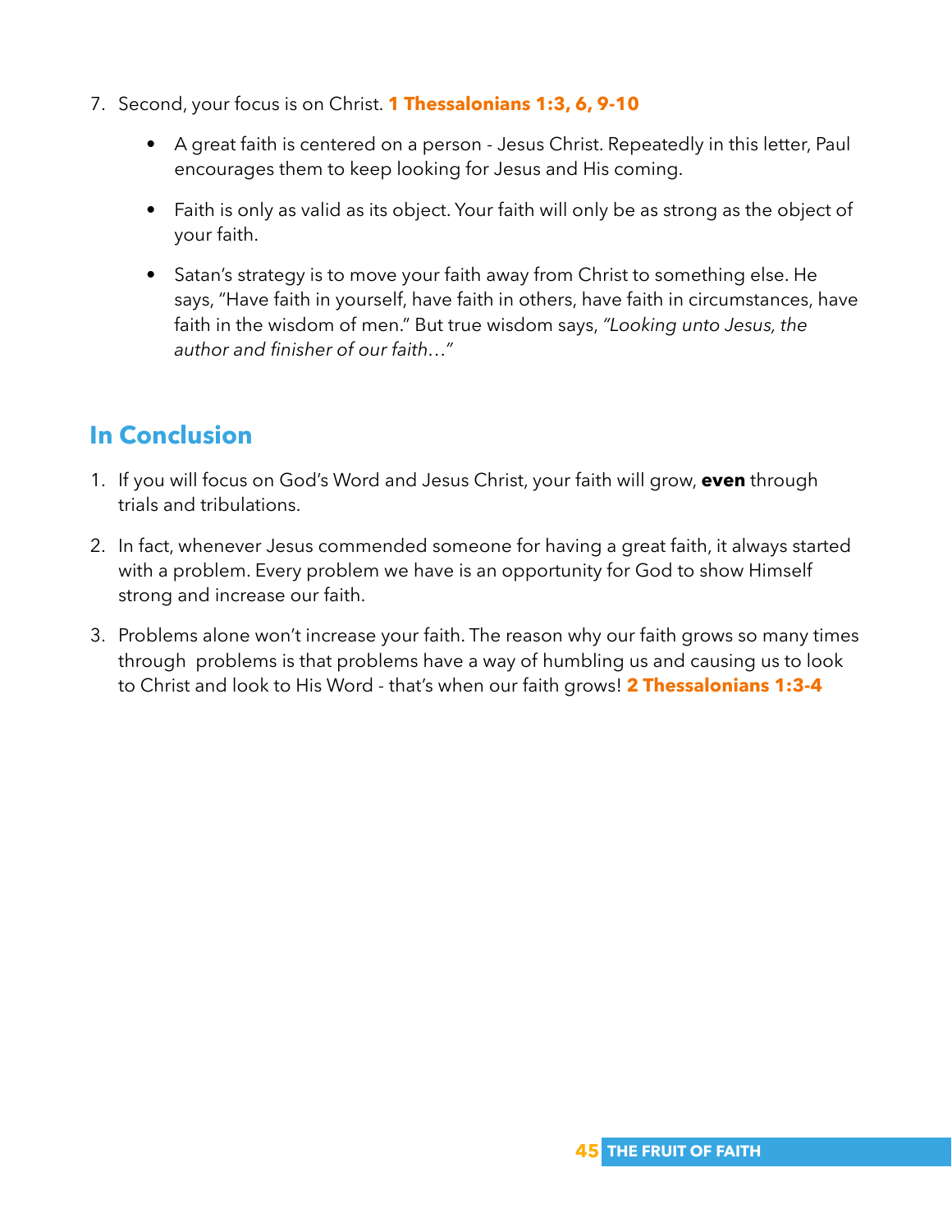7. Second, your focus is on Christ. **1 Thessalonians 1:3, 6, 9-10**

    - A great faith is centered on a person - Jesus Christ. Repeatedly in this letter, Paul encourages them to keep looking for Jesus and His coming.
    - Faith is only as valid as its object. Your faith will only be as strong as the object of your faith.
    - Satan's strategy is to move your faith away from Christ to something else. He says, "Have faith in yourself, have faith in others, have faith in circumstances, have faith in the wisdom of men." But true wisdom says, *"Looking unto Jesus, the author and finisher of our faith…"*

## In Conclusion

1. If you will focus on God's Word and Jesus Christ, your faith will grow, **even** through trials and tribulations.
2. In fact, whenever Jesus commended someone for having a great faith, it always started with a problem. Every problem we have is an opportunity for God to show Himself strong and increase our faith.
3. Problems alone won't increase your faith. The reason why our faith grows so many times through problems is that problems have a way of humbling us and causing us to look to Christ and look to His Word - that's when our faith grows! **2 Thessalonians 1:3-4**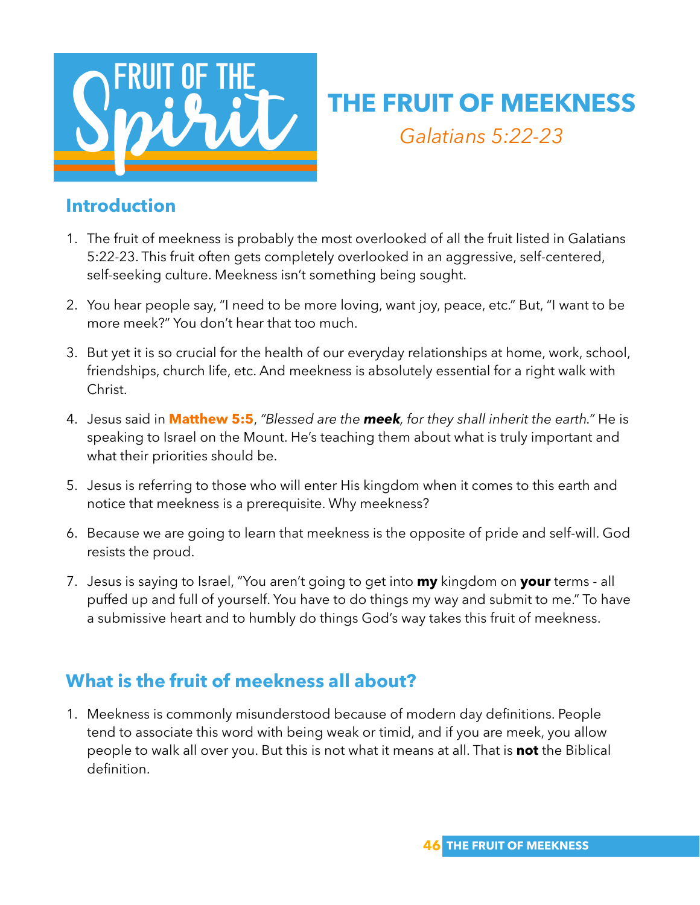# THE FRUIT OF MEEKNESS

*Galatians 5:22-23*

## Introduction

1. The fruit of meekness is probably the most overlooked of all the fruit listed in Galatians 5:22-23. This fruit often gets completely overlooked in an aggressive, self-centered, self-seeking culture. Meekness isn't something being sought.

2. You hear people say, "I need to be more loving, want joy, peace, etc." But, "I want to be more meek?" You don't hear that too much.

3. But yet it is so crucial for the health of our everyday relationships at home, work, school, friendships, church life, etc. And meekness is absolutely essential for a right walk with Christ.

4. Jesus said in **Matthew 5:5**, *"Blessed are the **meek**, for they shall inherit the earth."* He is speaking to Israel on the Mount. He's teaching them about what is truly important and what their priorities should be.

5. Jesus is referring to those who will enter His kingdom when it comes to this earth and notice that meekness is a prerequisite. Why meekness?

6. Because we are going to learn that meekness is the opposite of pride and self-will. God resists the proud.

7. Jesus is saying to Israel, "You aren't going to get into **my** kingdom on **your** terms - all puffed up and full of yourself. You have to do things my way and submit to me." To have a submissive heart and to humbly do things God's way takes this fruit of meekness.

## What is the fruit of meekness all about?

1. Meekness is commonly misunderstood because of modern day definitions. People tend to associate this word with being weak or timid, and if you are meek, you allow people to walk all over you. But this is not what it means at all. That is **not** the Biblical definition.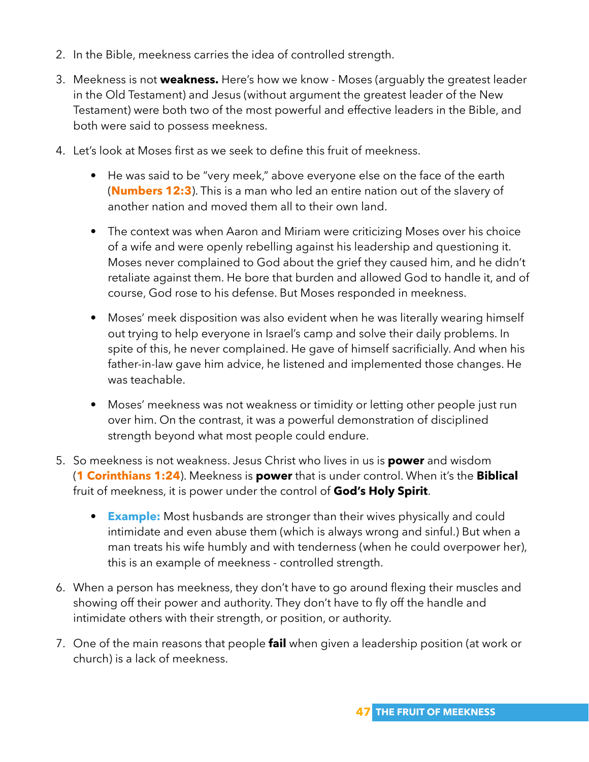2. In the Bible, meekness carries the idea of controlled strength.

3. Meekness is not **weakness.** Here's how we know - Moses (arguably the greatest leader in the Old Testament) and Jesus (without argument the greatest leader of the New Testament) were both two of the most powerful and effective leaders in the Bible, and both were said to possess meekness.

4. Let's look at Moses first as we seek to define this fruit of meekness.

   - He was said to be "very meek," above everyone else on the face of the earth (**Numbers 12:3**). This is a man who led an entire nation out of the slavery of another nation and moved them all to their own land.

   - The context was when Aaron and Miriam were criticizing Moses over his choice of a wife and were openly rebelling against his leadership and questioning it. Moses never complained to God about the grief they caused him, and he didn't retaliate against them. He bore that burden and allowed God to handle it, and of course, God rose to his defense. But Moses responded in meekness.

   - Moses' meek disposition was also evident when he was literally wearing himself out trying to help everyone in Israel's camp and solve their daily problems. In spite of this, he never complained. He gave of himself sacrificially. And when his father-in-law gave him advice, he listened and implemented those changes. He was teachable.

   - Moses' meekness was not weakness or timidity or letting other people just run over him. On the contrast, it was a powerful demonstration of disciplined strength beyond what most people could endure.

5. So meekness is not weakness. Jesus Christ who lives in us is **power** and wisdom (**1 Corinthians 1:24**). Meekness is **power** that is under control. When it's the **Biblical** fruit of meekness, it is power under the control of **God's Holy Spirit**.

   - **Example:** Most husbands are stronger than their wives physically and could intimidate and even abuse them (which is always wrong and sinful.) But when a man treats his wife humbly and with tenderness (when he could overpower her), this is an example of meekness - controlled strength.

6. When a person has meekness, they don't have to go around flexing their muscles and showing off their power and authority. They don't have to fly off the handle and intimidate others with their strength, or position, or authority.

7. One of the main reasons that people **fail** when given a leadership position (at work or church) is a lack of meekness.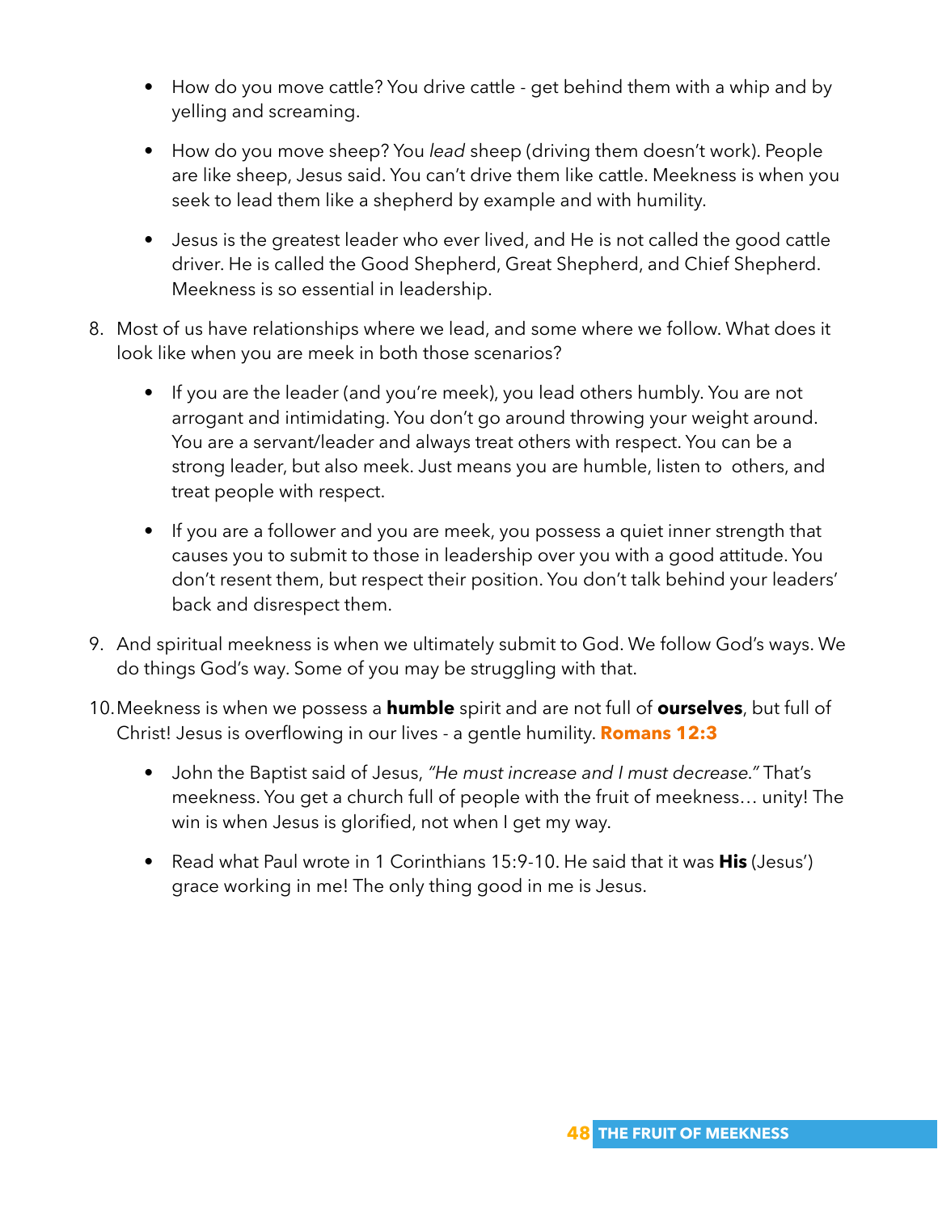- How do you move cattle? You drive cattle - get behind them with a whip and by yelling and screaming.

- How do you move sheep? You *lead* sheep (driving them doesn't work). People are like sheep, Jesus said. You can't drive them like cattle. Meekness is when you seek to lead them like a shepherd by example and with humility.

- Jesus is the greatest leader who ever lived, and He is not called the good cattle driver. He is called the Good Shepherd, Great Shepherd, and Chief Shepherd. Meekness is so essential in leadership.

8. Most of us have relationships where we lead, and some where we follow. What does it look like when you are meek in both those scenarios?

    - If you are the leader (and you're meek), you lead others humbly. You are not arrogant and intimidating. You don't go around throwing your weight around. You are a servant/leader and always treat others with respect. You can be a strong leader, but also meek. Just means you are humble, listen to others, and treat people with respect.

    - If you are a follower and you are meek, you possess a quiet inner strength that causes you to submit to those in leadership over you with a good attitude. You don't resent them, but respect their position. You don't talk behind your leaders' back and disrespect them.

9. And spiritual meekness is when we ultimately submit to God. We follow God's ways. We do things God's way. Some of you may be struggling with that.

10. Meekness is when we possess a **humble** spirit and are not full of **ourselves**, but full of Christ! Jesus is overflowing in our lives - a gentle humility. **Romans 12:3**

    - John the Baptist said of Jesus, *"He must increase and I must decrease."* That's meekness. You get a church full of people with the fruit of meekness… unity! The win is when Jesus is glorified, not when I get my way.

    - Read what Paul wrote in 1 Corinthians 15:9-10. He said that it was **His** (Jesus') grace working in me! The only thing good in me is Jesus.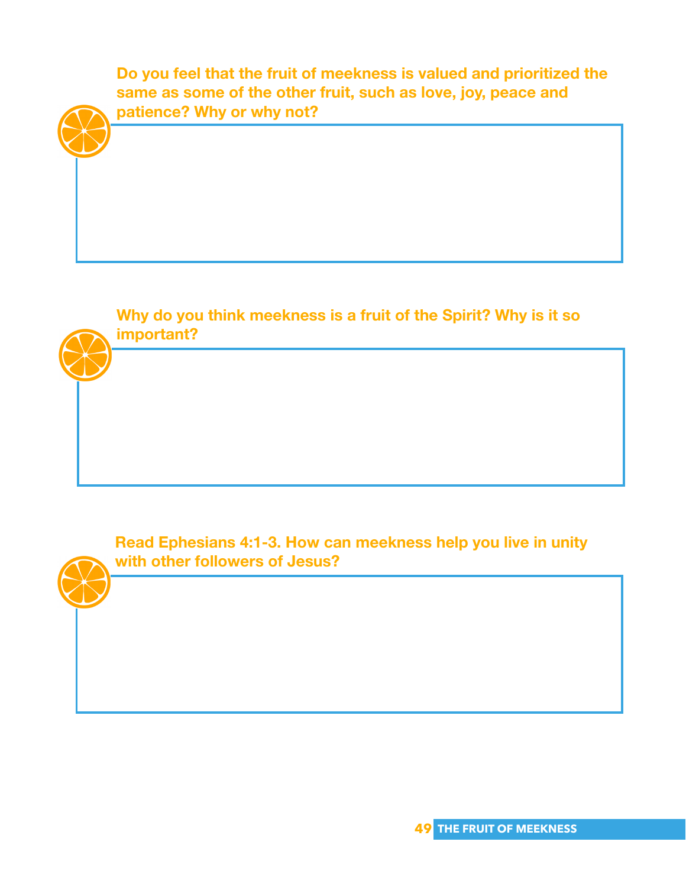**Do you feel that the fruit of meekness is valued and prioritized the same as some of the other fruit, such as love, joy, peace and patience? Why or why not?**

**Why do you think meekness is a fruit of the Spirit? Why is it so important?**

**Read Ephesians 4:1-3. How can meekness help you live in unity with other followers of Jesus?**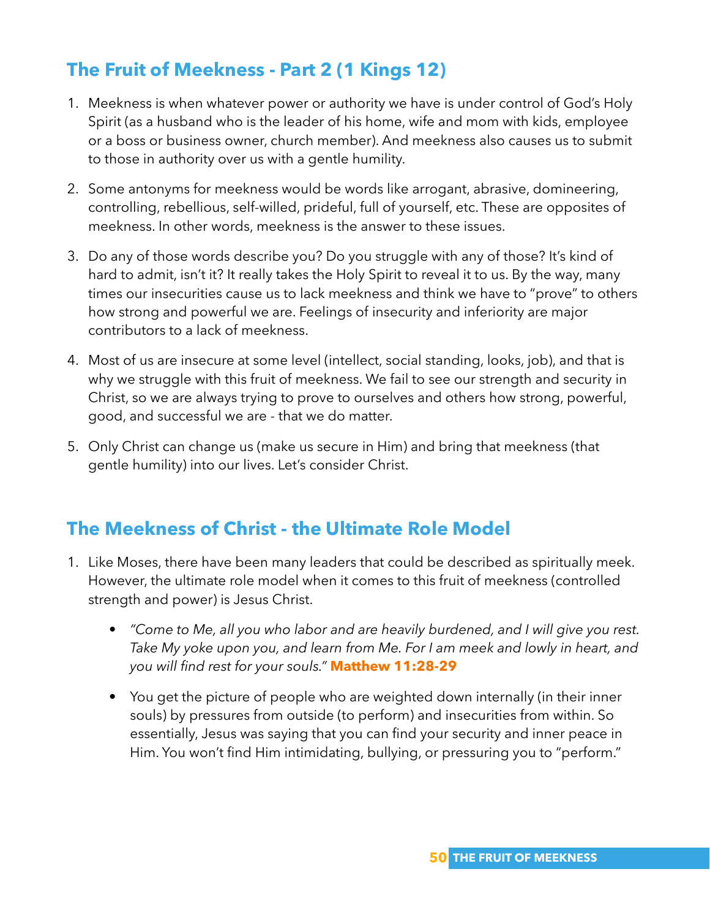## The Fruit of Meekness - Part 2 (1 Kings 12)

1. Meekness is when whatever power or authority we have is under control of God's Holy Spirit (as a husband who is the leader of his home, wife and mom with kids, employee or a boss or business owner, church member). And meekness also causes us to submit to those in authority over us with a gentle humility.

2. Some antonyms for meekness would be words like arrogant, abrasive, domineering, controlling, rebellious, self-willed, prideful, full of yourself, etc. These are opposites of meekness. In other words, meekness is the answer to these issues.

3. Do any of those words describe you? Do you struggle with any of those? It's kind of hard to admit, isn't it? It really takes the Holy Spirit to reveal it to us. By the way, many times our insecurities cause us to lack meekness and think we have to "prove" to others how strong and powerful we are. Feelings of insecurity and inferiority are major contributors to a lack of meekness.

4. Most of us are insecure at some level (intellect, social standing, looks, job), and that is why we struggle with this fruit of meekness. We fail to see our strength and security in Christ, so we are always trying to prove to ourselves and others how strong, powerful, good, and successful we are - that we do matter.

5. Only Christ can change us (make us secure in Him) and bring that meekness (that gentle humility) into our lives. Let's consider Christ.

## The Meekness of Christ - the Ultimate Role Model

1. Like Moses, there have been many leaders that could be described as spiritually meek. However, the ultimate role model when it comes to this fruit of meekness (controlled strength and power) is Jesus Christ.

    - *"Come to Me, all you who labor and are heavily burdened, and I will give you rest. Take My yoke upon you, and learn from Me. For I am meek and lowly in heart, and you will find rest for your souls."* **Matthew 11:28-29**

    - You get the picture of people who are weighted down internally (in their inner souls) by pressures from outside (to perform) and insecurities from within. So essentially, Jesus was saying that you can find your security and inner peace in Him. You won't find Him intimidating, bullying, or pressuring you to "perform."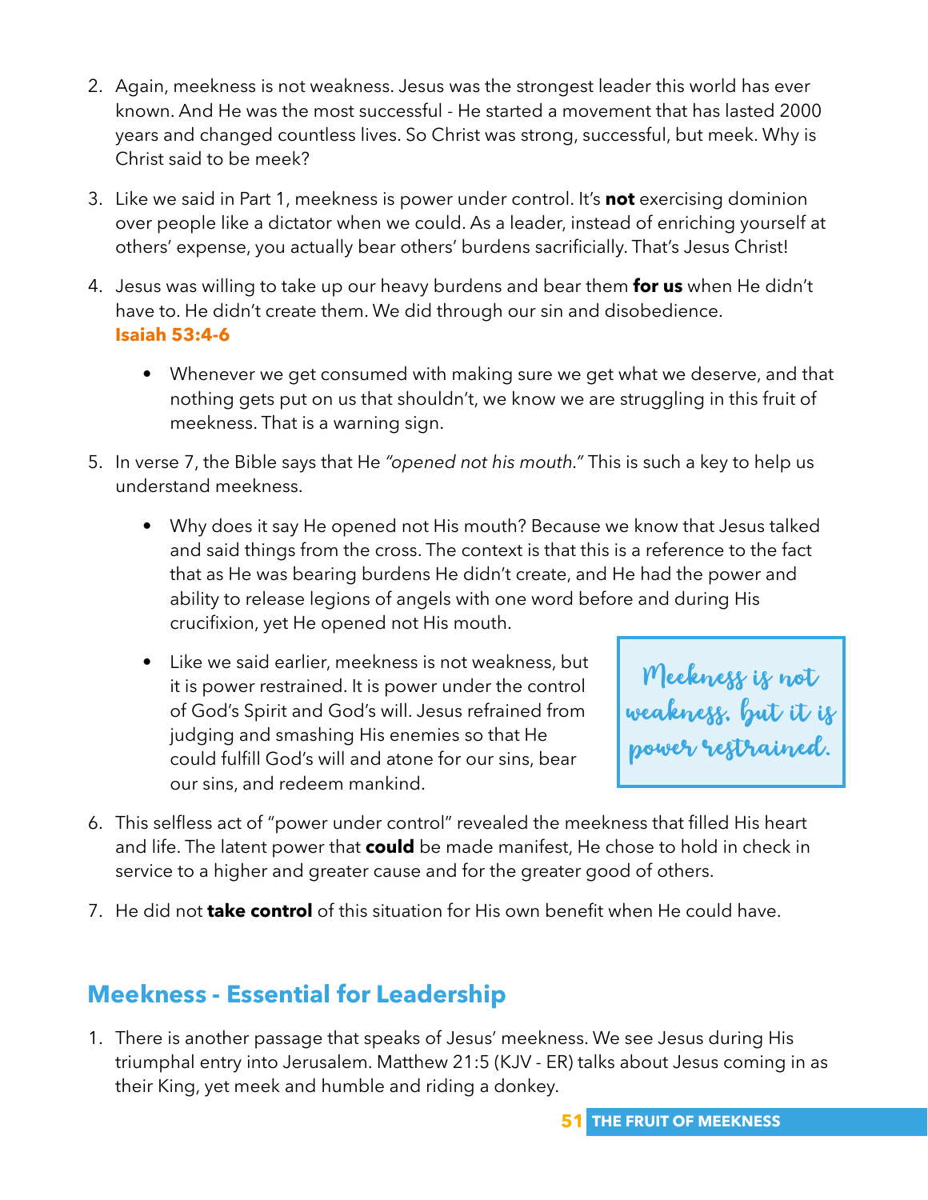2. Again, meekness is not weakness. Jesus was the strongest leader this world has ever known. And He was the most successful - He started a movement that has lasted 2000 years and changed countless lives. So Christ was strong, successful, but meek. Why is Christ said to be meek?

3. Like we said in Part 1, meekness is power under control. It's **not** exercising dominion over people like a dictator when we could. As a leader, instead of enriching yourself at others' expense, you actually bear others' burdens sacrificially. That's Jesus Christ!

4. Jesus was willing to take up our heavy burdens and bear them **for us** when He didn't have to. He didn't create them. We did through our sin and disobedience. **Isaiah 53:4-6**

    - Whenever we get consumed with making sure we get what we deserve, and that nothing gets put on us that shouldn't, we know we are struggling in this fruit of meekness. That is a warning sign.

5. In verse 7, the Bible says that He *"opened not his mouth."* This is such a key to help us understand meekness.

    - Why does it say He opened not His mouth? Because we know that Jesus talked and said things from the cross. The context is that this is a reference to the fact that as He was bearing burdens He didn't create, and He had the power and ability to release legions of angels with one word before and during His crucifixion, yet He opened not His mouth.
    - Like we said earlier, meekness is not weakness, but it is power restrained. It is power under the control of God's Spirit and God's will. Jesus refrained from judging and smashing His enemies so that He could fulfill God's will and atone for our sins, bear our sins, and redeem mankind.

> Meekness is not weakness, but it is power restrained.

6. This selfless act of "power under control" revealed the meekness that filled His heart and life. The latent power that **could** be made manifest, He chose to hold in check in service to a higher and greater cause and for the greater good of others.

7. He did not **take control** of this situation for His own benefit when He could have.

## Meekness - Essential for Leadership

1. There is another passage that speaks of Jesus' meekness. We see Jesus during His triumphal entry into Jerusalem. Matthew 21:5 (KJV - ER) talks about Jesus coming in as their King, yet meek and humble and riding a donkey.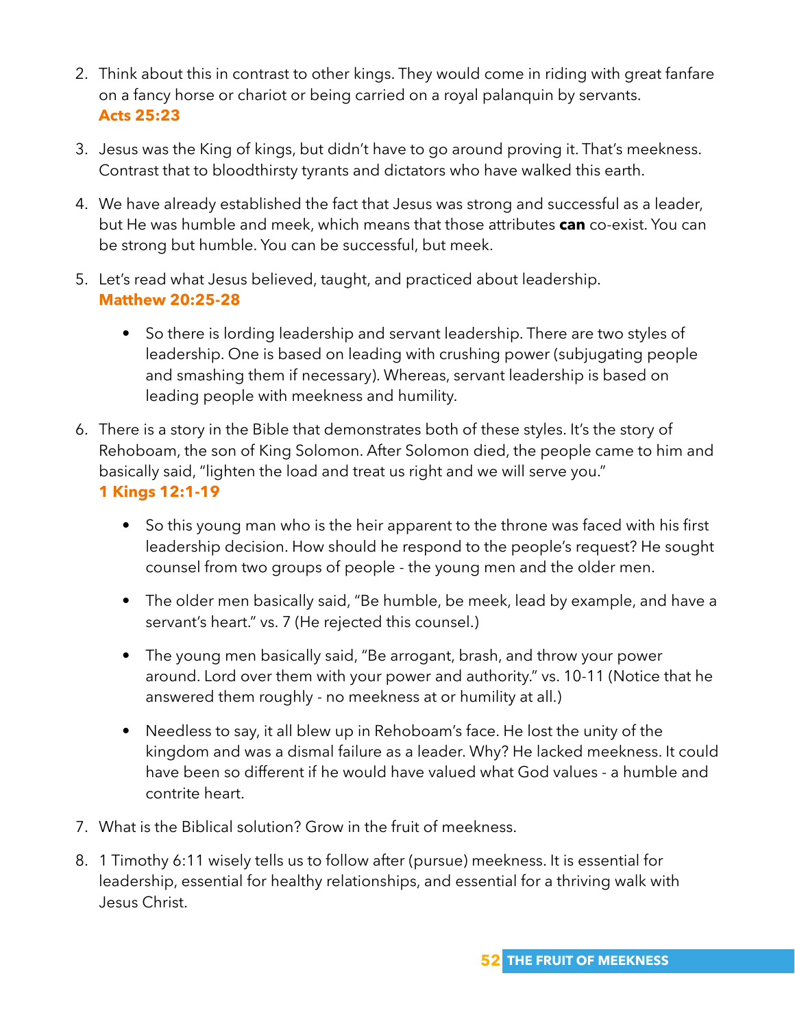2. Think about this in contrast to other kings. They would come in riding with great fanfare on a fancy horse or chariot or being carried on a royal palanquin by servants.
   **Acts 25:23**

3. Jesus was the King of kings, but didn't have to go around proving it. That's meekness. Contrast that to bloodthirsty tyrants and dictators who have walked this earth.

4. We have already established the fact that Jesus was strong and successful as a leader, but He was humble and meek, which means that those attributes **can** co-exist. You can be strong but humble. You can be successful, but meek.

5. Let's read what Jesus believed, taught, and practiced about leadership.
   **Matthew 20:25-28**

   - So there is lording leadership and servant leadership. There are two styles of leadership. One is based on leading with crushing power (subjugating people and smashing them if necessary). Whereas, servant leadership is based on leading people with meekness and humility.

6. There is a story in the Bible that demonstrates both of these styles. It's the story of Rehoboam, the son of King Solomon. After Solomon died, the people came to him and basically said, "lighten the load and treat us right and we will serve you."
   **1 Kings 12:1-19**

   - So this young man who is the heir apparent to the throne was faced with his first leadership decision. How should he respond to the people's request? He sought counsel from two groups of people - the young men and the older men.

   - The older men basically said, "Be humble, be meek, lead by example, and have a servant's heart." vs. 7 (He rejected this counsel.)

   - The young men basically said, "Be arrogant, brash, and throw your power around. Lord over them with your power and authority." vs. 10-11 (Notice that he answered them roughly - no meekness at or humility at all.)

   - Needless to say, it all blew up in Rehoboam's face. He lost the unity of the kingdom and was a dismal failure as a leader. Why? He lacked meekness. It could have been so different if he would have valued what God values - a humble and contrite heart.

7. What is the Biblical solution? Grow in the fruit of meekness.

8. 1 Timothy 6:11 wisely tells us to follow after (pursue) meekness. It is essential for leadership, essential for healthy relationships, and essential for a thriving walk with Jesus Christ.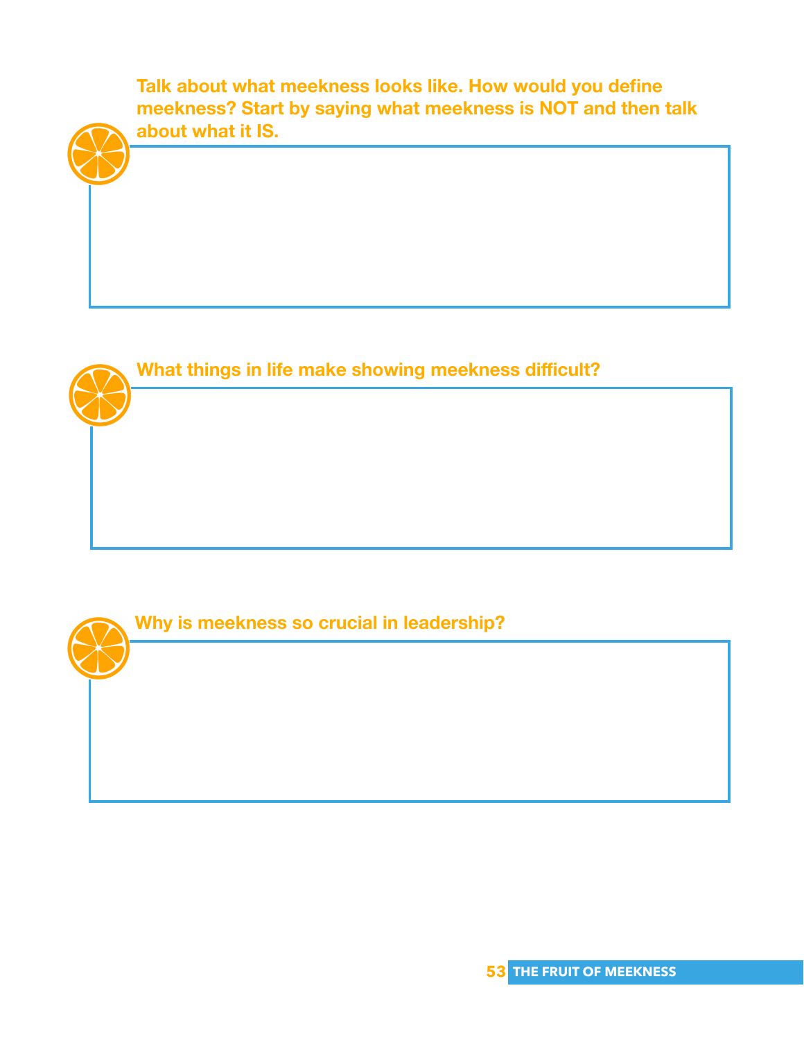**Talk about what meekness looks like. How would you define meekness? Start by saying what meekness is NOT and then talk about what it IS.**

**What things in life make showing meekness difficult?**

**Why is meekness so crucial in leadership?**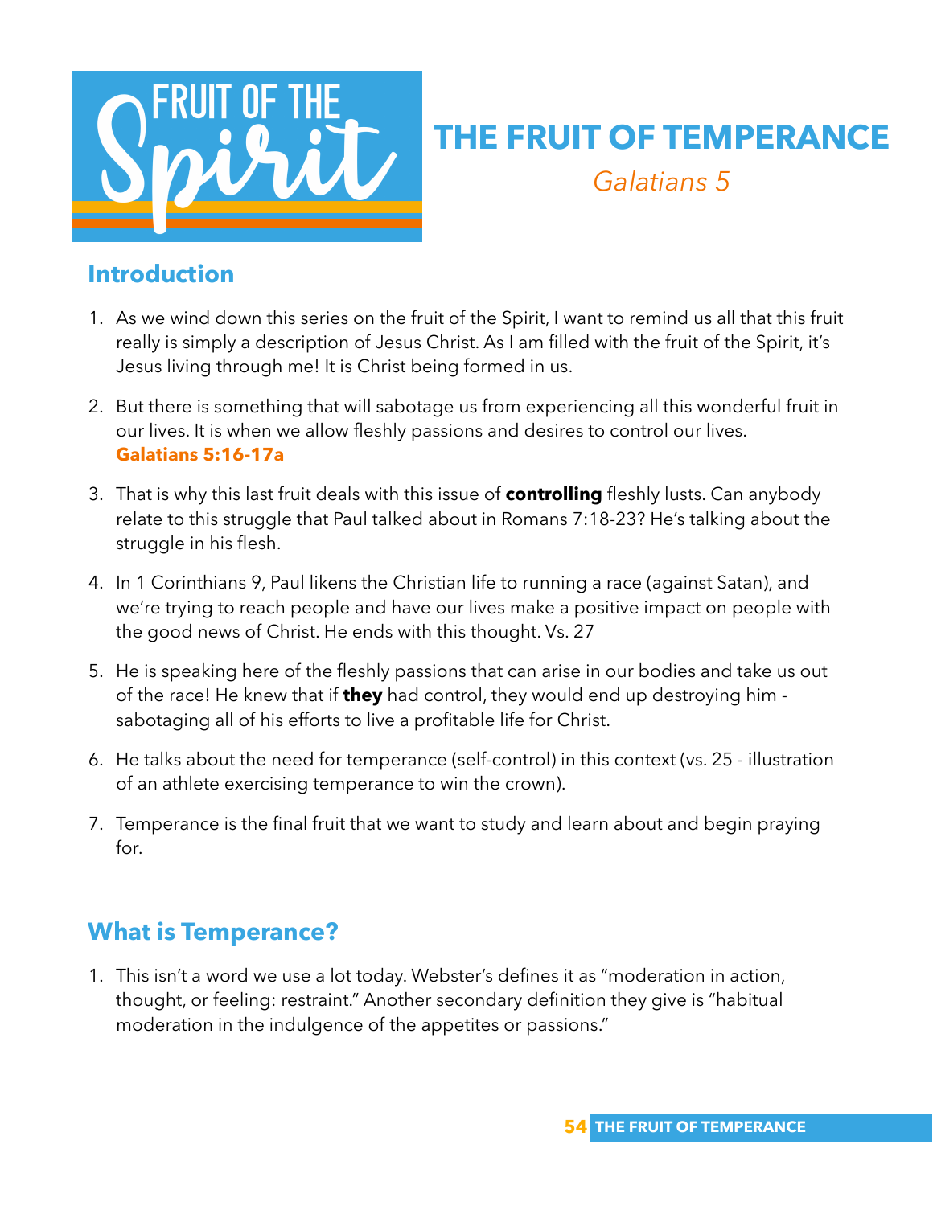# THE FRUIT OF TEMPERANCE

*Galatians 5*

## Introduction

1. As we wind down this series on the fruit of the Spirit, I want to remind us all that this fruit really is simply a description of Jesus Christ. As I am filled with the fruit of the Spirit, it's Jesus living through me! It is Christ being formed in us.

2. But there is something that will sabotage us from experiencing all this wonderful fruit in our lives. It is when we allow fleshly passions and desires to control our lives. **Galatians 5:16-17a**

3. That is why this last fruit deals with this issue of **controlling** fleshly lusts. Can anybody relate to this struggle that Paul talked about in Romans 7:18-23? He's talking about the struggle in his flesh.

4. In 1 Corinthians 9, Paul likens the Christian life to running a race (against Satan), and we're trying to reach people and have our lives make a positive impact on people with the good news of Christ. He ends with this thought. Vs. 27

5. He is speaking here of the fleshly passions that can arise in our bodies and take us out of the race! He knew that if **they** had control, they would end up destroying him - sabotaging all of his efforts to live a profitable life for Christ.

6. He talks about the need for temperance (self-control) in this context (vs. 25 - illustration of an athlete exercising temperance to win the crown).

7. Temperance is the final fruit that we want to study and learn about and begin praying for.

## What is Temperance?

1. This isn't a word we use a lot today. Webster's defines it as "moderation in action, thought, or feeling: restraint." Another secondary definition they give is "habitual moderation in the indulgence of the appetites or passions."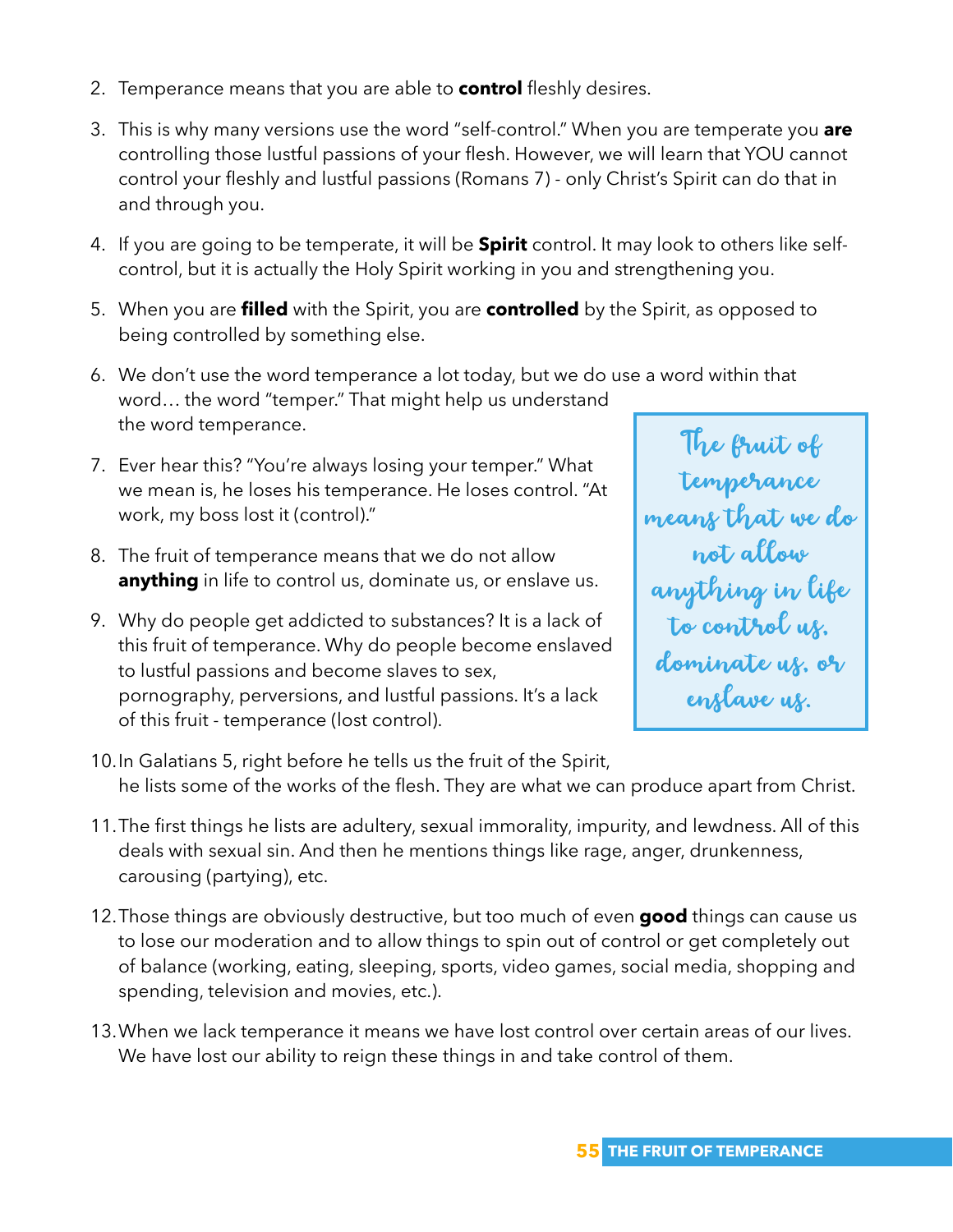2. Temperance means that you are able to **control** fleshly desires.

3. This is why many versions use the word "self-control." When you are temperate you **are** controlling those lustful passions of your flesh. However, we will learn that YOU cannot control your fleshly and lustful passions (Romans 7) - only Christ's Spirit can do that in and through you.

4. If you are going to be temperate, it will be **Spirit** control. It may look to others like self-control, but it is actually the Holy Spirit working in you and strengthening you.

5. When you are **filled** with the Spirit, you are **controlled** by the Spirit, as opposed to being controlled by something else.

6. We don't use the word temperance a lot today, but we do use a word within that word… the word "temper." That might help us understand the word temperance.

7. Ever hear this? "You're always losing your temper." What we mean is, he loses his temperance. He loses control. "At work, my boss lost it (control)."

8. The fruit of temperance means that we do not allow **anything** in life to control us, dominate us, or enslave us.

9. Why do people get addicted to substances? It is a lack of this fruit of temperance. Why do people become enslaved to lustful passions and become slaves to sex, pornography, perversions, and lustful passions. It's a lack of this fruit - temperance (lost control).

> The fruit of temperance means that we do not allow anything in life to control us, dominate us, or enslave us.

10. In Galatians 5, right before he tells us the fruit of the Spirit, he lists some of the works of the flesh. They are what we can produce apart from Christ.

11. The first things he lists are adultery, sexual immorality, impurity, and lewdness. All of this deals with sexual sin. And then he mentions things like rage, anger, drunkenness, carousing (partying), etc.

12. Those things are obviously destructive, but too much of even **good** things can cause us to lose our moderation and to allow things to spin out of control or get completely out of balance (working, eating, sleeping, sports, video games, social media, shopping and spending, television and movies, etc.).

13. When we lack temperance it means we have lost control over certain areas of our lives. We have lost our ability to reign these things in and take control of them.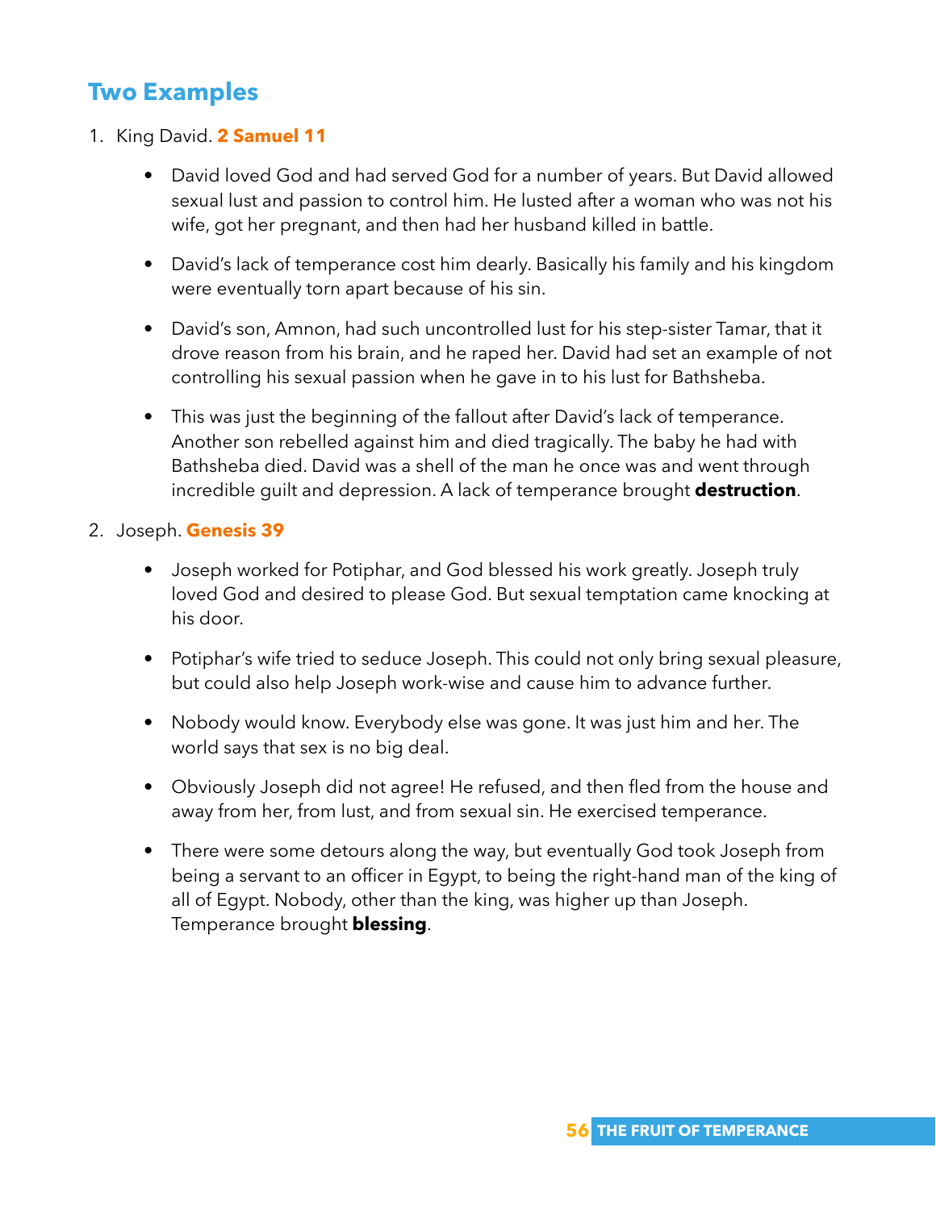## Two Examples

1. King David. **2 Samuel 11**

    - David loved God and had served God for a number of years. But David allowed sexual lust and passion to control him. He lusted after a woman who was not his wife, got her pregnant, and then had her husband killed in battle.
    - David's lack of temperance cost him dearly. Basically his family and his kingdom were eventually torn apart because of his sin.
    - David's son, Amnon, had such uncontrolled lust for his step-sister Tamar, that it drove reason from his brain, and he raped her. David had set an example of not controlling his sexual passion when he gave in to his lust for Bathsheba.
    - This was just the beginning of the fallout after David's lack of temperance. Another son rebelled against him and died tragically. The baby he had with Bathsheba died. David was a shell of the man he once was and went through incredible guilt and depression. A lack of temperance brought **destruction**.

2. Joseph. **Genesis 39**

    - Joseph worked for Potiphar, and God blessed his work greatly. Joseph truly loved God and desired to please God. But sexual temptation came knocking at his door.
    - Potiphar's wife tried to seduce Joseph. This could not only bring sexual pleasure, but could also help Joseph work-wise and cause him to advance further.
    - Nobody would know. Everybody else was gone. It was just him and her. The world says that sex is no big deal.
    - Obviously Joseph did not agree! He refused, and then fled from the house and away from her, from lust, and from sexual sin. He exercised temperance.
    - There were some detours along the way, but eventually God took Joseph from being a servant to an officer in Egypt, to being the right-hand man of the king of all of Egypt. Nobody, other than the king, was higher up than Joseph. Temperance brought **blessing**.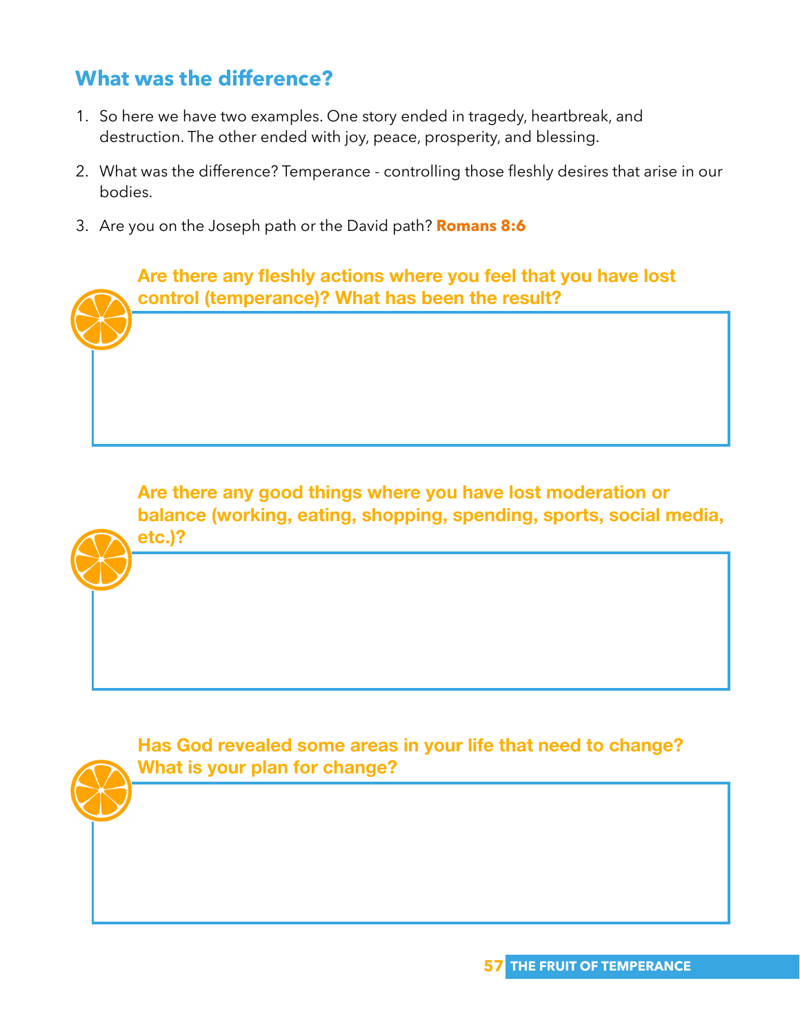## What was the difference?

1. So here we have two examples. One story ended in tragedy, heartbreak, and destruction. The other ended with joy, peace, prosperity, and blessing.
2. What was the difference? Temperance - controlling those fleshly desires that arise in our bodies.
3. Are you on the Joseph path or the David path? **Romans 8:6**

**Are there any fleshly actions where you feel that you have lost control (temperance)? What has been the result?**

**Are there any good things where you have lost moderation or balance (working, eating, shopping, spending, sports, social media, etc.)?**

**Has God revealed some areas in your life that need to change? What is your plan for change?**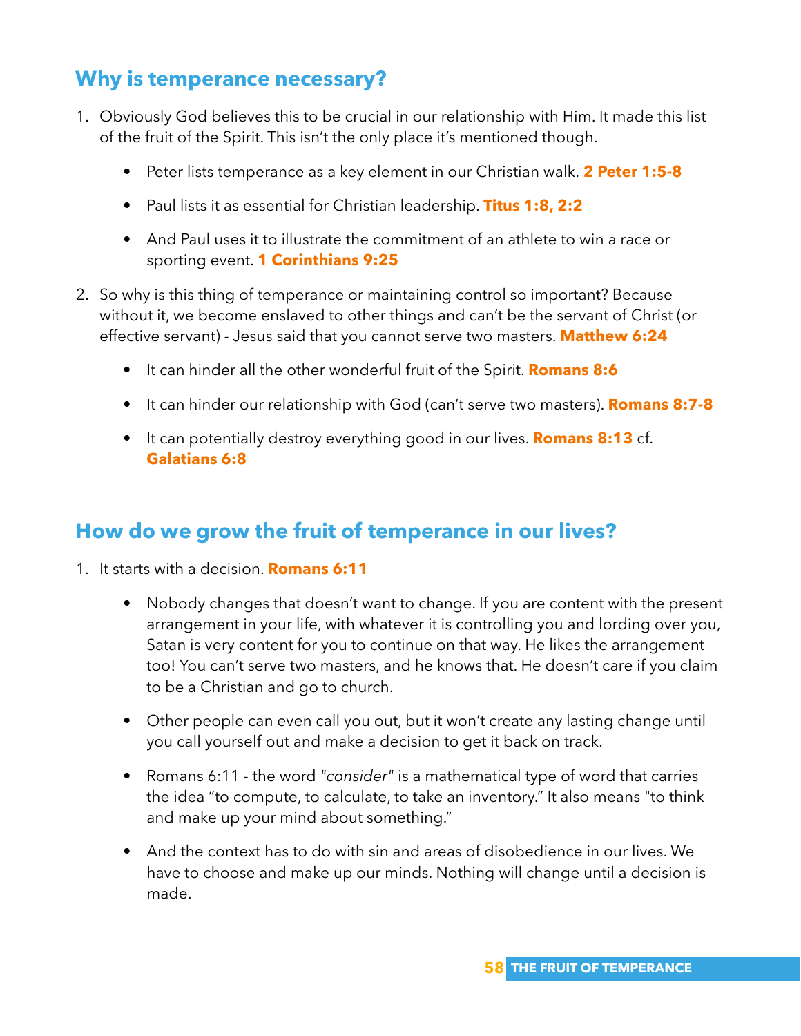## Why is temperance necessary?

1. Obviously God believes this to be crucial in our relationship with Him. It made this list of the fruit of the Spirit. This isn't the only place it's mentioned though.

   - Peter lists temperance as a key element in our Christian walk. **2 Peter 1:5-8**

   - Paul lists it as essential for Christian leadership. **Titus 1:8, 2:2**

   - And Paul uses it to illustrate the commitment of an athlete to win a race or sporting event. **1 Corinthians 9:25**

2. So why is this thing of temperance or maintaining control so important? Because without it, we become enslaved to other things and can't be the servant of Christ (or effective servant) - Jesus said that you cannot serve two masters. **Matthew 6:24**

   - It can hinder all the other wonderful fruit of the Spirit. **Romans 8:6**

   - It can hinder our relationship with God (can't serve two masters). **Romans 8:7-8**

   - It can potentially destroy everything good in our lives. **Romans 8:13** cf. **Galatians 6:8**

## How do we grow the fruit of temperance in our lives?

1. It starts with a decision. **Romans 6:11**

   - Nobody changes that doesn't want to change. If you are content with the present arrangement in your life, with whatever it is controlling you and lording over you, Satan is very content for you to continue on that way. He likes the arrangement too! You can't serve two masters, and he knows that. He doesn't care if you claim to be a Christian and go to church.

   - Other people can even call you out, but it won't create any lasting change until you call yourself out and make a decision to get it back on track.

   - Romans 6:11 - the word *"consider"* is a mathematical type of word that carries the idea "to compute, to calculate, to take an inventory." It also means "to think and make up your mind about something."

   - And the context has to do with sin and areas of disobedience in our lives. We have to choose and make up our minds. Nothing will change until a decision is made.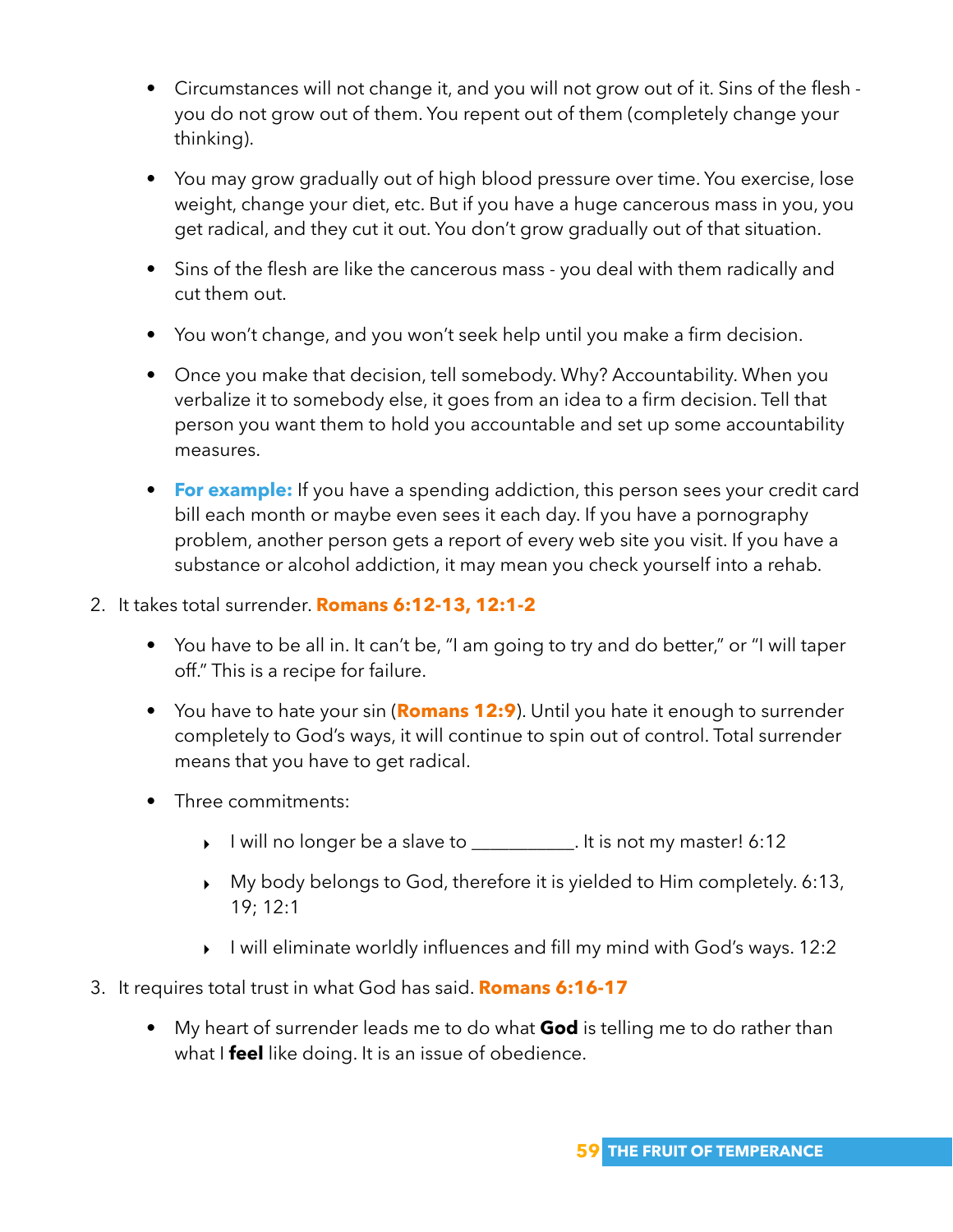- Circumstances will not change it, and you will not grow out of it. Sins of the flesh - you do not grow out of them. You repent out of them (completely change your thinking).

- You may grow gradually out of high blood pressure over time. You exercise, lose weight, change your diet, etc. But if you have a huge cancerous mass in you, you get radical, and they cut it out. You don't grow gradually out of that situation.

- Sins of the flesh are like the cancerous mass - you deal with them radically and cut them out.

- You won't change, and you won't seek help until you make a firm decision.

- Once you make that decision, tell somebody. Why? Accountability. When you verbalize it to somebody else, it goes from an idea to a firm decision. Tell that person you want them to hold you accountable and set up some accountability measures.

- **For example:** If you have a spending addiction, this person sees your credit card bill each month or maybe even sees it each day. If you have a pornography problem, another person gets a report of every web site you visit. If you have a substance or alcohol addiction, it may mean you check yourself into a rehab.

2. It takes total surrender. **Romans 6:12-13, 12:1-2**

    - You have to be all in. It can't be, "I am going to try and do better," or "I will taper off." This is a recipe for failure.

    - You have to hate your sin (**Romans 12:9**). Until you hate it enough to surrender completely to God's ways, it will continue to spin out of control. Total surrender means that you have to get radical.

    - Three commitments:

        - I will no longer be a slave to ___________. It is not my master! 6:12

        - My body belongs to God, therefore it is yielded to Him completely. 6:13, 19; 12:1

        - I will eliminate worldly influences and fill my mind with God's ways. 12:2

3. It requires total trust in what God has said. **Romans 6:16-17**

    - My heart of surrender leads me to do what **God** is telling me to do rather than what I **feel** like doing. It is an issue of obedience.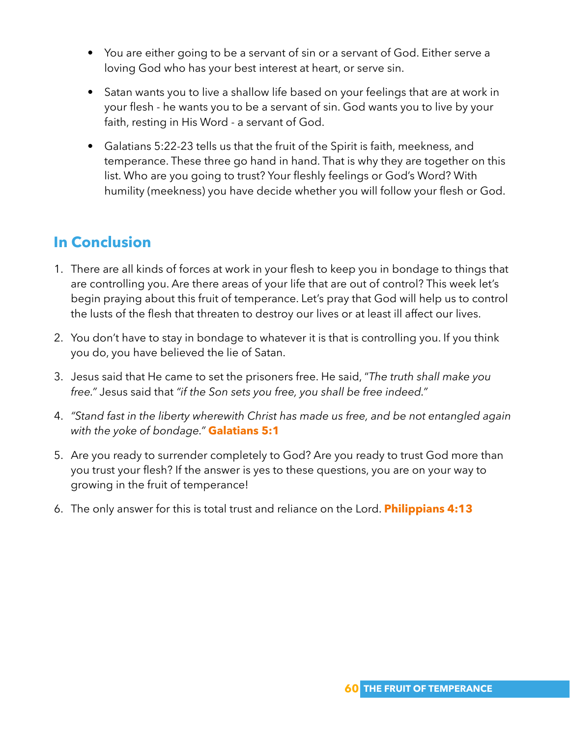- You are either going to be a servant of sin or a servant of God. Either serve a loving God who has your best interest at heart, or serve sin.
- Satan wants you to live a shallow life based on your feelings that are at work in your flesh - he wants you to be a servant of sin. God wants you to live by your faith, resting in His Word - a servant of God.
- Galatians 5:22-23 tells us that the fruit of the Spirit is faith, meekness, and temperance. These three go hand in hand. That is why they are together on this list. Who are you going to trust? Your fleshly feelings or God's Word? With humility (meekness) you have decide whether you will follow your flesh or God.

## In Conclusion

1. There are all kinds of forces at work in your flesh to keep you in bondage to things that are controlling you. Are there areas of your life that are out of control? This week let's begin praying about this fruit of temperance. Let's pray that God will help us to control the lusts of the flesh that threaten to destroy our lives or at least ill affect our lives.
2. You don't have to stay in bondage to whatever it is that is controlling you. If you think you do, you have believed the lie of Satan.
3. Jesus said that He came to set the prisoners free. He said, "*The truth shall make you free.*" Jesus said that *"if the Son sets you free, you shall be free indeed."*
4. *"Stand fast in the liberty wherewith Christ has made us free, and be not entangled again with the yoke of bondage."* **Galatians 5:1**
5. Are you ready to surrender completely to God? Are you ready to trust God more than you trust your flesh? If the answer is yes to these questions, you are on your way to growing in the fruit of temperance!
6. The only answer for this is total trust and reliance on the Lord. **Philippians 4:13**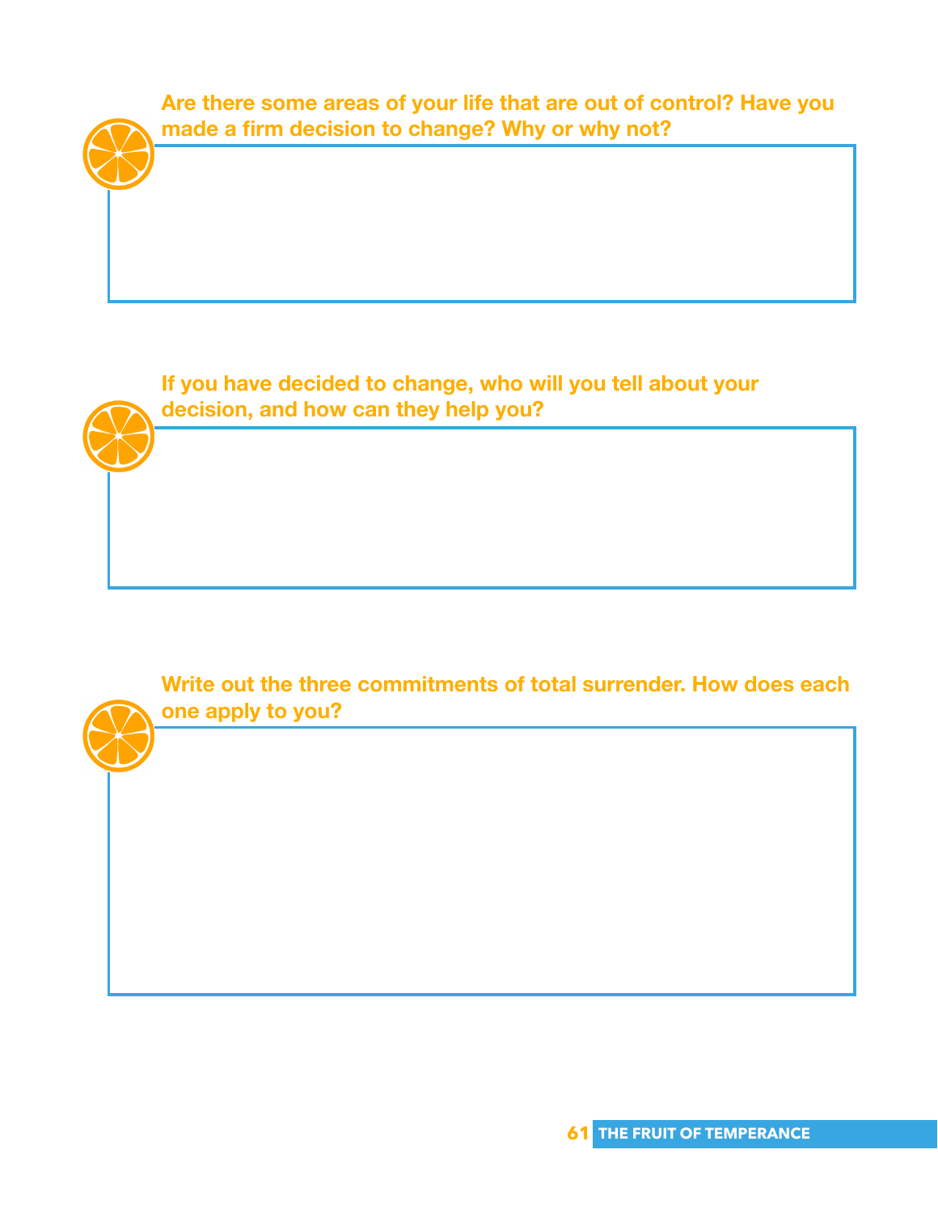**Are there some areas of your life that are out of control? Have you made a firm decision to change? Why or why not?**

**If you have decided to change, who will you tell about your decision, and how can they help you?**

**Write out the three commitments of total surrender. How does each one apply to you?**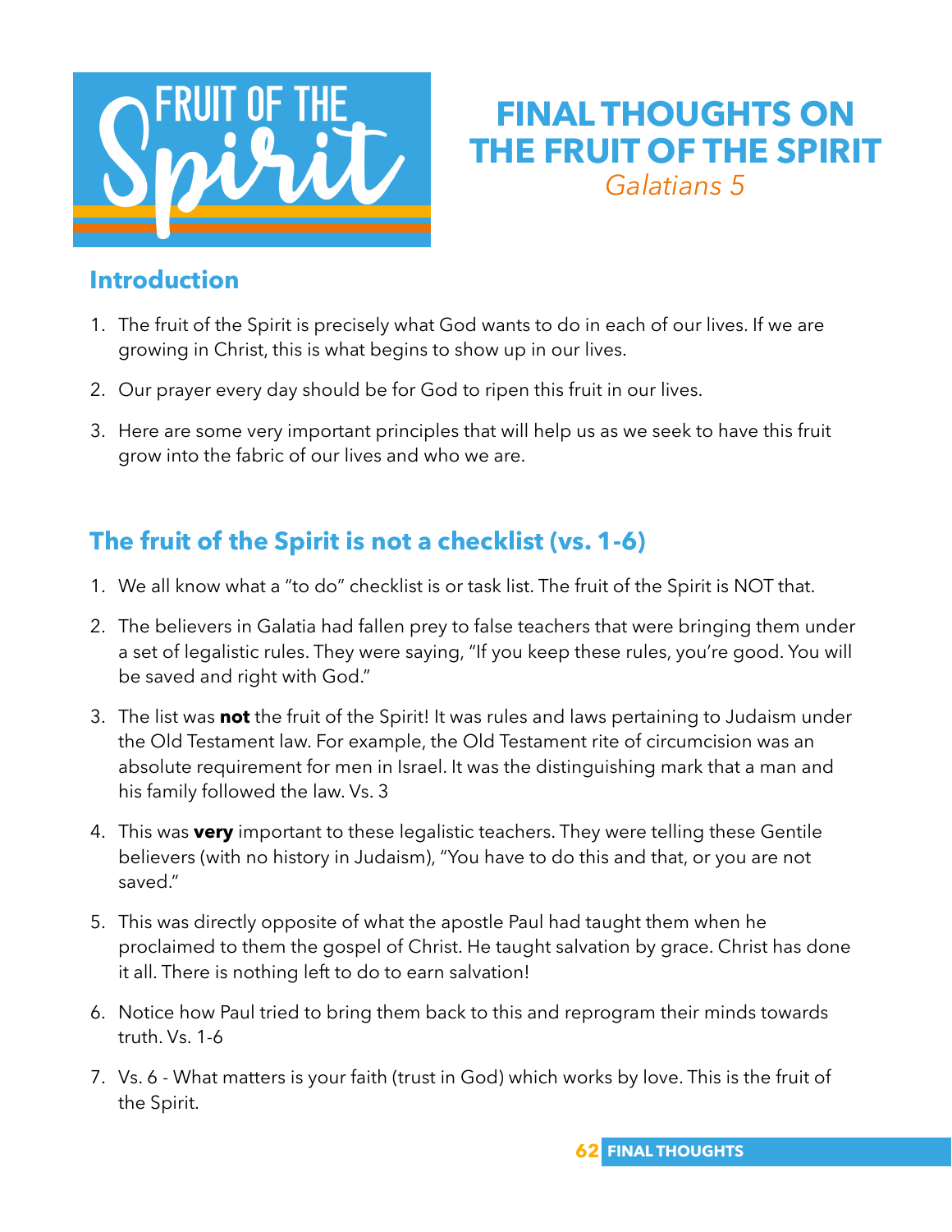# FINAL THOUGHTS ON THE FRUIT OF THE SPIRIT

*Galatians 5*

## Introduction

1. The fruit of the Spirit is precisely what God wants to do in each of our lives. If we are growing in Christ, this is what begins to show up in our lives.
2. Our prayer every day should be for God to ripen this fruit in our lives.
3. Here are some very important principles that will help us as we seek to have this fruit grow into the fabric of our lives and who we are.

## The fruit of the Spirit is not a checklist (vs. 1-6)

1. We all know what a "to do" checklist is or task list. The fruit of the Spirit is NOT that.
2. The believers in Galatia had fallen prey to false teachers that were bringing them under a set of legalistic rules. They were saying, "If you keep these rules, you're good. You will be saved and right with God."
3. The list was **not** the fruit of the Spirit! It was rules and laws pertaining to Judaism under the Old Testament law. For example, the Old Testament rite of circumcision was an absolute requirement for men in Israel. It was the distinguishing mark that a man and his family followed the law. Vs. 3
4. This was **very** important to these legalistic teachers. They were telling these Gentile believers (with no history in Judaism), "You have to do this and that, or you are not saved."
5. This was directly opposite of what the apostle Paul had taught them when he proclaimed to them the gospel of Christ. He taught salvation by grace. Christ has done it all. There is nothing left to do to earn salvation!
6. Notice how Paul tried to bring them back to this and reprogram their minds towards truth. Vs. 1-6
7. Vs. 6 - What matters is your faith (trust in God) which works by love. This is the fruit of the Spirit.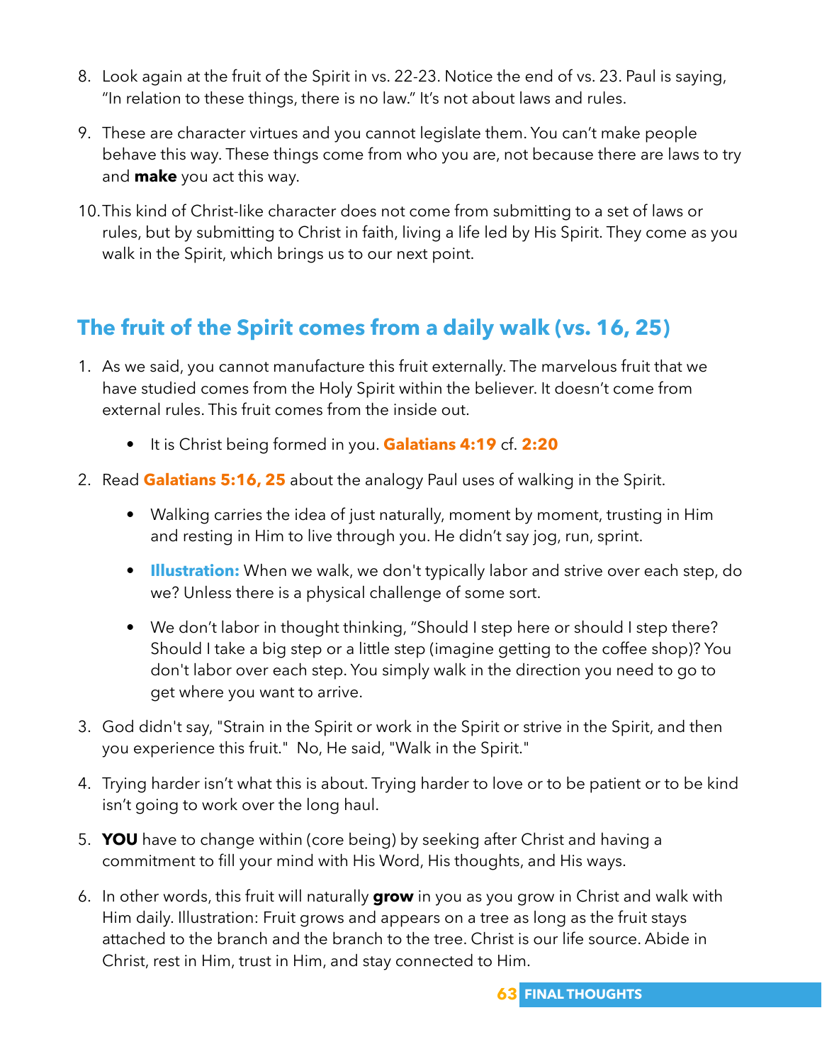8. Look again at the fruit of the Spirit in vs. 22-23. Notice the end of vs. 23. Paul is saying, "In relation to these things, there is no law." It's not about laws and rules.

9. These are character virtues and you cannot legislate them. You can't make people behave this way. These things come from who you are, not because there are laws to try and **make** you act this way.

10. This kind of Christ-like character does not come from submitting to a set of laws or rules, but by submitting to Christ in faith, living a life led by His Spirit. They come as you walk in the Spirit, which brings us to our next point.

## The fruit of the Spirit comes from a daily walk (vs. 16, 25)

1. As we said, you cannot manufacture this fruit externally. The marvelous fruit that we have studied comes from the Holy Spirit within the believer. It doesn't come from external rules. This fruit comes from the inside out.
   - It is Christ being formed in you. **Galatians 4:19** cf. **2:20**

2. Read **Galatians 5:16, 25** about the analogy Paul uses of walking in the Spirit.
   - Walking carries the idea of just naturally, moment by moment, trusting in Him and resting in Him to live through you. He didn't say jog, run, sprint.
   - **Illustration:** When we walk, we don't typically labor and strive over each step, do we? Unless there is a physical challenge of some sort.
   - We don't labor in thought thinking, "Should I step here or should I step there? Should I take a big step or a little step (imagine getting to the coffee shop)? You don't labor over each step. You simply walk in the direction you need to go to get where you want to arrive.

3. God didn't say, "Strain in the Spirit or work in the Spirit or strive in the Spirit, and then you experience this fruit." No, He said, "Walk in the Spirit."

4. Trying harder isn't what this is about. Trying harder to love or to be patient or to be kind isn't going to work over the long haul.

5. **YOU** have to change within (core being) by seeking after Christ and having a commitment to fill your mind with His Word, His thoughts, and His ways.

6. In other words, this fruit will naturally **grow** in you as you grow in Christ and walk with Him daily. Illustration: Fruit grows and appears on a tree as long as the fruit stays attached to the branch and the branch to the tree. Christ is our life source. Abide in Christ, rest in Him, trust in Him, and stay connected to Him.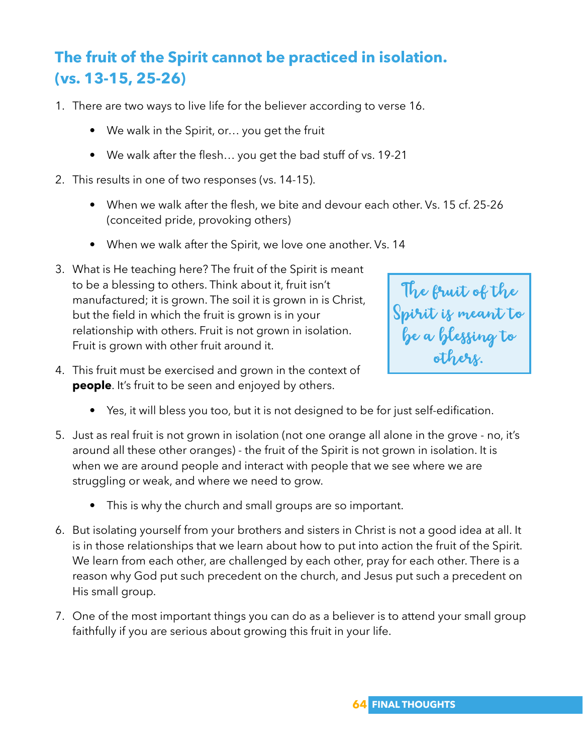## The fruit of the Spirit cannot be practiced in isolation. (vs. 13-15, 25-26)

1. There are two ways to live life for the believer according to verse 16.
    - We walk in the Spirit, or… you get the fruit
    - We walk after the flesh… you get the bad stuff of vs. 19-21
2. This results in one of two responses (vs. 14-15).
    - When we walk after the flesh, we bite and devour each other. Vs. 15 cf. 25-26 (conceited pride, provoking others)
    - When we walk after the Spirit, we love one another. Vs. 14
3. What is He teaching here? The fruit of the Spirit is meant to be a blessing to others. Think about it, fruit isn't manufactured; it is grown. The soil it is grown in is Christ, but the field in which the fruit is grown is in your relationship with others. Fruit is not grown in isolation. Fruit is grown with other fruit around it.
4. This fruit must be exercised and grown in the context of **people**. It's fruit to be seen and enjoyed by others.
    - Yes, it will bless you too, but it is not designed to be for just self-edification.
5. Just as real fruit is not grown in isolation (not one orange all alone in the grove - no, it's around all these other oranges) - the fruit of the Spirit is not grown in isolation. It is when we are around people and interact with people that we see where we are struggling or weak, and where we need to grow.
    - This is why the church and small groups are so important.
6. But isolating yourself from your brothers and sisters in Christ is not a good idea at all. It is in those relationships that we learn about how to put into action the fruit of the Spirit. We learn from each other, are challenged by each other, pray for each other. There is a reason why God put such precedent on the church, and Jesus put such a precedent on His small group.
7. One of the most important things you can do as a believer is to attend your small group faithfully if you are serious about growing this fruit in your life.

> The fruit of the Spirit is meant to be a blessing to others.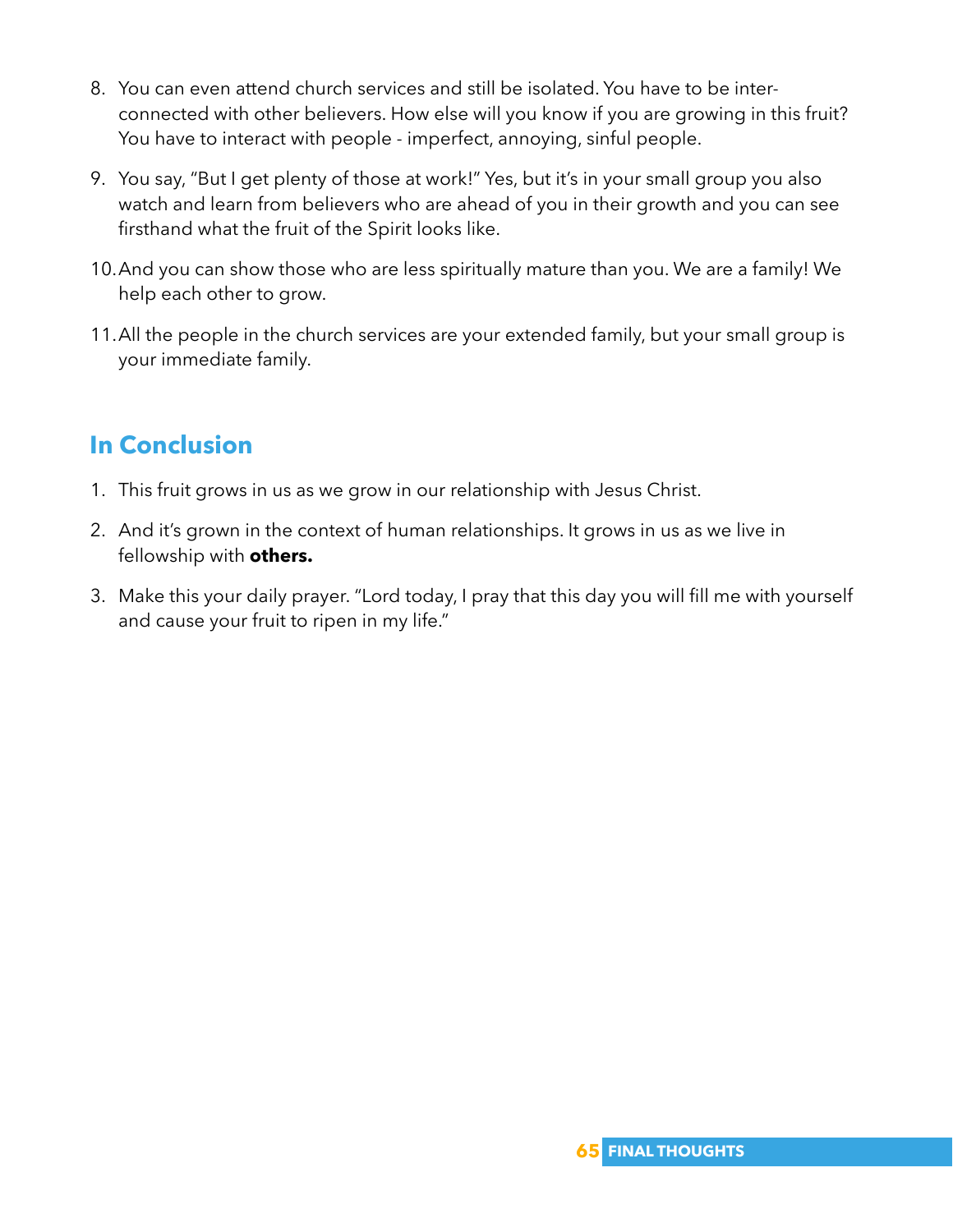8. You can even attend church services and still be isolated. You have to be inter-connected with other believers. How else will you know if you are growing in this fruit? You have to interact with people - imperfect, annoying, sinful people.

9. You say, "But I get plenty of those at work!" Yes, but it's in your small group you also watch and learn from believers who are ahead of you in their growth and you can see firsthand what the fruit of the Spirit looks like.

10. And you can show those who are less spiritually mature than you. We are a family! We help each other to grow.

11. All the people in the church services are your extended family, but your small group is your immediate family.

## In Conclusion

1. This fruit grows in us as we grow in our relationship with Jesus Christ.

2. And it's grown in the context of human relationships. It grows in us as we live in fellowship with **others.**

3. Make this your daily prayer. "Lord today, I pray that this day you will fill me with yourself and cause your fruit to ripen in my life."